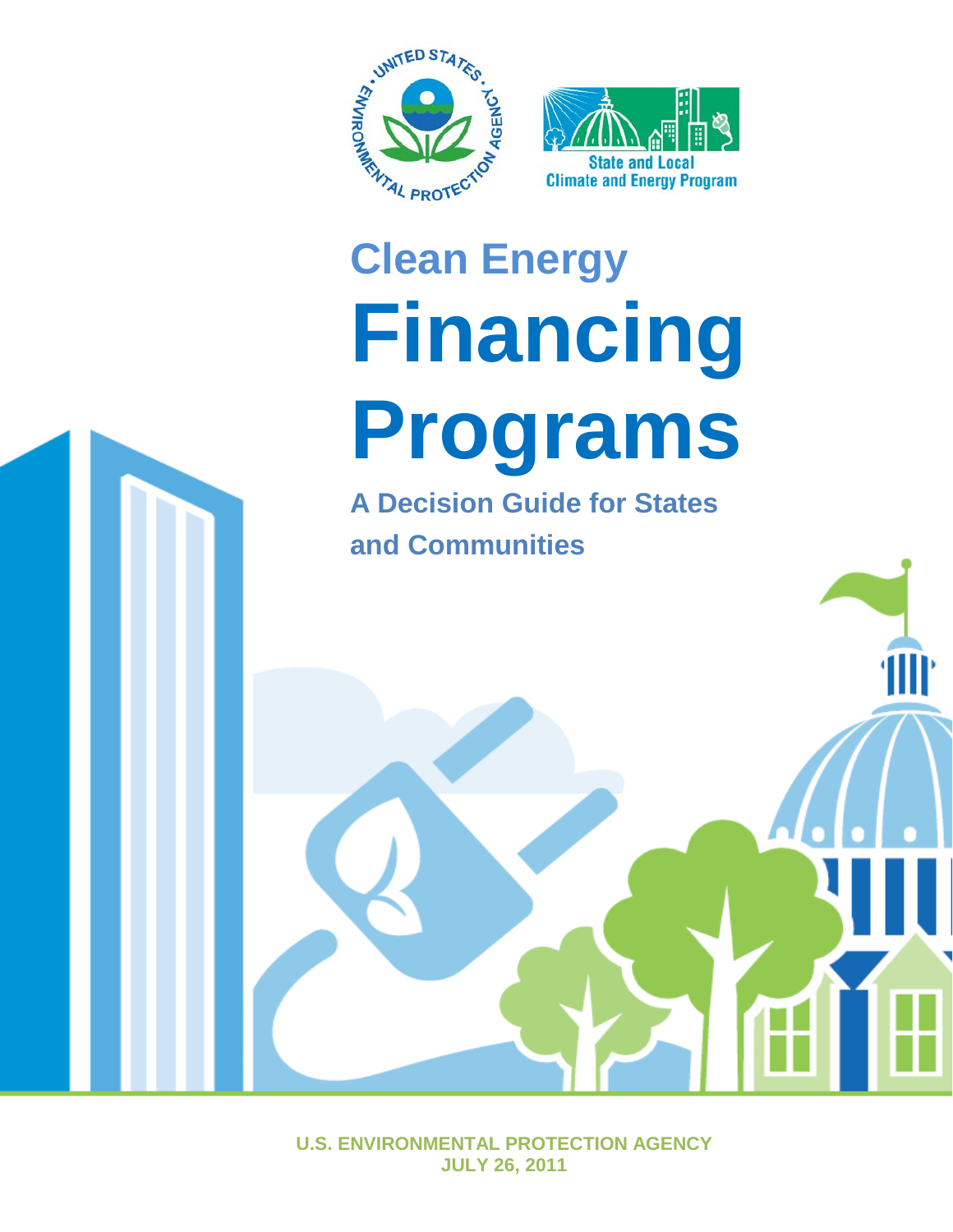State and Local Climate and Energy Program

# Clean Energy Financing Programs

## A Decision Guide for States and Communities

U.S. ENVIRONMENTAL PROTECTION AGENCY
JULY 26, 2011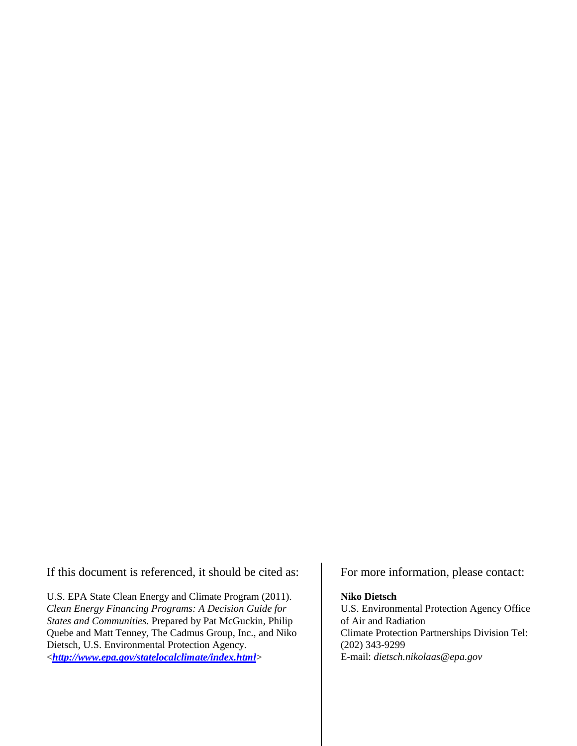If this document is referenced, it should be cited as:

U.S. EPA State Clean Energy and Climate Program (2011). *Clean Energy Financing Programs: A Decision Guide for States and Communities.* Prepared by Pat McGuckin, Philip Quebe and Matt Tenney, The Cadmus Group, Inc., and Niko Dietsch, U.S. Environmental Protection Agency. <***http://www.epa.gov/statelocalclimate/index.html***>

For more information, please contact:

**Niko Dietsch**
U.S. Environmental Protection Agency Office of Air and Radiation
Climate Protection Partnerships Division Tel: (202) 343-9299
E-mail: *dietsch.nikolaas@epa.gov*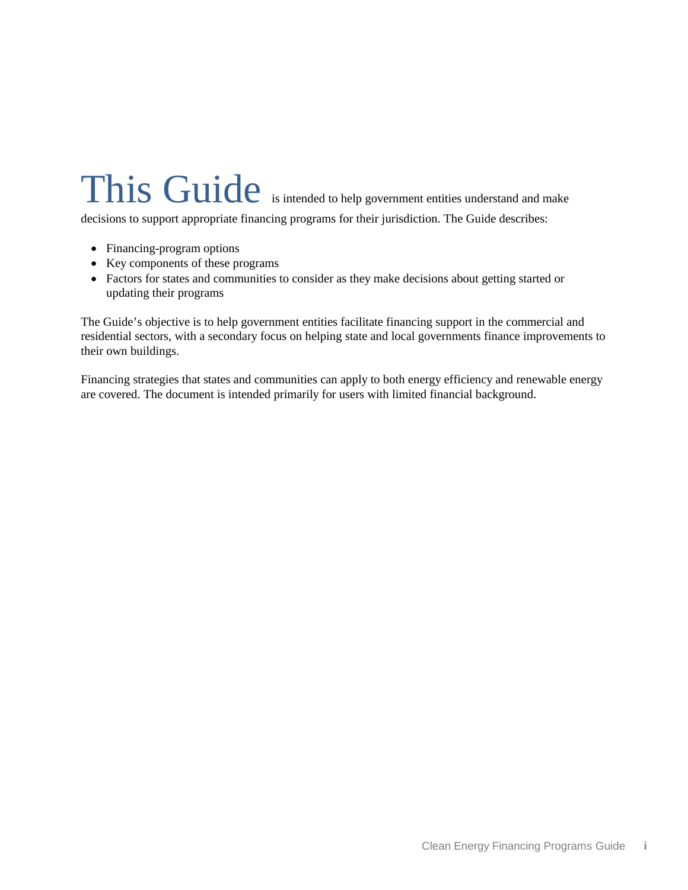# This Guide

is intended to help government entities understand and make decisions to support appropriate financing programs for their jurisdiction. The Guide describes:

- Financing-program options
- Key components of these programs
- Factors for states and communities to consider as they make decisions about getting started or updating their programs

The Guide's objective is to help government entities facilitate financing support in the commercial and residential sectors, with a secondary focus on helping state and local governments finance improvements to their own buildings.

Financing strategies that states and communities can apply to both energy efficiency and renewable energy are covered. The document is intended primarily for users with limited financial background.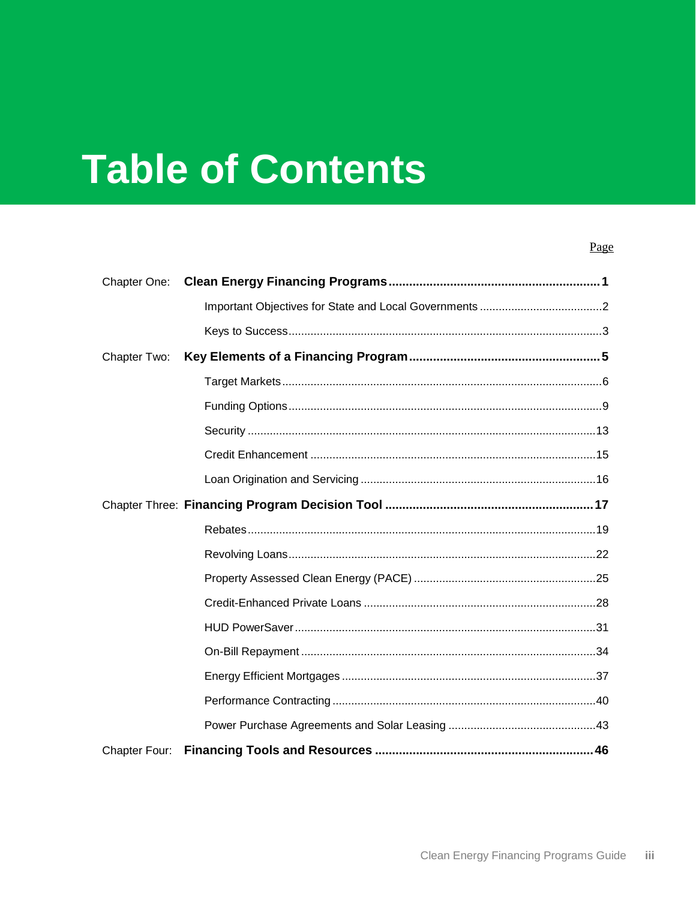# Table of Contents

Page

Chapter One: **Clean Energy Financing Programs** .......... **1**

- Important Objectives for State and Local Governments .......... 2
- Keys to Success .......... 3

Chapter Two: **Key Elements of a Financing Program** .......... **5**

- Target Markets .......... 6
- Funding Options .......... 9
- Security .......... 13
- Credit Enhancement .......... 15
- Loan Origination and Servicing .......... 16

Chapter Three: **Financing Program Decision Tool** .......... **17**

- Rebates .......... 19
- Revolving Loans .......... 22
- Property Assessed Clean Energy (PACE) .......... 25
- Credit-Enhanced Private Loans .......... 28
- HUD PowerSaver .......... 31
- On-Bill Repayment .......... 34
- Energy Efficient Mortgages .......... 37
- Performance Contracting .......... 40
- Power Purchase Agreements and Solar Leasing .......... 43

Chapter Four: **Financing Tools and Resources** .......... **46**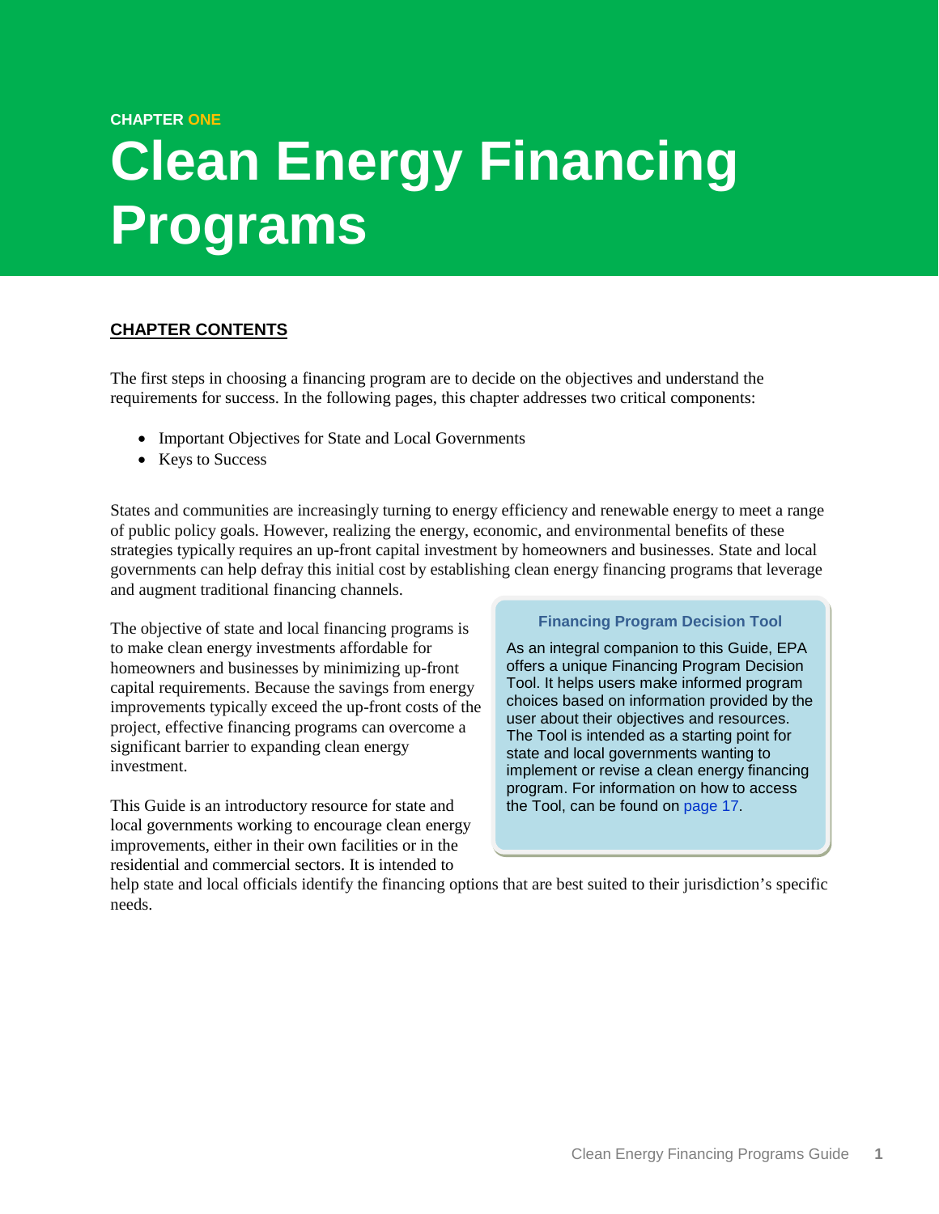CHAPTER ONE

# Clean Energy Financing Programs

**CHAPTER CONTENTS**

The first steps in choosing a financing program are to decide on the objectives and understand the requirements for success. In the following pages, this chapter addresses two critical components:

- Important Objectives for State and Local Governments
- Keys to Success

States and communities are increasingly turning to energy efficiency and renewable energy to meet a range of public policy goals. However, realizing the energy, economic, and environmental benefits of these strategies typically requires an up-front capital investment by homeowners and businesses. State and local governments can help defray this initial cost by establishing clean energy financing programs that leverage and augment traditional financing channels.

The objective of state and local financing programs is to make clean energy investments affordable for homeowners and businesses by minimizing up-front capital requirements. Because the savings from energy improvements typically exceed the up-front costs of the project, effective financing programs can overcome a significant barrier to expanding clean energy investment.

This Guide is an introductory resource for state and local governments working to encourage clean energy improvements, either in their own facilities or in the residential and commercial sectors. It is intended to help state and local officials identify the financing options that are best suited to their jurisdiction's specific needs.

**Financing Program Decision Tool**

As an integral companion to this Guide, EPA offers a unique Financing Program Decision Tool. It helps users make informed program choices based on information provided by the user about their objectives and resources. The Tool is intended as a starting point for state and local governments wanting to implement or revise a clean energy financing program. For information on how to access the Tool, can be found on page 17.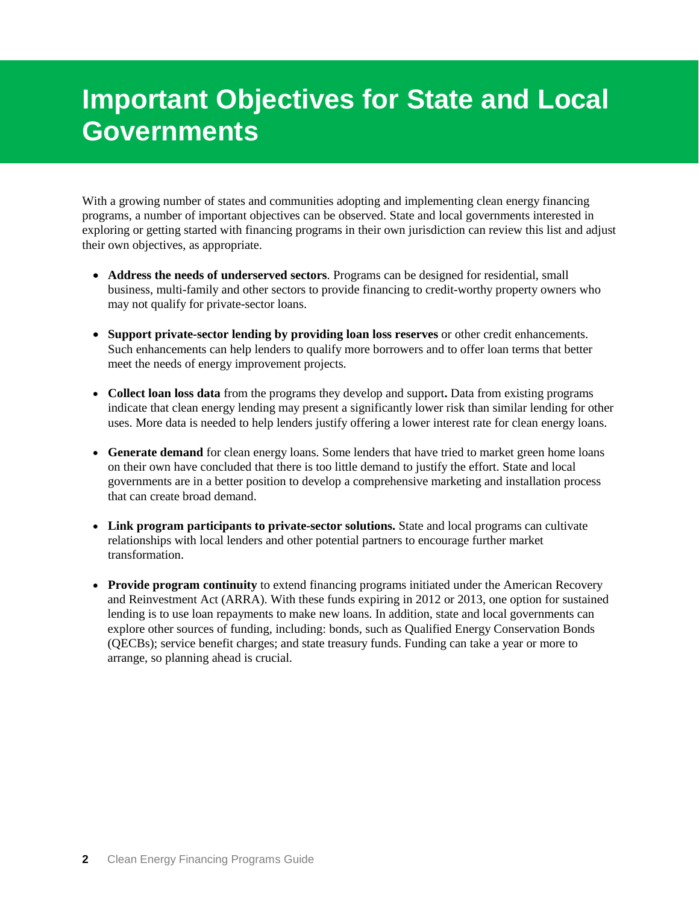# Important Objectives for State and Local Governments

With a growing number of states and communities adopting and implementing clean energy financing programs, a number of important objectives can be observed. State and local governments interested in exploring or getting started with financing programs in their own jurisdiction can review this list and adjust their own objectives, as appropriate.

- **Address the needs of underserved sectors**. Programs can be designed for residential, small business, multi-family and other sectors to provide financing to credit-worthy property owners who may not qualify for private-sector loans.
- **Support private-sector lending by providing loan loss reserves** or other credit enhancements. Such enhancements can help lenders to qualify more borrowers and to offer loan terms that better meet the needs of energy improvement projects.
- **Collect loan loss data** from the programs they develop and support**.** Data from existing programs indicate that clean energy lending may present a significantly lower risk than similar lending for other uses. More data is needed to help lenders justify offering a lower interest rate for clean energy loans.
- **Generate demand** for clean energy loans. Some lenders that have tried to market green home loans on their own have concluded that there is too little demand to justify the effort. State and local governments are in a better position to develop a comprehensive marketing and installation process that can create broad demand.
- **Link program participants to private-sector solutions.** State and local programs can cultivate relationships with local lenders and other potential partners to encourage further market transformation.
- **Provide program continuity** to extend financing programs initiated under the American Recovery and Reinvestment Act (ARRA). With these funds expiring in 2012 or 2013, one option for sustained lending is to use loan repayments to make new loans. In addition, state and local governments can explore other sources of funding, including: bonds, such as Qualified Energy Conservation Bonds (QECBs); service benefit charges; and state treasury funds. Funding can take a year or more to arrange, so planning ahead is crucial.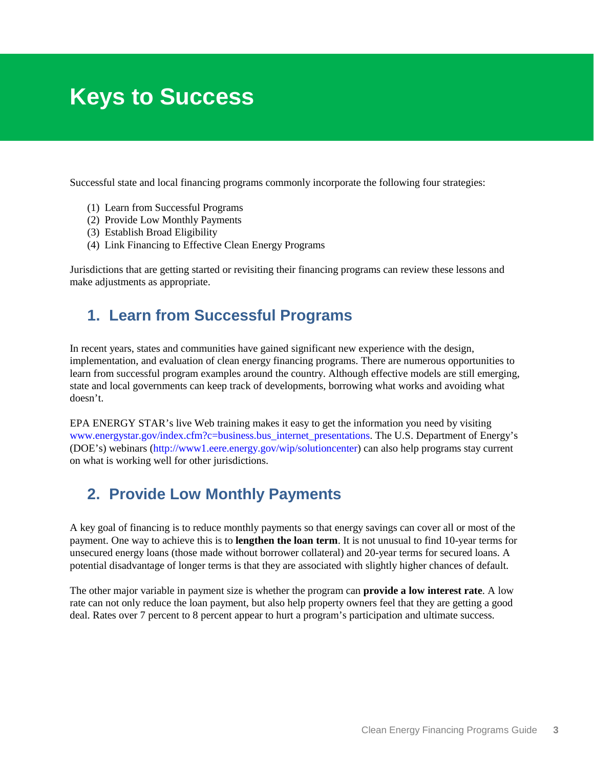# Keys to Success

Successful state and local financing programs commonly incorporate the following four strategies:

(1) Learn from Successful Programs
(2) Provide Low Monthly Payments
(3) Establish Broad Eligibility
(4) Link Financing to Effective Clean Energy Programs

Jurisdictions that are getting started or revisiting their financing programs can review these lessons and make adjustments as appropriate.

## 1. Learn from Successful Programs

In recent years, states and communities have gained significant new experience with the design, implementation, and evaluation of clean energy financing programs. There are numerous opportunities to learn from successful program examples around the country. Although effective models are still emerging, state and local governments can keep track of developments, borrowing what works and avoiding what doesn't.

EPA ENERGY STAR's live Web training makes it easy to get the information you need by visiting www.energystar.gov/index.cfm?c=business.bus_internet_presentations. The U.S. Department of Energy's (DOE's) webinars (http://www1.eere.energy.gov/wip/solutioncenter) can also help programs stay current on what is working well for other jurisdictions.

## 2. Provide Low Monthly Payments

A key goal of financing is to reduce monthly payments so that energy savings can cover all or most of the payment. One way to achieve this is to **lengthen the loan term**. It is not unusual to find 10-year terms for unsecured energy loans (those made without borrower collateral) and 20-year terms for secured loans. A potential disadvantage of longer terms is that they are associated with slightly higher chances of default.

The other major variable in payment size is whether the program can **provide a low interest rate**. A low rate can not only reduce the loan payment, but also help property owners feel that they are getting a good deal. Rates over 7 percent to 8 percent appear to hurt a program's participation and ultimate success.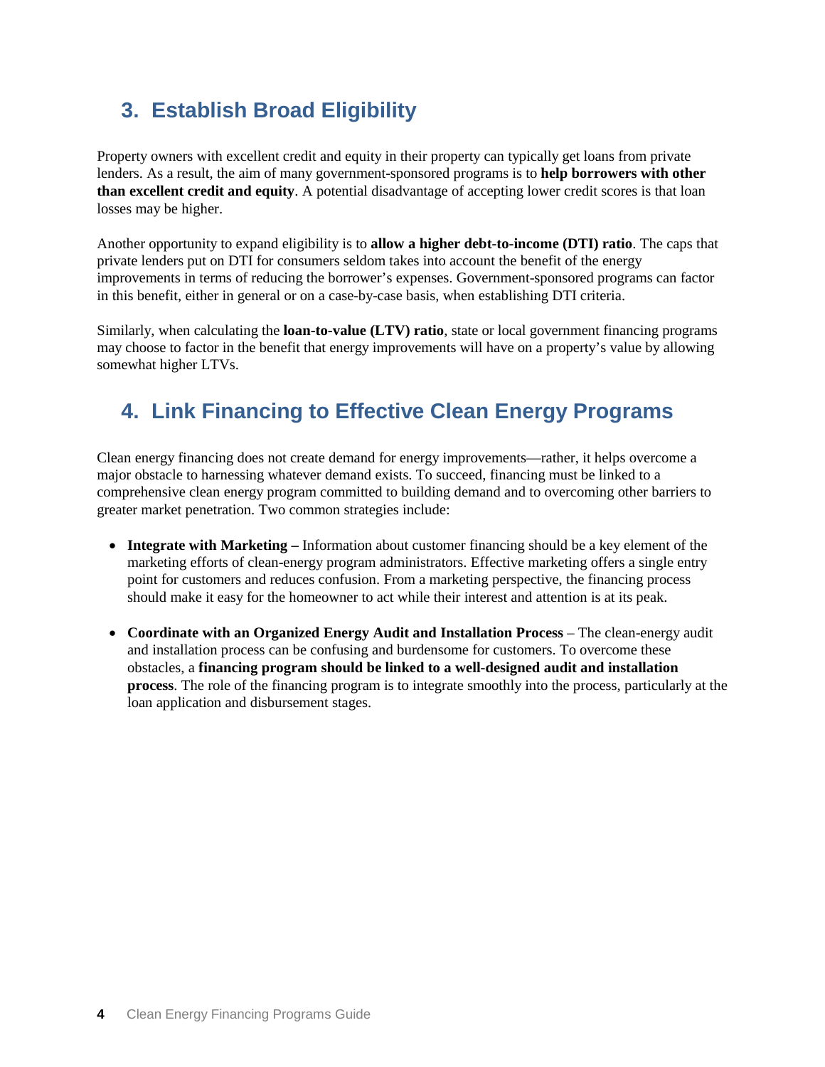## 3. Establish Broad Eligibility

Property owners with excellent credit and equity in their property can typically get loans from private lenders. As a result, the aim of many government-sponsored programs is to **help borrowers with other than excellent credit and equity**. A potential disadvantage of accepting lower credit scores is that loan losses may be higher.

Another opportunity to expand eligibility is to **allow a higher debt-to-income (DTI) ratio**. The caps that private lenders put on DTI for consumers seldom takes into account the benefit of the energy improvements in terms of reducing the borrower's expenses. Government-sponsored programs can factor in this benefit, either in general or on a case-by-case basis, when establishing DTI criteria.

Similarly, when calculating the **loan-to-value (LTV) ratio**, state or local government financing programs may choose to factor in the benefit that energy improvements will have on a property's value by allowing somewhat higher LTVs.

## 4. Link Financing to Effective Clean Energy Programs

Clean energy financing does not create demand for energy improvements—rather, it helps overcome a major obstacle to harnessing whatever demand exists. To succeed, financing must be linked to a comprehensive clean energy program committed to building demand and to overcoming other barriers to greater market penetration. Two common strategies include:

- **Integrate with Marketing –** Information about customer financing should be a key element of the marketing efforts of clean-energy program administrators. Effective marketing offers a single entry point for customers and reduces confusion. From a marketing perspective, the financing process should make it easy for the homeowner to act while their interest and attention is at its peak.

- **Coordinate with an Organized Energy Audit and Installation Process** – The clean-energy audit and installation process can be confusing and burdensome for customers. To overcome these obstacles, a **financing program should be linked to a well-designed audit and installation process**. The role of the financing program is to integrate smoothly into the process, particularly at the loan application and disbursement stages.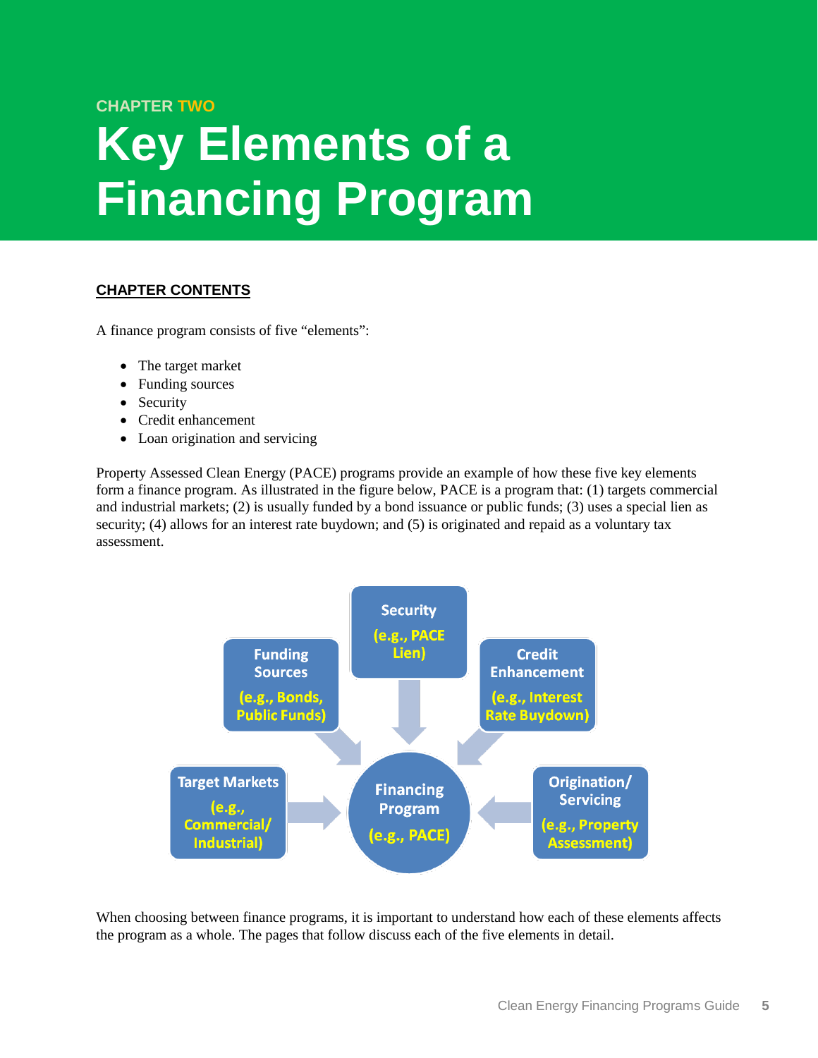CHAPTER TWO

# Key Elements of a Financing Program

**CHAPTER CONTENTS**

A finance program consists of five "elements":

- The target market
- Funding sources
- Security
- Credit enhancement
- Loan origination and servicing

Property Assessed Clean Energy (PACE) programs provide an example of how these five key elements form a finance program. As illustrated in the figure below, PACE is a program that: (1) targets commercial and industrial markets; (2) is usually funded by a bond issuance or public funds; (3) uses a special lien as security; (4) allows for an interest rate buydown; and (5) is originated and repaid as a voluntary tax assessment.

Security (e.g., PACE Lien)

Funding Sources (e.g., Bonds, Public Funds)

Credit Enhancement (e.g., Interest Rate Buydown)

Target Markets (e.g., Commercial/ Industrial)

Financing Program (e.g., PACE)

Origination/ Servicing (e.g., Property Assessment)

When choosing between finance programs, it is important to understand how each of these elements affects the program as a whole. The pages that follow discuss each of the five elements in detail.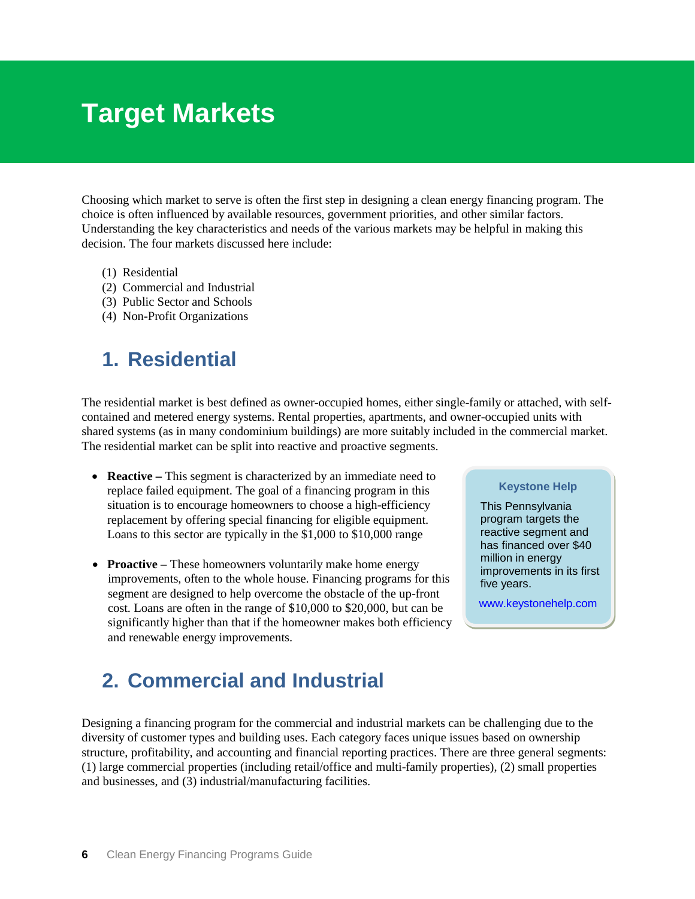# Target Markets

Choosing which market to serve is often the first step in designing a clean energy financing program. The choice is often influenced by available resources, government priorities, and other similar factors. Understanding the key characteristics and needs of the various markets may be helpful in making this decision. The four markets discussed here include:

(1) Residential
(2) Commercial and Industrial
(3) Public Sector and Schools
(4) Non-Profit Organizations

## 1. Residential

The residential market is best defined as owner-occupied homes, either single-family or attached, with self-contained and metered energy systems. Rental properties, apartments, and owner-occupied units with shared systems (as in many condominium buildings) are more suitably included in the commercial market. The residential market can be split into reactive and proactive segments.

- **Reactive –** This segment is characterized by an immediate need to replace failed equipment. The goal of a financing program in this situation is to encourage homeowners to choose a high-efficiency replacement by offering special financing for eligible equipment. Loans to this sector are typically in the $1,000 to $10,000 range

- **Proactive** – These homeowners voluntarily make home energy improvements, often to the whole house. Financing programs for this segment are designed to help overcome the obstacle of the up-front cost. Loans are often in the range of $10,000 to $20,000, but can be significantly higher than that if the homeowner makes both efficiency and renewable energy improvements.

> **Keystone Help**
>
> This Pennsylvania program targets the reactive segment and has financed over $40 million in energy improvements in its first five years.
>
> www.keystonehelp.com

## 2. Commercial and Industrial

Designing a financing program for the commercial and industrial markets can be challenging due to the diversity of customer types and building uses. Each category faces unique issues based on ownership structure, profitability, and accounting and financial reporting practices. There are three general segments: (1) large commercial properties (including retail/office and multi-family properties), (2) small properties and businesses, and (3) industrial/manufacturing facilities.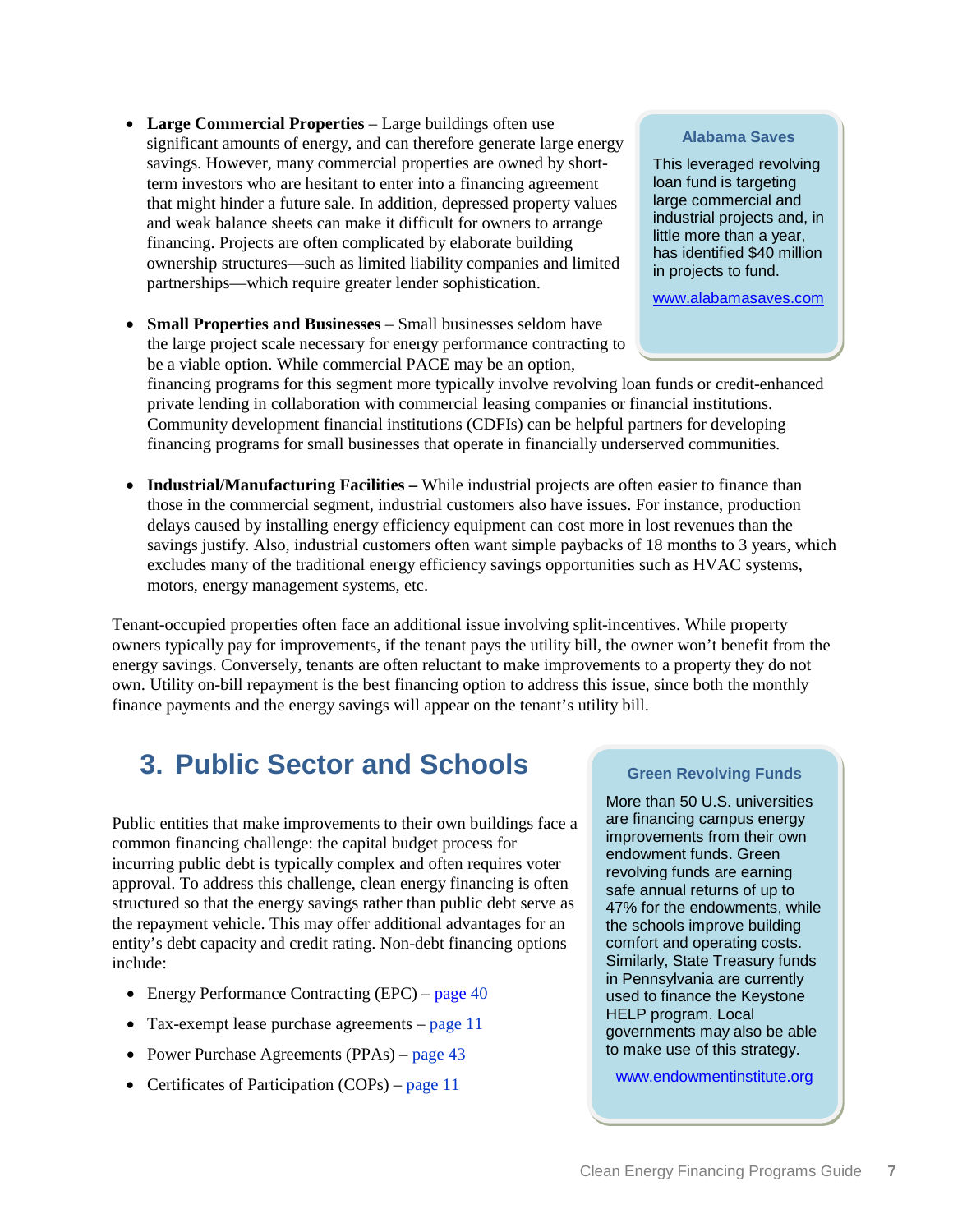- **Large Commercial Properties** – Large buildings often use significant amounts of energy, and can therefore generate large energy savings. However, many commercial properties are owned by short-term investors who are hesitant to enter into a financing agreement that might hinder a future sale. In addition, depressed property values and weak balance sheets can make it difficult for owners to arrange financing. Projects are often complicated by elaborate building ownership structures—such as limited liability companies and limited partnerships—which require greater lender sophistication.

**Alabama Saves**

This leveraged revolving loan fund is targeting large commercial and industrial projects and, in little more than a year, has identified $40 million in projects to fund.

www.alabamasaves.com

- **Small Properties and Businesses** – Small businesses seldom have the large project scale necessary for energy performance contracting to be a viable option. While commercial PACE may be an option, financing programs for this segment more typically involve revolving loan funds or credit-enhanced private lending in collaboration with commercial leasing companies or financial institutions. Community development financial institutions (CDFIs) can be helpful partners for developing financing programs for small businesses that operate in financially underserved communities.

- **Industrial/Manufacturing Facilities –** While industrial projects are often easier to finance than those in the commercial segment, industrial customers also have issues. For instance, production delays caused by installing energy efficiency equipment can cost more in lost revenues than the savings justify. Also, industrial customers often want simple paybacks of 18 months to 3 years, which excludes many of the traditional energy efficiency savings opportunities such as HVAC systems, motors, energy management systems, etc.

Tenant-occupied properties often face an additional issue involving split-incentives. While property owners typically pay for improvements, if the tenant pays the utility bill, the owner won't benefit from the energy savings. Conversely, tenants are often reluctant to make improvements to a property they do not own. Utility on-bill repayment is the best financing option to address this issue, since both the monthly finance payments and the energy savings will appear on the tenant's utility bill.

## 3. Public Sector and Schools

Public entities that make improvements to their own buildings face a common financing challenge: the capital budget process for incurring public debt is typically complex and often requires voter approval. To address this challenge, clean energy financing is often structured so that the energy savings rather than public debt serve as the repayment vehicle. This may offer additional advantages for an entity's debt capacity and credit rating. Non-debt financing options include:

- Energy Performance Contracting (EPC) – page 40
- Tax-exempt lease purchase agreements – page 11
- Power Purchase Agreements (PPAs) – page 43
- Certificates of Participation (COPs) – page 11

**Green Revolving Funds**

More than 50 U.S. universities are financing campus energy improvements from their own endowment funds. Green revolving funds are earning safe annual returns of up to 47% for the endowments, while the schools improve building comfort and operating costs. Similarly, State Treasury funds in Pennsylvania are currently used to finance the Keystone HELP program. Local governments may also be able to make use of this strategy.

www.endowmentinstitute.org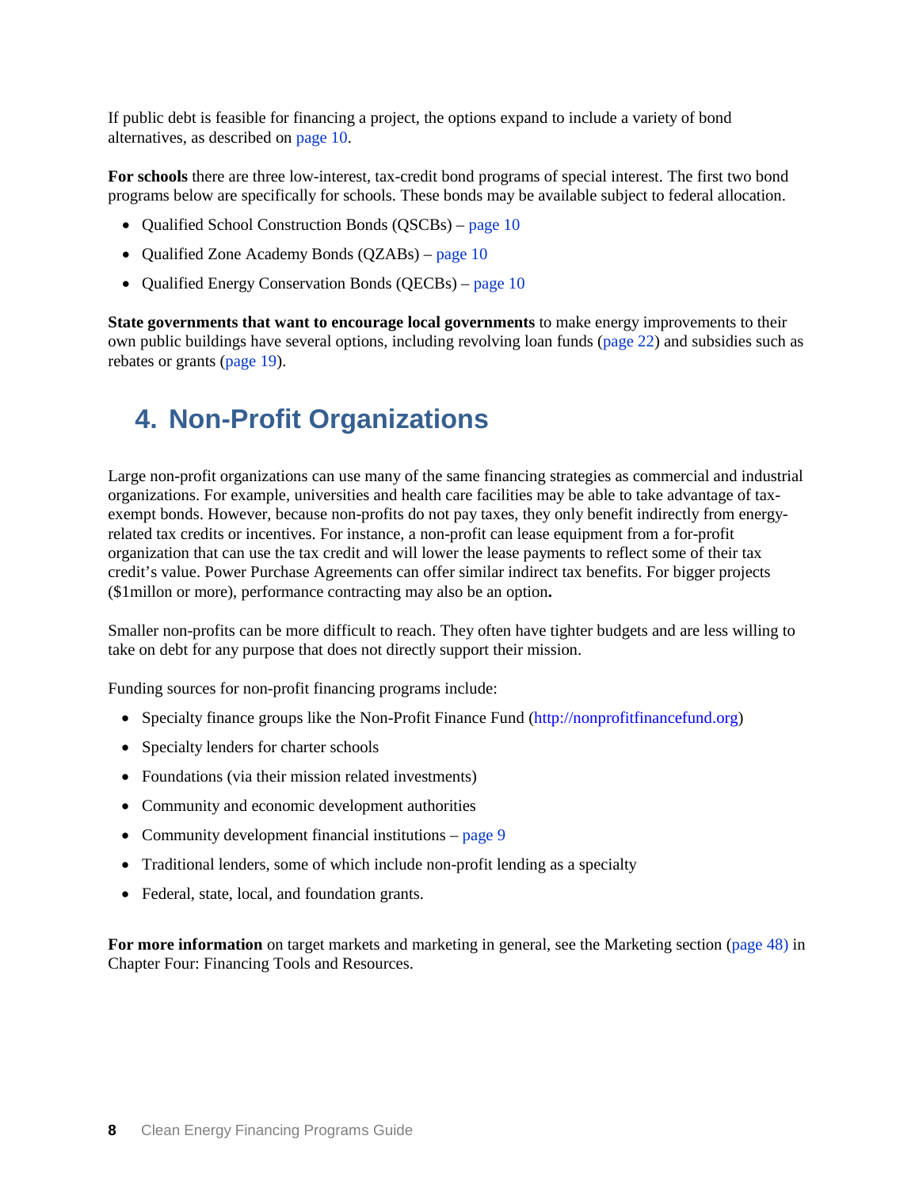If public debt is feasible for financing a project, the options expand to include a variety of bond alternatives, as described on page 10.

**For schools** there are three low-interest, tax-credit bond programs of special interest. The first two bond programs below are specifically for schools. These bonds may be available subject to federal allocation.

- Qualified School Construction Bonds (QSCBs) – page 10
- Qualified Zone Academy Bonds (QZABs) – page 10
- Qualified Energy Conservation Bonds (QECBs) – page 10

**State governments that want to encourage local governments** to make energy improvements to their own public buildings have several options, including revolving loan funds (page 22) and subsidies such as rebates or grants (page 19).

## 4. Non-Profit Organizations

Large non-profit organizations can use many of the same financing strategies as commercial and industrial organizations. For example, universities and health care facilities may be able to take advantage of tax-exempt bonds. However, because non-profits do not pay taxes, they only benefit indirectly from energy-related tax credits or incentives. For instance, a non-profit can lease equipment from a for-profit organization that can use the tax credit and will lower the lease payments to reflect some of their tax credit's value. Power Purchase Agreements can offer similar indirect tax benefits. For bigger projects ($1millon or more), performance contracting may also be an option.

Smaller non-profits can be more difficult to reach. They often have tighter budgets and are less willing to take on debt for any purpose that does not directly support their mission.

Funding sources for non-profit financing programs include:

- Specialty finance groups like the Non-Profit Finance Fund (http://nonprofitfinancefund.org)
- Specialty lenders for charter schools
- Foundations (via their mission related investments)
- Community and economic development authorities
- Community development financial institutions – page 9
- Traditional lenders, some of which include non-profit lending as a specialty
- Federal, state, local, and foundation grants.

**For more information** on target markets and marketing in general, see the Marketing section (page 48) in Chapter Four: Financing Tools and Resources.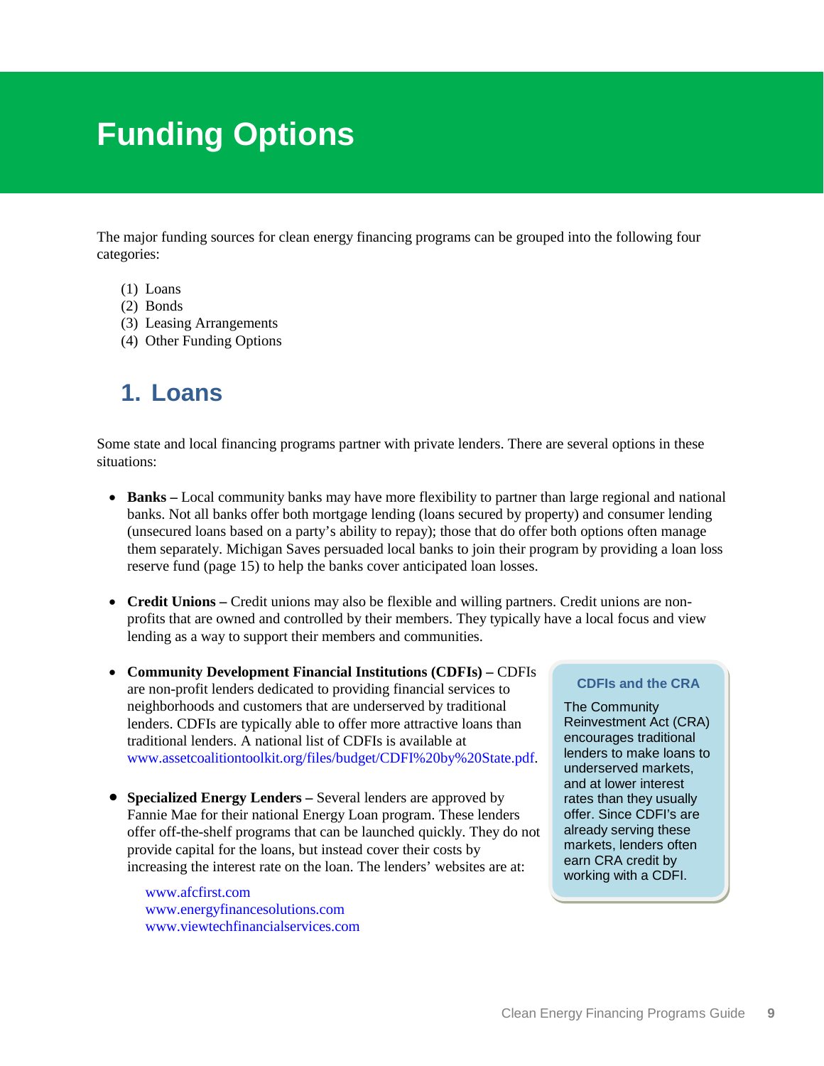# Funding Options

The major funding sources for clean energy financing programs can be grouped into the following four categories:

(1) Loans
(2) Bonds
(3) Leasing Arrangements
(4) Other Funding Options

## 1. Loans

Some state and local financing programs partner with private lenders. There are several options in these situations:

- **Banks –** Local community banks may have more flexibility to partner than large regional and national banks. Not all banks offer both mortgage lending (loans secured by property) and consumer lending (unsecured loans based on a party's ability to repay); those that do offer both options often manage them separately. Michigan Saves persuaded local banks to join their program by providing a loan loss reserve fund (page 15) to help the banks cover anticipated loan losses.

- **Credit Unions –** Credit unions may also be flexible and willing partners. Credit unions are non-profits that are owned and controlled by their members. They typically have a local focus and view lending as a way to support their members and communities.

- **Community Development Financial Institutions (CDFIs) –** CDFIs are non-profit lenders dedicated to providing financial services to neighborhoods and customers that are underserved by traditional lenders. CDFIs are typically able to offer more attractive loans than traditional lenders. A national list of CDFIs is available at www.assetcoalitiontoolkit.org/files/budget/CDFI%20by%20State.pdf.

- **Specialized Energy Lenders –** Several lenders are approved by Fannie Mae for their national Energy Loan program. These lenders offer off-the-shelf programs that can be launched quickly. They do not provide capital for the loans, but instead cover their costs by increasing the interest rate on the loan. The lenders' websites are at:

  www.afcfirst.com
  www.energyfinancesolutions.com
  www.viewtechfinancialservices.com

**CDFIs and the CRA**

The Community Reinvestment Act (CRA) encourages traditional lenders to make loans to underserved markets, and at lower interest rates than they usually offer. Since CDFI's are already serving these markets, lenders often earn CRA credit by working with a CDFI.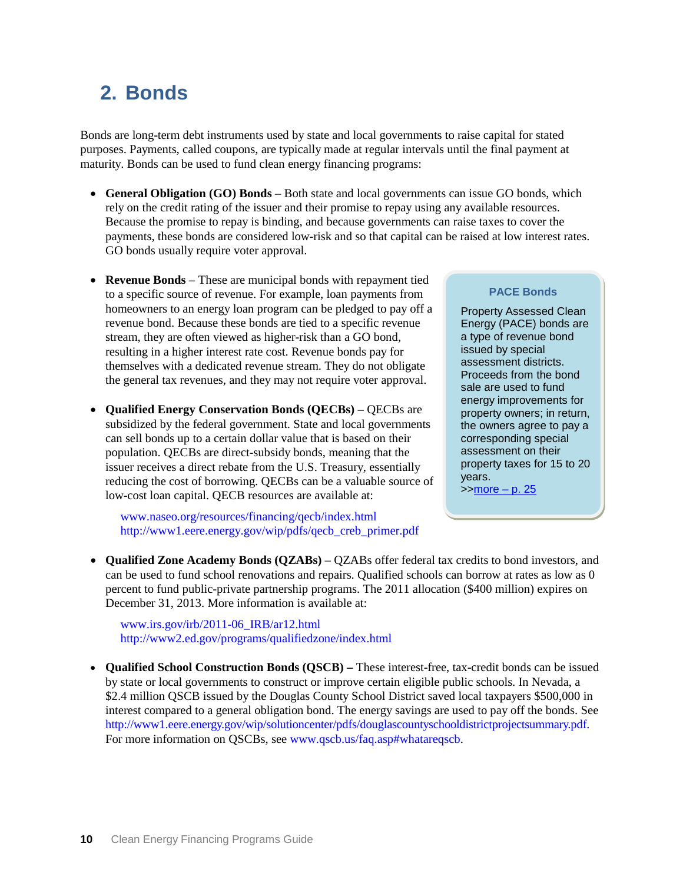## 2. Bonds

Bonds are long-term debt instruments used by state and local governments to raise capital for stated purposes. Payments, called coupons, are typically made at regular intervals until the final payment at maturity. Bonds can be used to fund clean energy financing programs:

- **General Obligation (GO) Bonds** – Both state and local governments can issue GO bonds, which rely on the credit rating of the issuer and their promise to repay using any available resources. Because the promise to repay is binding, and because governments can raise taxes to cover the payments, these bonds are considered low-risk and so that capital can be raised at low interest rates. GO bonds usually require voter approval.

- **Revenue Bonds** – These are municipal bonds with repayment tied to a specific source of revenue. For example, loan payments from homeowners to an energy loan program can be pledged to pay off a revenue bond. Because these bonds are tied to a specific revenue stream, they are often viewed as higher-risk than a GO bond, resulting in a higher interest rate cost. Revenue bonds pay for themselves with a dedicated revenue stream. They do not obligate the general tax revenues, and they may not require voter approval.

- **Qualified Energy Conservation Bonds (QECBs)** – QECBs are subsidized by the federal government. State and local governments can sell bonds up to a certain dollar value that is based on their population. QECBs are direct-subsidy bonds, meaning that the issuer receives a direct rebate from the U.S. Treasury, essentially reducing the cost of borrowing. QECBs can be a valuable source of low-cost loan capital. QECB resources are available at:

  www.naseo.org/resources/financing/qecb/index.html
  http://www1.eere.energy.gov/wip/pdfs/qecb_creb_primer.pdf

> **PACE Bonds**
>
> Property Assessed Clean Energy (PACE) bonds are a type of revenue bond issued by special assessment districts. Proceeds from the bond sale are used to fund energy improvements for property owners; in return, the owners agree to pay a corresponding special assessment on their property taxes for 15 to 20 years.
> >>more – p. 25

- **Qualified Zone Academy Bonds (QZABs)** – QZABs offer federal tax credits to bond investors, and can be used to fund school renovations and repairs. Qualified schools can borrow at rates as low as 0 percent to fund public-private partnership programs. The 2011 allocation ($400 million) expires on December 31, 2013. More information is available at:

  www.irs.gov/irb/2011-06_IRB/ar12.html
  http://www2.ed.gov/programs/qualifiedzone/index.html

- **Qualified School Construction Bonds (QSCB) –** These interest-free, tax-credit bonds can be issued by state or local governments to construct or improve certain eligible public schools. In Nevada, a $2.4 million QSCB issued by the Douglas County School District saved local taxpayers $500,000 in interest compared to a general obligation bond. The energy savings are used to pay off the bonds. See http://www1.eere.energy.gov/wip/solutioncenter/pdfs/douglascountyschooldistrictprojectsummary.pdf. For more information on QSCBs, see www.qscb.us/faq.asp#whatareqscb.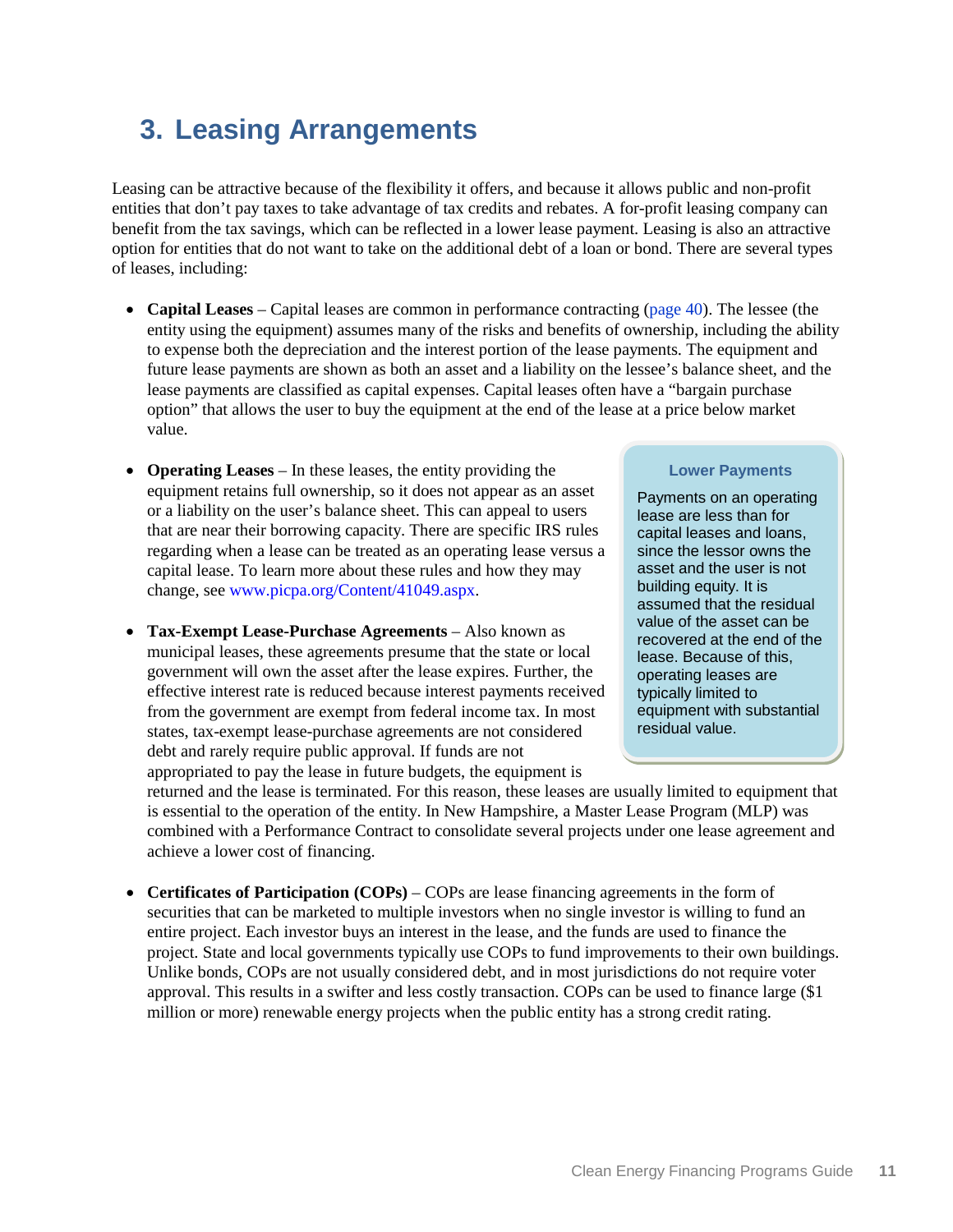# 3. Leasing Arrangements

Leasing can be attractive because of the flexibility it offers, and because it allows public and non-profit entities that don't pay taxes to take advantage of tax credits and rebates. A for-profit leasing company can benefit from the tax savings, which can be reflected in a lower lease payment. Leasing is also an attractive option for entities that do not want to take on the additional debt of a loan or bond. There are several types of leases, including:

- **Capital Leases** – Capital leases are common in performance contracting (page 40). The lessee (the entity using the equipment) assumes many of the risks and benefits of ownership, including the ability to expense both the depreciation and the interest portion of the lease payments. The equipment and future lease payments are shown as both an asset and a liability on the lessee's balance sheet, and the lease payments are classified as capital expenses. Capital leases often have a "bargain purchase option" that allows the user to buy the equipment at the end of the lease at a price below market value.

- **Operating Leases** – In these leases, the entity providing the equipment retains full ownership, so it does not appear as an asset or a liability on the user's balance sheet. This can appeal to users that are near their borrowing capacity. There are specific IRS rules regarding when a lease can be treated as an operating lease versus a capital lease. To learn more about these rules and how they may change, see www.picpa.org/Content/41049.aspx.

- **Tax-Exempt Lease-Purchase Agreements** – Also known as municipal leases, these agreements presume that the state or local government will own the asset after the lease expires. Further, the effective interest rate is reduced because interest payments received from the government are exempt from federal income tax. In most states, tax-exempt lease-purchase agreements are not considered debt and rarely require public approval. If funds are not appropriated to pay the lease in future budgets, the equipment is returned and the lease is terminated. For this reason, these leases are usually limited to equipment that is essential to the operation of the entity. In New Hampshire, a Master Lease Program (MLP) was combined with a Performance Contract to consolidate several projects under one lease agreement and achieve a lower cost of financing.

- **Certificates of Participation (COPs)** – COPs are lease financing agreements in the form of securities that can be marketed to multiple investors when no single investor is willing to fund an entire project. Each investor buys an interest in the lease, and the funds are used to finance the project. State and local governments typically use COPs to fund improvements to their own buildings. Unlike bonds, COPs are not usually considered debt, and in most jurisdictions do not require voter approval. This results in a swifter and less costly transaction. COPs can be used to finance large ($1 million or more) renewable energy projects when the public entity has a strong credit rating.

> **Lower Payments**
>
> Payments on an operating lease are less than for capital leases and loans, since the lessor owns the asset and the user is not building equity. It is assumed that the residual value of the asset can be recovered at the end of the lease. Because of this, operating leases are typically limited to equipment with substantial residual value.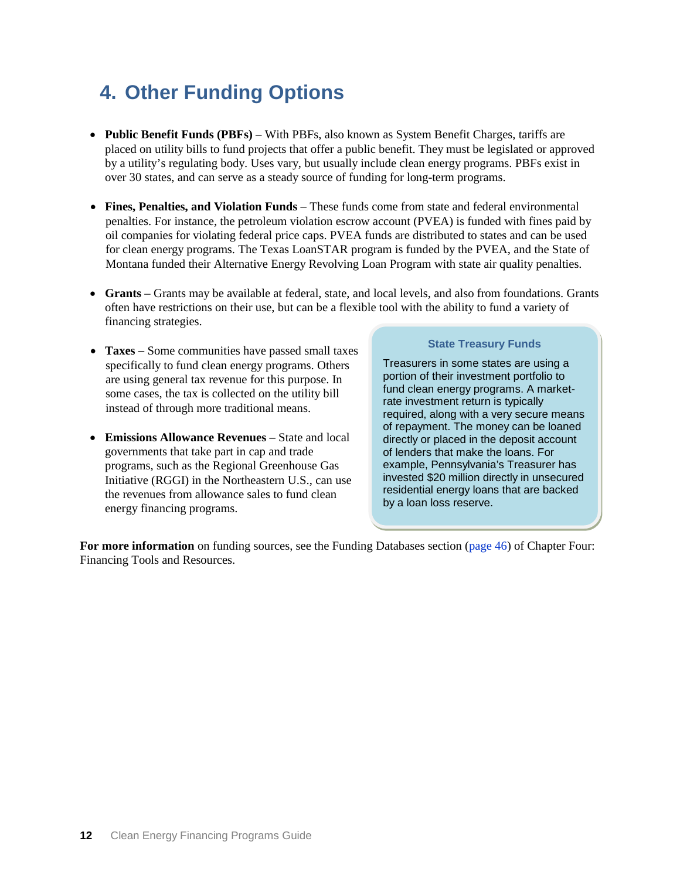# 4. Other Funding Options

- **Public Benefit Funds (PBFs)** – With PBFs, also known as System Benefit Charges, tariffs are placed on utility bills to fund projects that offer a public benefit. They must be legislated or approved by a utility's regulating body. Uses vary, but usually include clean energy programs. PBFs exist in over 30 states, and can serve as a steady source of funding for long-term programs.

- **Fines, Penalties, and Violation Funds** – These funds come from state and federal environmental penalties. For instance, the petroleum violation escrow account (PVEA) is funded with fines paid by oil companies for violating federal price caps. PVEA funds are distributed to states and can be used for clean energy programs. The Texas LoanSTAR program is funded by the PVEA, and the State of Montana funded their Alternative Energy Revolving Loan Program with state air quality penalties.

- **Grants** – Grants may be available at federal, state, and local levels, and also from foundations. Grants often have restrictions on their use, but can be a flexible tool with the ability to fund a variety of financing strategies.

- **Taxes –** Some communities have passed small taxes specifically to fund clean energy programs. Others are using general tax revenue for this purpose. In some cases, the tax is collected on the utility bill instead of through more traditional means.

- **Emissions Allowance Revenues** – State and local governments that take part in cap and trade programs, such as the Regional Greenhouse Gas Initiative (RGGI) in the Northeastern U.S., can use the revenues from allowance sales to fund clean energy financing programs.

**State Treasury Funds**

Treasurers in some states are using a portion of their investment portfolio to fund clean energy programs. A market-rate investment return is typically required, along with a very secure means of repayment. The money can be loaned directly or placed in the deposit account of lenders that make the loans. For example, Pennsylvania's Treasurer has invested $20 million directly in unsecured residential energy loans that are backed by a loan loss reserve.

**For more information** on funding sources, see the Funding Databases section (page 46) of Chapter Four: Financing Tools and Resources.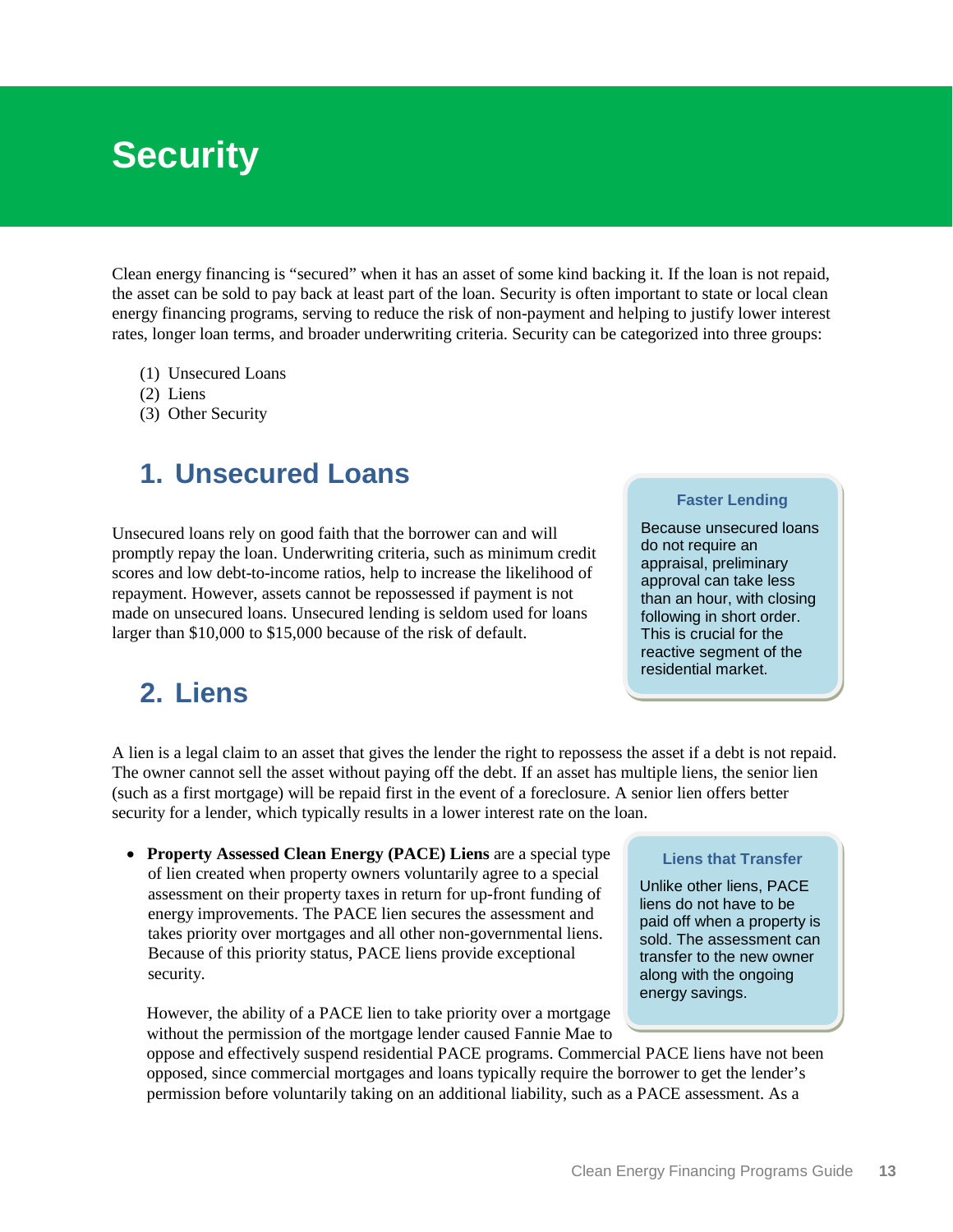# Security

Clean energy financing is "secured" when it has an asset of some kind backing it. If the loan is not repaid, the asset can be sold to pay back at least part of the loan. Security is often important to state or local clean energy financing programs, serving to reduce the risk of non-payment and helping to justify lower interest rates, longer loan terms, and broader underwriting criteria. Security can be categorized into three groups:

(1) Unsecured Loans
(2) Liens
(3) Other Security

## 1. Unsecured Loans

Unsecured loans rely on good faith that the borrower can and will promptly repay the loan. Underwriting criteria, such as minimum credit scores and low debt-to-income ratios, help to increase the likelihood of repayment. However, assets cannot be repossessed if payment is not made on unsecured loans. Unsecured lending is seldom used for loans larger than $10,000 to $15,000 because of the risk of default.

> **Faster Lending**
>
> Because unsecured loans do not require an appraisal, preliminary approval can take less than an hour, with closing following in short order. This is crucial for the reactive segment of the residential market.

## 2. Liens

A lien is a legal claim to an asset that gives the lender the right to repossess the asset if a debt is not repaid. The owner cannot sell the asset without paying off the debt. If an asset has multiple liens, the senior lien (such as a first mortgage) will be repaid first in the event of a foreclosure. A senior lien offers better security for a lender, which typically results in a lower interest rate on the loan.

- **Property Assessed Clean Energy (PACE) Liens** are a special type of lien created when property owners voluntarily agree to a special assessment on their property taxes in return for up-front funding of energy improvements. The PACE lien secures the assessment and takes priority over mortgages and all other non-governmental liens. Because of this priority status, PACE liens provide exceptional security.

  However, the ability of a PACE lien to take priority over a mortgage without the permission of the mortgage lender caused Fannie Mae to oppose and effectively suspend residential PACE programs. Commercial PACE liens have not been opposed, since commercial mortgages and loans typically require the borrower to get the lender's permission before voluntarily taking on an additional liability, such as a PACE assessment. As a

> **Liens that Transfer**
>
> Unlike other liens, PACE liens do not have to be paid off when a property is sold. The assessment can transfer to the new owner along with the ongoing energy savings.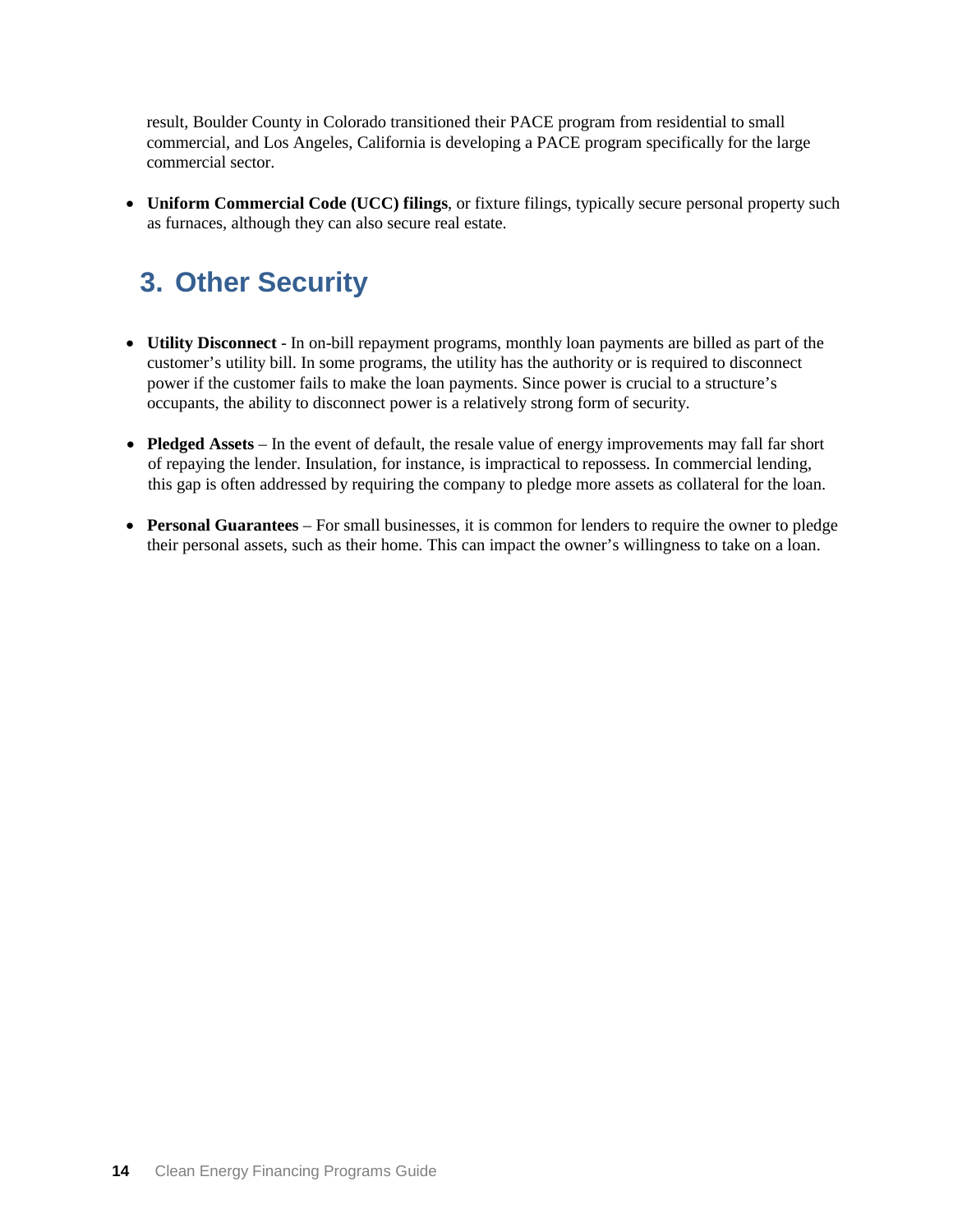result, Boulder County in Colorado transitioned their PACE program from residential to small commercial, and Los Angeles, California is developing a PACE program specifically for the large commercial sector.

- **Uniform Commercial Code (UCC) filings**, or fixture filings, typically secure personal property such as furnaces, although they can also secure real estate.

## 3. Other Security

- **Utility Disconnect** - In on-bill repayment programs, monthly loan payments are billed as part of the customer's utility bill. In some programs, the utility has the authority or is required to disconnect power if the customer fails to make the loan payments. Since power is crucial to a structure's occupants, the ability to disconnect power is a relatively strong form of security.

- **Pledged Assets** – In the event of default, the resale value of energy improvements may fall far short of repaying the lender. Insulation, for instance, is impractical to repossess. In commercial lending, this gap is often addressed by requiring the company to pledge more assets as collateral for the loan.

- **Personal Guarantees** – For small businesses, it is common for lenders to require the owner to pledge their personal assets, such as their home. This can impact the owner's willingness to take on a loan.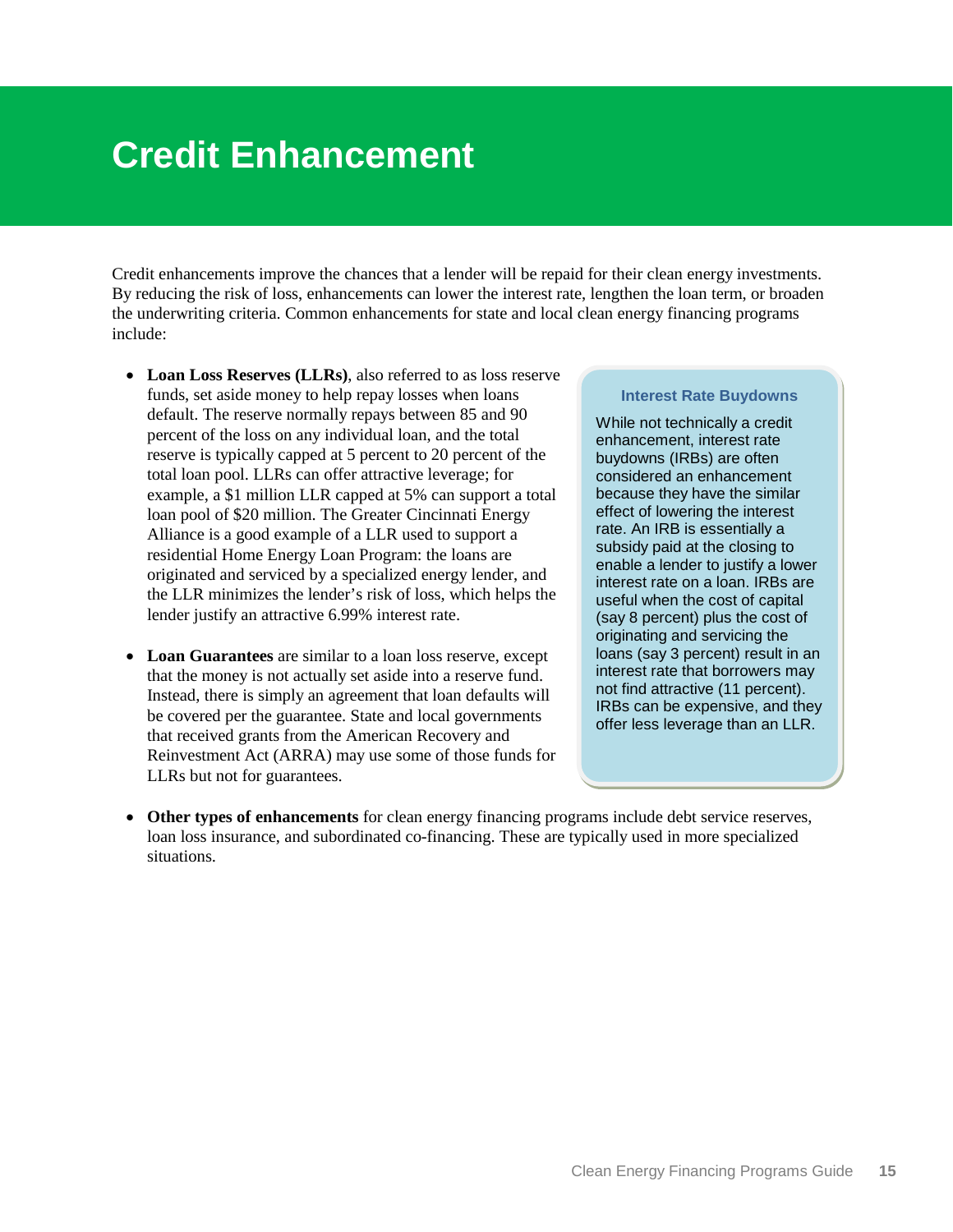# Credit Enhancement

Credit enhancements improve the chances that a lender will be repaid for their clean energy investments. By reducing the risk of loss, enhancements can lower the interest rate, lengthen the loan term, or broaden the underwriting criteria. Common enhancements for state and local clean energy financing programs include:

- **Loan Loss Reserves (LLRs)**, also referred to as loss reserve funds, set aside money to help repay losses when loans default. The reserve normally repays between 85 and 90 percent of the loss on any individual loan, and the total reserve is typically capped at 5 percent to 20 percent of the total loan pool. LLRs can offer attractive leverage; for example, a $1 million LLR capped at 5% can support a total loan pool of $20 million. The Greater Cincinnati Energy Alliance is a good example of a LLR used to support a residential Home Energy Loan Program: the loans are originated and serviced by a specialized energy lender, and the LLR minimizes the lender's risk of loss, which helps the lender justify an attractive 6.99% interest rate.

- **Loan Guarantees** are similar to a loan loss reserve, except that the money is not actually set aside into a reserve fund. Instead, there is simply an agreement that loan defaults will be covered per the guarantee. State and local governments that received grants from the American Recovery and Reinvestment Act (ARRA) may use some of those funds for LLRs but not for guarantees.

- **Other types of enhancements** for clean energy financing programs include debt service reserves, loan loss insurance, and subordinated co-financing. These are typically used in more specialized situations.

### Interest Rate Buydowns

While not technically a credit enhancement, interest rate buydowns (IRBs) are often considered an enhancement because they have the similar effect of lowering the interest rate. An IRB is essentially a subsidy paid at the closing to enable a lender to justify a lower interest rate on a loan. IRBs are useful when the cost of capital (say 8 percent) plus the cost of originating and servicing the loans (say 3 percent) result in an interest rate that borrowers may not find attractive (11 percent). IRBs can be expensive, and they offer less leverage than an LLR.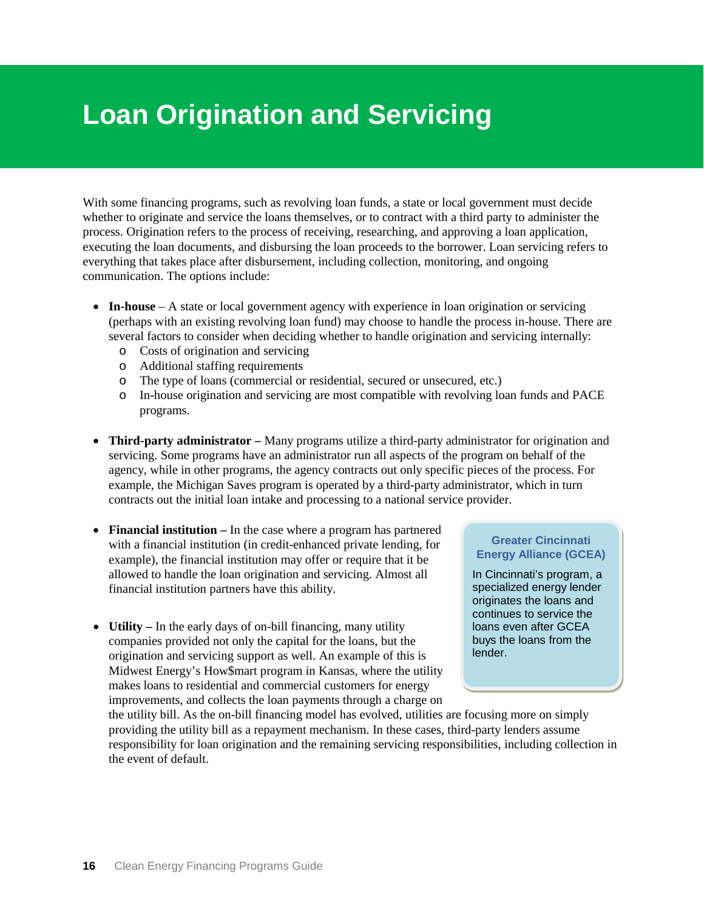# Loan Origination and Servicing

With some financing programs, such as revolving loan funds, a state or local government must decide whether to originate and service the loans themselves, or to contract with a third party to administer the process. Origination refers to the process of receiving, researching, and approving a loan application, executing the loan documents, and disbursing the loan proceeds to the borrower. Loan servicing refers to everything that takes place after disbursement, including collection, monitoring, and ongoing communication. The options include:

- **In-house** – A state or local government agency with experience in loan origination or servicing (perhaps with an existing revolving loan fund) may choose to handle the process in-house. There are several factors to consider when deciding whether to handle origination and servicing internally:
  - Costs of origination and servicing
  - Additional staffing requirements
  - The type of loans (commercial or residential, secured or unsecured, etc.)
  - In-house origination and servicing are most compatible with revolving loan funds and PACE programs.

- **Third-party administrator –** Many programs utilize a third-party administrator for origination and servicing. Some programs have an administrator run all aspects of the program on behalf of the agency, while in other programs, the agency contracts out only specific pieces of the process. For example, the Michigan Saves program is operated by a third-party administrator, which in turn contracts out the initial loan intake and processing to a national service provider.

- **Financial institution –** In the case where a program has partnered with a financial institution (in credit-enhanced private lending, for example), the financial institution may offer or require that it be allowed to handle the loan origination and servicing. Almost all financial institution partners have this ability.

- **Utility –** In the early days of on-bill financing, many utility companies provided not only the capital for the loans, but the origination and servicing support as well. An example of this is Midwest Energy's How$mart program in Kansas, where the utility makes loans to residential and commercial customers for energy improvements, and collects the loan payments through a charge on the utility bill. As the on-bill financing model has evolved, utilities are focusing more on simply providing the utility bill as a repayment mechanism. In these cases, third-party lenders assume responsibility for loan origination and the remaining servicing responsibilities, including collection in the event of default.

> **Greater Cincinnati Energy Alliance (GCEA)**
>
> In Cincinnati's program, a specialized energy lender originates the loans and continues to service the loans even after GCEA buys the loans from the lender.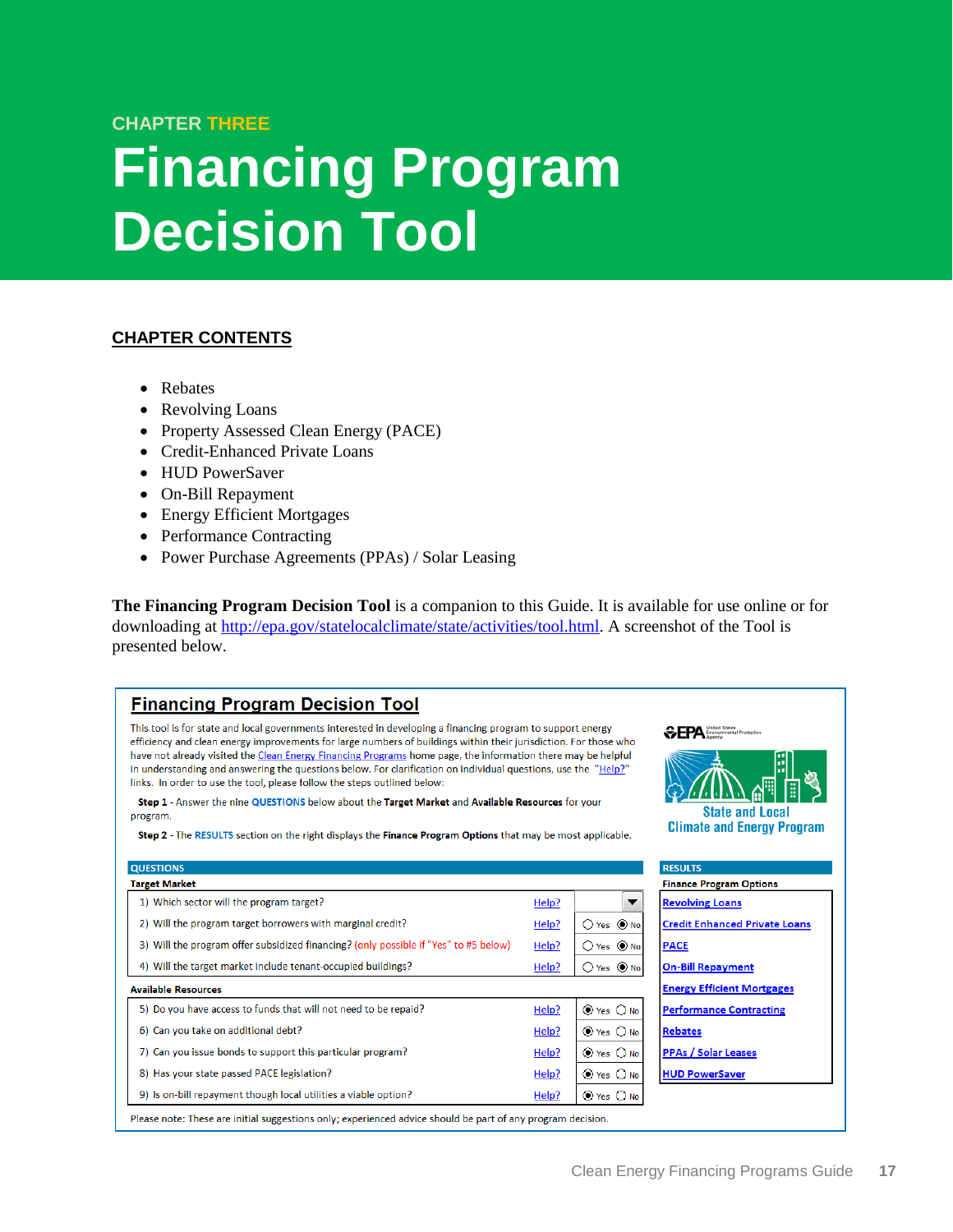CHAPTER THREE

# Financing Program Decision Tool

## CHAPTER CONTENTS

- Rebates
- Revolving Loans
- Property Assessed Clean Energy (PACE)
- Credit-Enhanced Private Loans
- HUD PowerSaver
- On-Bill Repayment
- Energy Efficient Mortgages
- Performance Contracting
- Power Purchase Agreements (PPAs) / Solar Leasing

**The Financing Program Decision Tool** is a companion to this Guide. It is available for use online or for downloading at http://epa.gov/statelocalclimate/state/activities/tool.html. A screenshot of the Tool is presented below.

### Financing Program Decision Tool

This tool is for state and local governments interested in developing a financing program to support energy efficiency and clean energy improvements for large numbers of buildings within their jurisdiction. For those who have not already visited the Clean Energy Financing Programs home page, the information there may be helpful in understanding and answering the questions below. For clarification on individual questions, use the "Help?" links. In order to use the tool, please follow the steps outlined below:

**Step 1** - Answer the nine QUESTIONS below about the **Target Market** and **Available Resources** for your program.

**Step 2** - The RESULTS section on the right displays the **Finance Program Options** that may be most applicable.

EPA United States Environmental Protection Agency — State and Local Climate and Energy Program

**QUESTIONS**

**Target Market**

| Question | Help | Answer |
|---|---|---|
| 1) Which sector will the program target? | Help? | |
| 2) Will the program target borrowers with marginal credit? | Help? | ○ Yes ◉ No |
| 3) Will the program offer subsidized financing? (only possible if "Yes" to #5 below) | Help? | ○ Yes ◉ No |
| 4) Will the target market include tenant-occupied buildings? | Help? | ○ Yes ◉ No |

**Available Resources**

| Question | Help | Answer |
|---|---|---|
| 5) Do you have access to funds that will not need to be repaid? | Help? | ◉ Yes ○ No |
| 6) Can you take on additional debt? | Help? | ◉ Yes ○ No |
| 7) Can you issue bonds to support this particular program? | Help? | ◉ Yes ○ No |
| 8) Has your state passed PACE legislation? | Help? | ◉ Yes ○ No |
| 9) Is on-bill repayment though local utilities a viable option? | Help? | ◉ Yes ○ No |

**RESULTS**

**Finance Program Options**

- Revolving Loans
- Credit Enhanced Private Loans
- PACE
- On-Bill Repayment
- Energy Efficient Mortgages
- Performance Contracting
- Rebates
- PPAs / Solar Leases
- HUD PowerSaver

Please note: These are initial suggestions only; experienced advice should be part of any program decision.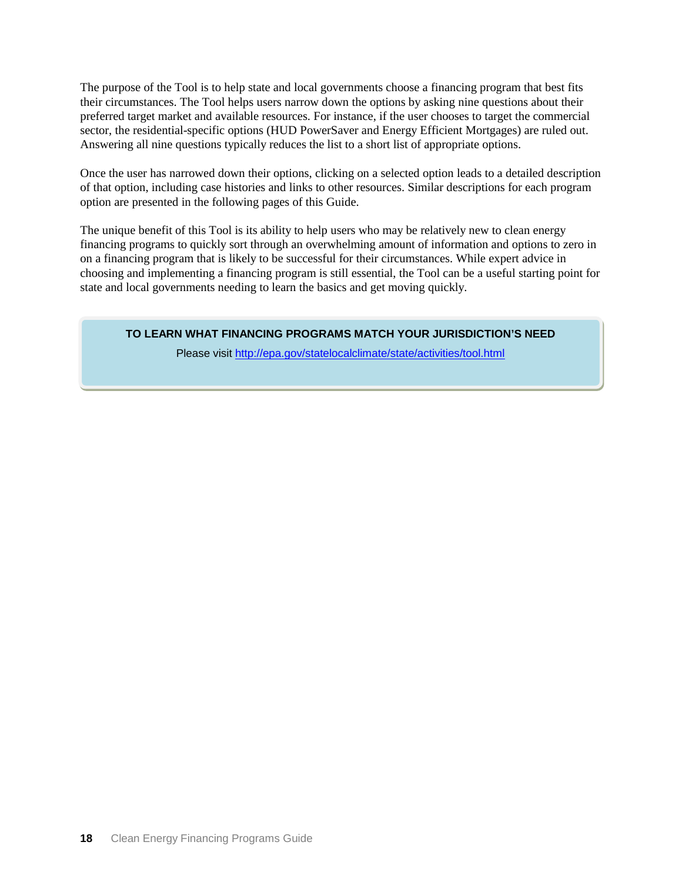The purpose of the Tool is to help state and local governments choose a financing program that best fits their circumstances. The Tool helps users narrow down the options by asking nine questions about their preferred target market and available resources. For instance, if the user chooses to target the commercial sector, the residential-specific options (HUD PowerSaver and Energy Efficient Mortgages) are ruled out. Answering all nine questions typically reduces the list to a short list of appropriate options.

Once the user has narrowed down their options, clicking on a selected option leads to a detailed description of that option, including case histories and links to other resources. Similar descriptions for each program option are presented in the following pages of this Guide.

The unique benefit of this Tool is its ability to help users who may be relatively new to clean energy financing programs to quickly sort through an overwhelming amount of information and options to zero in on a financing program that is likely to be successful for their circumstances. While expert advice in choosing and implementing a financing program is still essential, the Tool can be a useful starting point for state and local governments needing to learn the basics and get moving quickly.

**TO LEARN WHAT FINANCING PROGRAMS MATCH YOUR JURISDICTION'S NEED**

Please visit [http://epa.gov/statelocalclimate/state/activities/tool.html](http://epa.gov/statelocalclimate/state/activities/tool.html)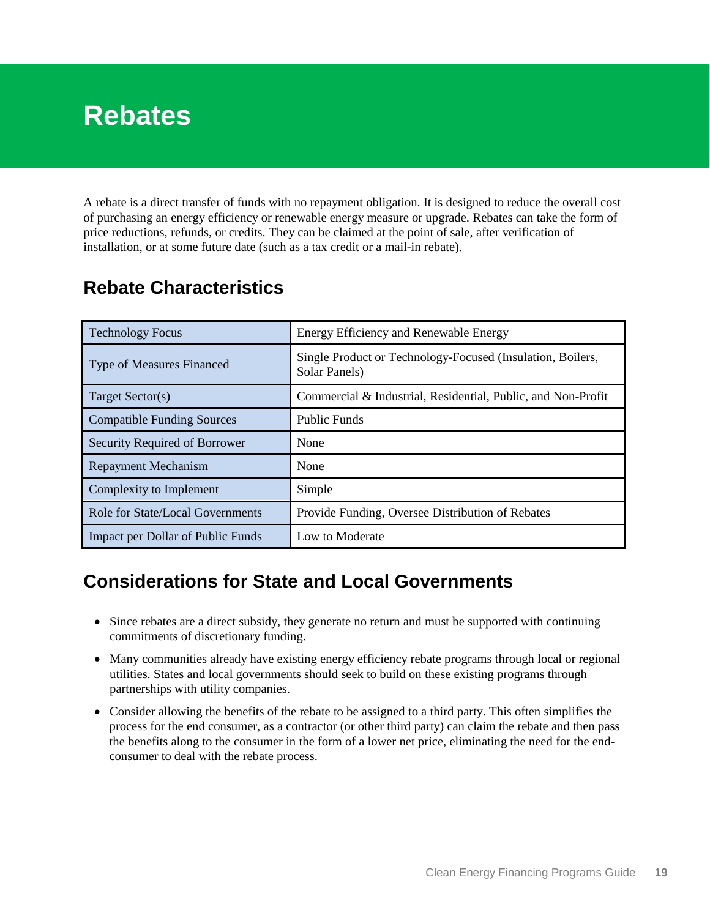# Rebates

A rebate is a direct transfer of funds with no repayment obligation. It is designed to reduce the overall cost of purchasing an energy efficiency or renewable energy measure or upgrade. Rebates can take the form of price reductions, refunds, or credits. They can be claimed at the point of sale, after verification of installation, or at some future date (such as a tax credit or a mail-in rebate).

## Rebate Characteristics

| | |
|---|---|
| Technology Focus | Energy Efficiency and Renewable Energy |
| Type of Measures Financed | Single Product or Technology-Focused (Insulation, Boilers, Solar Panels) |
| Target Sector(s) | Commercial & Industrial, Residential, Public, and Non-Profit |
| Compatible Funding Sources | Public Funds |
| Security Required of Borrower | None |
| Repayment Mechanism | None |
| Complexity to Implement | Simple |
| Role for State/Local Governments | Provide Funding, Oversee Distribution of Rebates |
| Impact per Dollar of Public Funds | Low to Moderate |

## Considerations for State and Local Governments

- Since rebates are a direct subsidy, they generate no return and must be supported with continuing commitments of discretionary funding.
- Many communities already have existing energy efficiency rebate programs through local or regional utilities. States and local governments should seek to build on these existing programs through partnerships with utility companies.
- Consider allowing the benefits of the rebate to be assigned to a third party. This often simplifies the process for the end consumer, as a contractor (or other third party) can claim the rebate and then pass the benefits along to the consumer in the form of a lower net price, eliminating the need for the end-consumer to deal with the rebate process.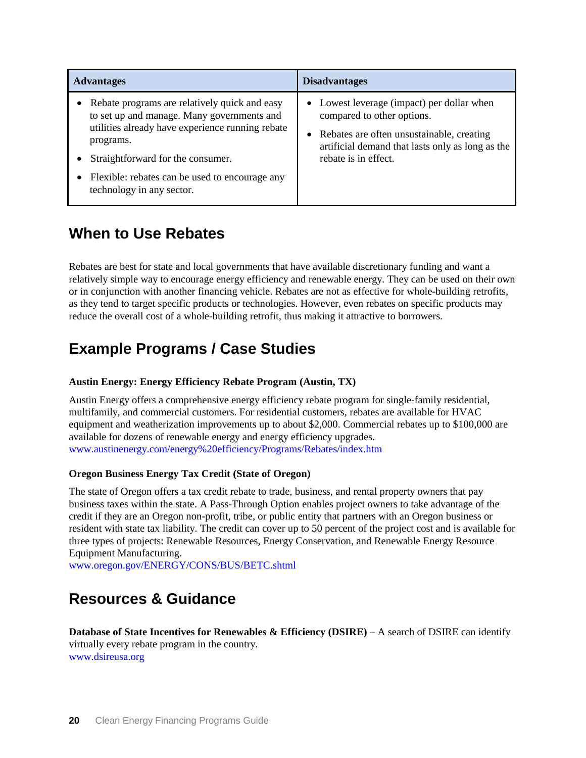| Advantages | Disadvantages |
|---|---|
| • Rebate programs are relatively quick and easy to set up and manage. Many governments and utilities already have experience running rebate programs.<br>• Straightforward for the consumer.<br>• Flexible: rebates can be used to encourage any technology in any sector. | • Lowest leverage (impact) per dollar when compared to other options.<br>• Rebates are often unsustainable, creating artificial demand that lasts only as long as the rebate is in effect. |

## When to Use Rebates

Rebates are best for state and local governments that have available discretionary funding and want a relatively simple way to encourage energy efficiency and renewable energy. They can be used on their own or in conjunction with another financing vehicle. Rebates are not as effective for whole-building retrofits, as they tend to target specific products or technologies. However, even rebates on specific products may reduce the overall cost of a whole-building retrofit, thus making it attractive to borrowers.

## Example Programs / Case Studies

**Austin Energy: Energy Efficiency Rebate Program (Austin, TX)**

Austin Energy offers a comprehensive energy efficiency rebate program for single-family residential, multifamily, and commercial customers. For residential customers, rebates are available for HVAC equipment and weatherization improvements up to about $2,000. Commercial rebates up to $100,000 are available for dozens of renewable energy and energy efficiency upgrades.
www.austinenergy.com/energy%20efficiency/Programs/Rebates/index.htm

**Oregon Business Energy Tax Credit (State of Oregon)**

The state of Oregon offers a tax credit rebate to trade, business, and rental property owners that pay business taxes within the state. A Pass-Through Option enables project owners to take advantage of the credit if they are an Oregon non-profit, tribe, or public entity that partners with an Oregon business or resident with state tax liability. The credit can cover up to 50 percent of the project cost and is available for three types of projects: Renewable Resources, Energy Conservation, and Renewable Energy Resource Equipment Manufacturing.
www.oregon.gov/ENERGY/CONS/BUS/BETC.shtml

## Resources & Guidance

**Database of State Incentives for Renewables & Efficiency (DSIRE)** – A search of DSIRE can identify virtually every rebate program in the country.
www.dsireusa.org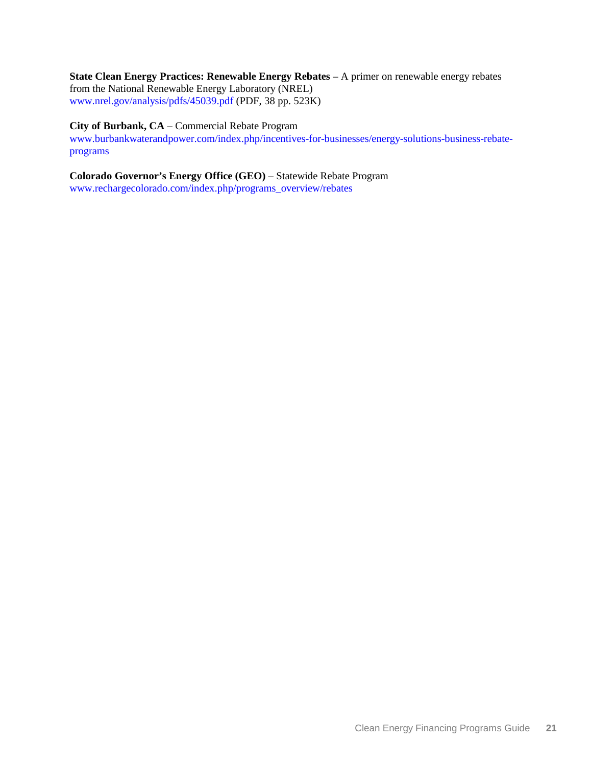**State Clean Energy Practices: Renewable Energy Rebates** – A primer on renewable energy rebates from the National Renewable Energy Laboratory (NREL)
www.nrel.gov/analysis/pdfs/45039.pdf (PDF, 38 pp. 523K)

**City of Burbank, CA** – Commercial Rebate Program
www.burbankwaterandpower.com/index.php/incentives-for-businesses/energy-solutions-business-rebate-programs

**Colorado Governor's Energy Office (GEO)** – Statewide Rebate Program
www.rechargecolorado.com/index.php/programs_overview/rebates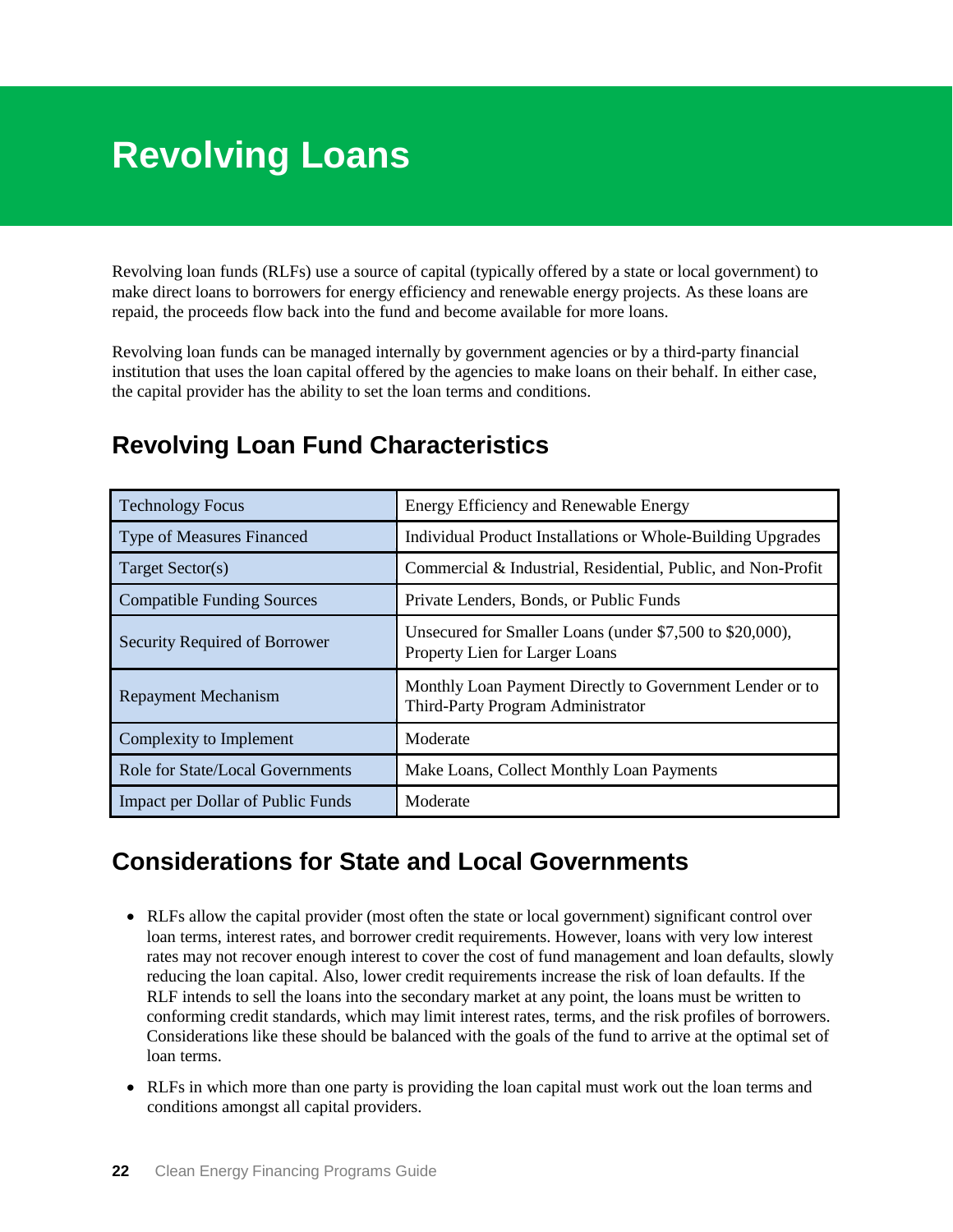# Revolving Loans

Revolving loan funds (RLFs) use a source of capital (typically offered by a state or local government) to make direct loans to borrowers for energy efficiency and renewable energy projects. As these loans are repaid, the proceeds flow back into the fund and become available for more loans.

Revolving loan funds can be managed internally by government agencies or by a third-party financial institution that uses the loan capital offered by the agencies to make loans on their behalf. In either case, the capital provider has the ability to set the loan terms and conditions.

## Revolving Loan Fund Characteristics

| | |
|---|---|
| Technology Focus | Energy Efficiency and Renewable Energy |
| Type of Measures Financed | Individual Product Installations or Whole-Building Upgrades |
| Target Sector(s) | Commercial & Industrial, Residential, Public, and Non-Profit |
| Compatible Funding Sources | Private Lenders, Bonds, or Public Funds |
| Security Required of Borrower | Unsecured for Smaller Loans (under $7,500 to $20,000), Property Lien for Larger Loans |
| Repayment Mechanism | Monthly Loan Payment Directly to Government Lender or to Third-Party Program Administrator |
| Complexity to Implement | Moderate |
| Role for State/Local Governments | Make Loans, Collect Monthly Loan Payments |
| Impact per Dollar of Public Funds | Moderate |

## Considerations for State and Local Governments

- RLFs allow the capital provider (most often the state or local government) significant control over loan terms, interest rates, and borrower credit requirements. However, loans with very low interest rates may not recover enough interest to cover the cost of fund management and loan defaults, slowly reducing the loan capital. Also, lower credit requirements increase the risk of loan defaults. If the RLF intends to sell the loans into the secondary market at any point, the loans must be written to conforming credit standards, which may limit interest rates, terms, and the risk profiles of borrowers. Considerations like these should be balanced with the goals of the fund to arrive at the optimal set of loan terms.
- RLFs in which more than one party is providing the loan capital must work out the loan terms and conditions amongst all capital providers.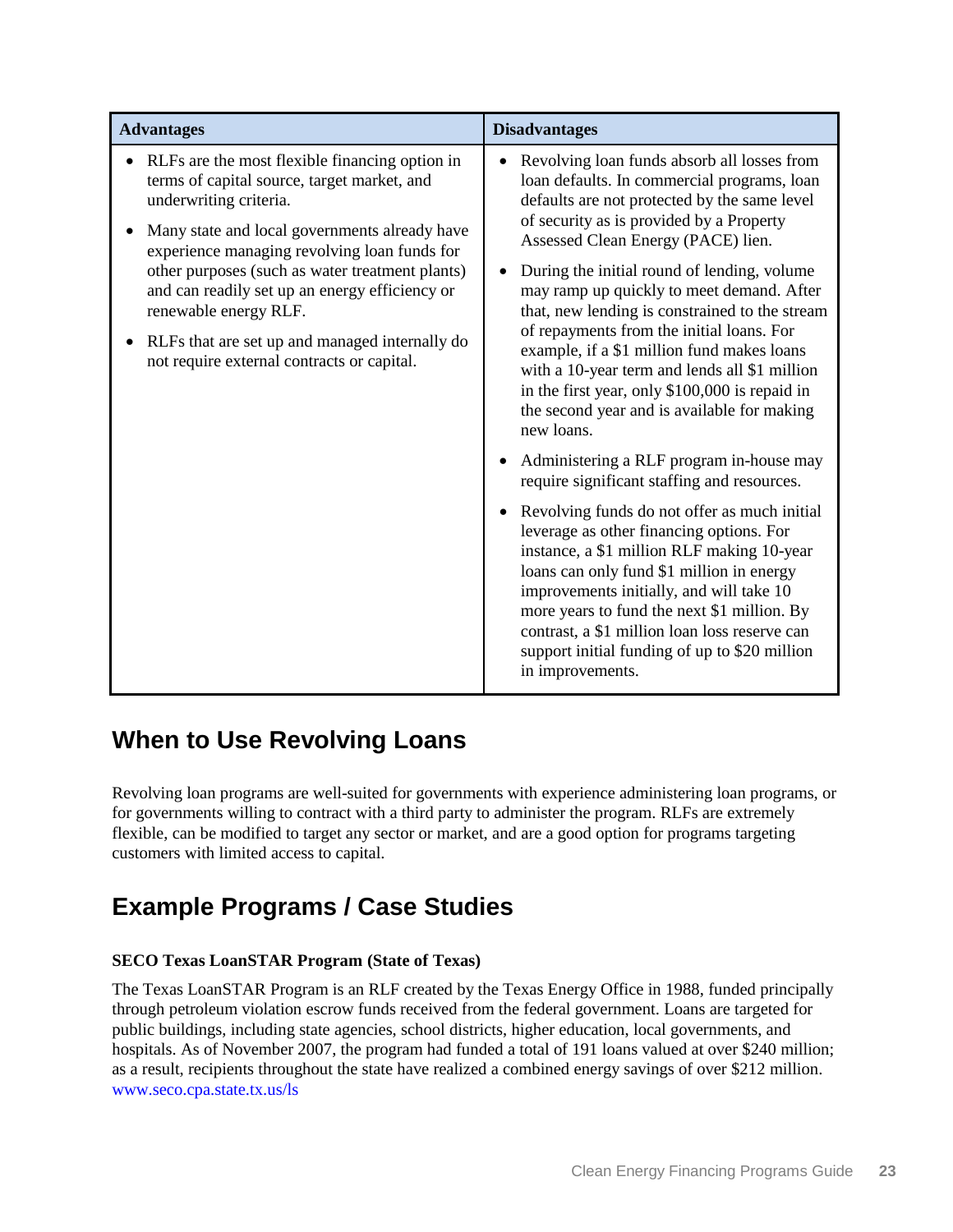| Advantages | Disadvantages |
| --- | --- |
| • RLFs are the most flexible financing option in terms of capital source, target market, and underwriting criteria.<br>• Many state and local governments already have experience managing revolving loan funds for other purposes (such as water treatment plants) and can readily set up an energy efficiency or renewable energy RLF.<br>• RLFs that are set up and managed internally do not require external contracts or capital. | • Revolving loan funds absorb all losses from loan defaults. In commercial programs, loan defaults are not protected by the same level of security as is provided by a Property Assessed Clean Energy (PACE) lien.<br>• During the initial round of lending, volume may ramp up quickly to meet demand. After that, new lending is constrained to the stream of repayments from the initial loans. For example, if a $1 million fund makes loans with a 10-year term and lends all $1 million in the first year, only $100,000 is repaid in the second year and is available for making new loans.<br>• Administering a RLF program in-house may require significant staffing and resources.<br>• Revolving funds do not offer as much initial leverage as other financing options. For instance, a $1 million RLF making 10-year loans can only fund $1 million in energy improvements initially, and will take 10 more years to fund the next $1 million. By contrast, a $1 million loan loss reserve can support initial funding of up to $20 million in improvements. |

## When to Use Revolving Loans

Revolving loan programs are well-suited for governments with experience administering loan programs, or for governments willing to contract with a third party to administer the program. RLFs are extremely flexible, can be modified to target any sector or market, and are a good option for programs targeting customers with limited access to capital.

## Example Programs / Case Studies

**SECO Texas LoanSTAR Program (State of Texas)**

The Texas LoanSTAR Program is an RLF created by the Texas Energy Office in 1988, funded principally through petroleum violation escrow funds received from the federal government. Loans are targeted for public buildings, including state agencies, school districts, higher education, local governments, and hospitals. As of November 2007, the program had funded a total of 191 loans valued at over $240 million; as a result, recipients throughout the state have realized a combined energy savings of over $212 million. www.seco.cpa.state.tx.us/ls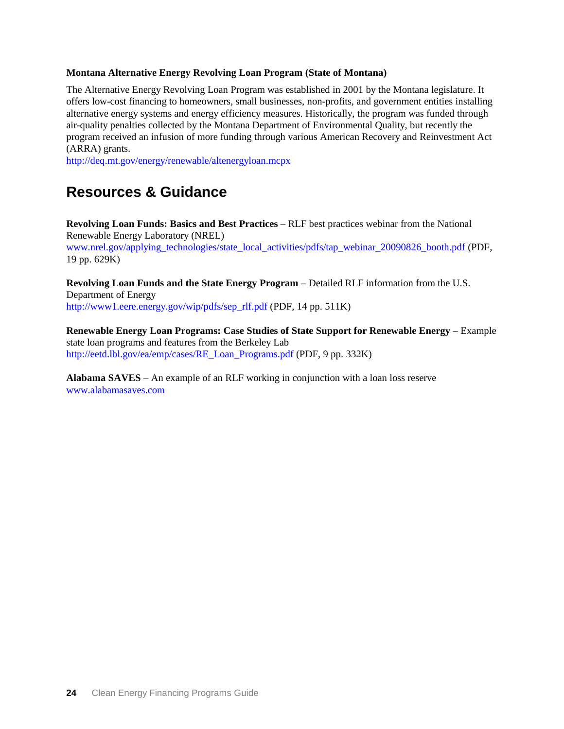**Montana Alternative Energy Revolving Loan Program (State of Montana)**

The Alternative Energy Revolving Loan Program was established in 2001 by the Montana legislature. It offers low-cost financing to homeowners, small businesses, non-profits, and government entities installing alternative energy systems and energy efficiency measures. Historically, the program was funded through air-quality penalties collected by the Montana Department of Environmental Quality, but recently the program received an infusion of more funding through various American Recovery and Reinvestment Act (ARRA) grants.
http://deq.mt.gov/energy/renewable/altenergyloan.mcpx

## Resources & Guidance

**Revolving Loan Funds: Basics and Best Practices** – RLF best practices webinar from the National Renewable Energy Laboratory (NREL)
www.nrel.gov/applying_technologies/state_local_activities/pdfs/tap_webinar_20090826_booth.pdf (PDF, 19 pp. 629K)

**Revolving Loan Funds and the State Energy Program** – Detailed RLF information from the U.S. Department of Energy
http://www1.eere.energy.gov/wip/pdfs/sep_rlf.pdf (PDF, 14 pp. 511K)

**Renewable Energy Loan Programs: Case Studies of State Support for Renewable Energy** – Example state loan programs and features from the Berkeley Lab
http://eetd.lbl.gov/ea/emp/cases/RE_Loan_Programs.pdf (PDF, 9 pp. 332K)

**Alabama SAVES** – An example of an RLF working in conjunction with a loan loss reserve
www.alabamasaves.com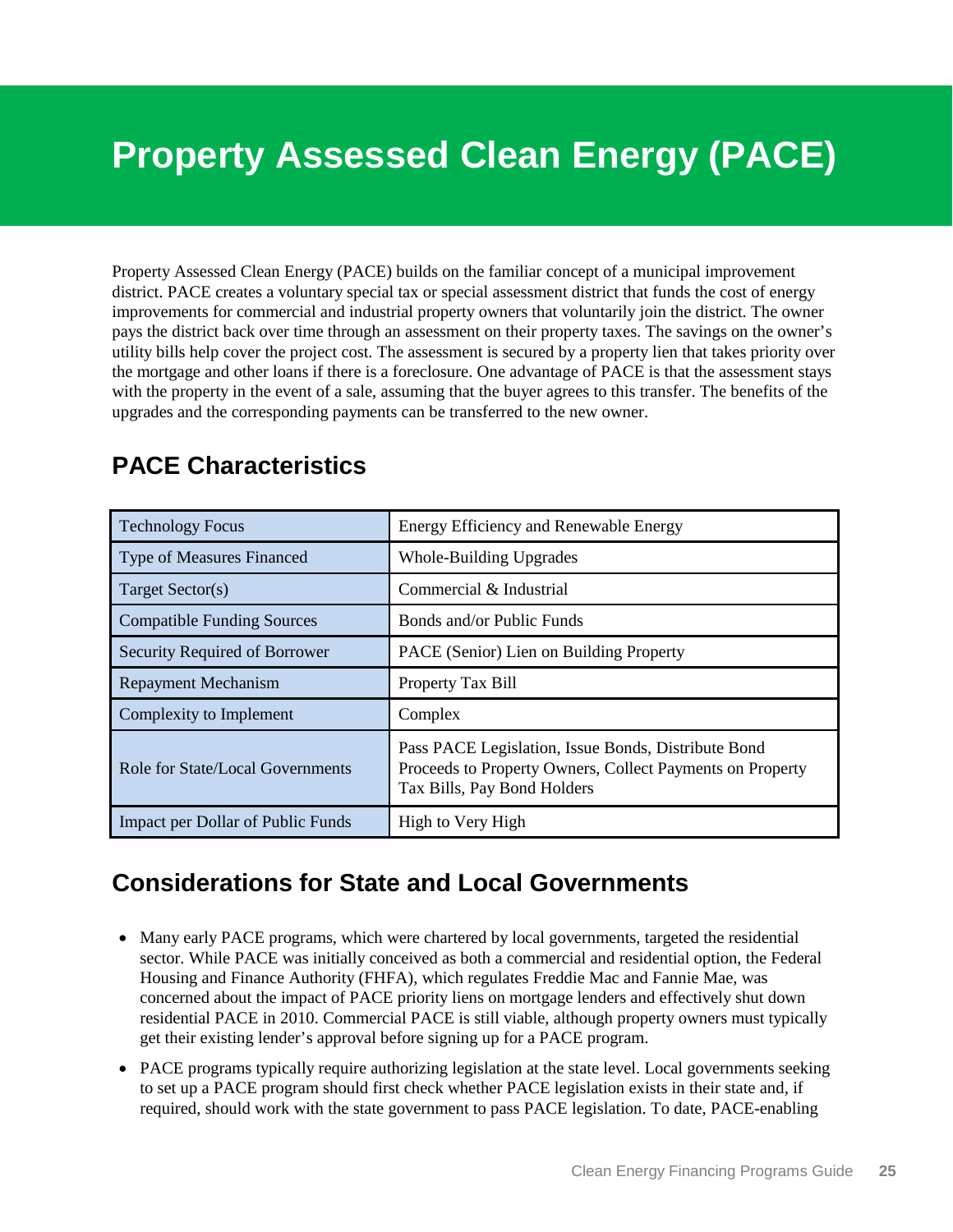# Property Assessed Clean Energy (PACE)

Property Assessed Clean Energy (PACE) builds on the familiar concept of a municipal improvement district. PACE creates a voluntary special tax or special assessment district that funds the cost of energy improvements for commercial and industrial property owners that voluntarily join the district. The owner pays the district back over time through an assessment on their property taxes. The savings on the owner's utility bills help cover the project cost. The assessment is secured by a property lien that takes priority over the mortgage and other loans if there is a foreclosure. One advantage of PACE is that the assessment stays with the property in the event of a sale, assuming that the buyer agrees to this transfer. The benefits of the upgrades and the corresponding payments can be transferred to the new owner.

## PACE Characteristics

| | |
|---|---|
| Technology Focus | Energy Efficiency and Renewable Energy |
| Type of Measures Financed | Whole-Building Upgrades |
| Target Sector(s) | Commercial & Industrial |
| Compatible Funding Sources | Bonds and/or Public Funds |
| Security Required of Borrower | PACE (Senior) Lien on Building Property |
| Repayment Mechanism | Property Tax Bill |
| Complexity to Implement | Complex |
| Role for State/Local Governments | Pass PACE Legislation, Issue Bonds, Distribute Bond Proceeds to Property Owners, Collect Payments on Property Tax Bills, Pay Bond Holders |
| Impact per Dollar of Public Funds | High to Very High |

## Considerations for State and Local Governments

- Many early PACE programs, which were chartered by local governments, targeted the residential sector. While PACE was initially conceived as both a commercial and residential option, the Federal Housing and Finance Authority (FHFA), which regulates Freddie Mac and Fannie Mae, was concerned about the impact of PACE priority liens on mortgage lenders and effectively shut down residential PACE in 2010. Commercial PACE is still viable, although property owners must typically get their existing lender's approval before signing up for a PACE program.
- PACE programs typically require authorizing legislation at the state level. Local governments seeking to set up a PACE program should first check whether PACE legislation exists in their state and, if required, should work with the state government to pass PACE legislation. To date, PACE-enabling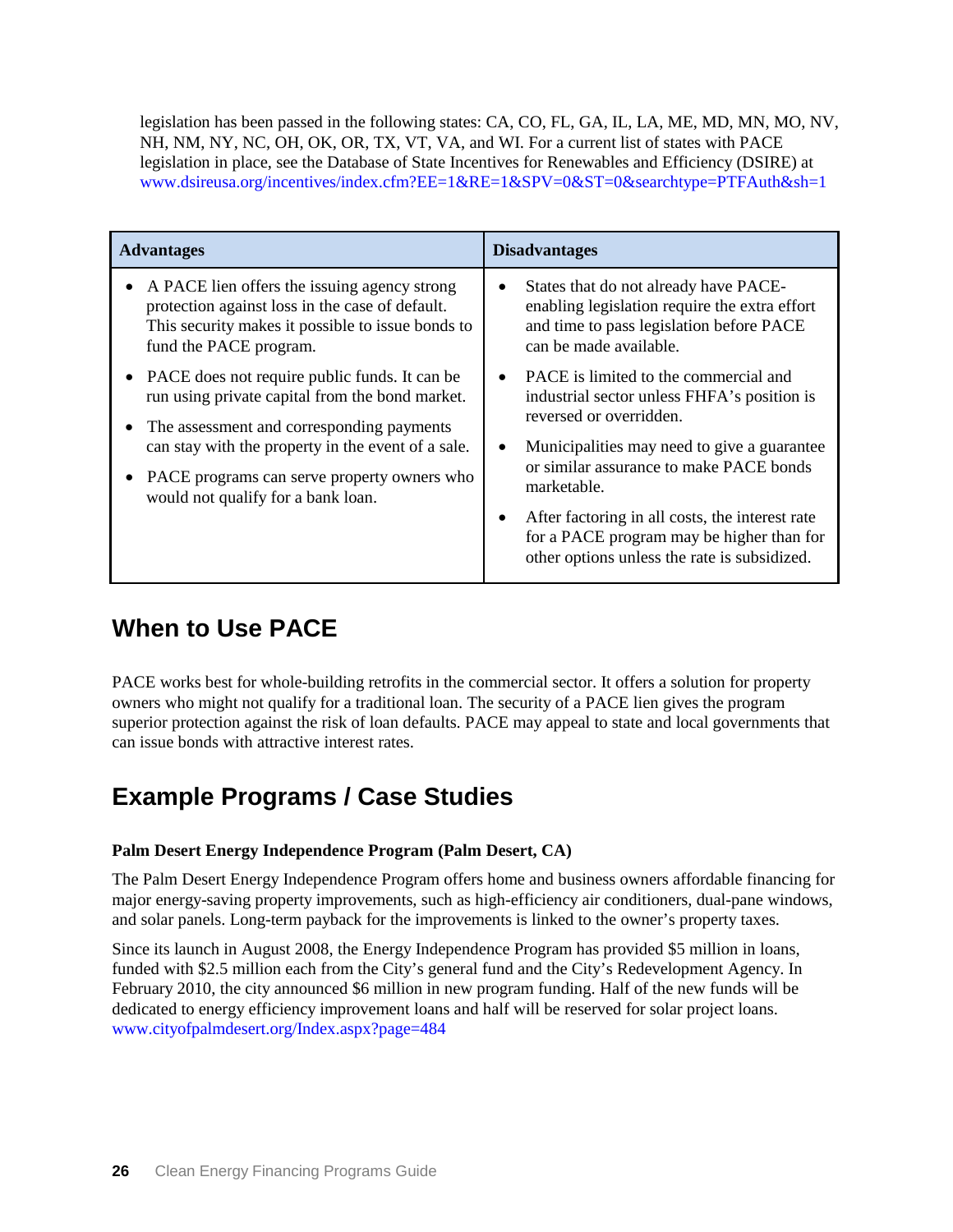legislation has been passed in the following states: CA, CO, FL, GA, IL, LA, ME, MD, MN, MO, NV, NH, NM, NY, NC, OH, OK, OR, TX, VT, VA, and WI. For a current list of states with PACE legislation in place, see the Database of State Incentives for Renewables and Efficiency (DSIRE) at www.dsireusa.org/incentives/index.cfm?EE=1&RE=1&SPV=0&ST=0&searchtype=PTFAuth&sh=1

| Advantages | Disadvantages |
| --- | --- |
| • A PACE lien offers the issuing agency strong protection against loss in the case of default. This security makes it possible to issue bonds to fund the PACE program.<br>• PACE does not require public funds. It can be run using private capital from the bond market.<br>• The assessment and corresponding payments can stay with the property in the event of a sale.<br>• PACE programs can serve property owners who would not qualify for a bank loan. | • States that do not already have PACE-enabling legislation require the extra effort and time to pass legislation before PACE can be made available.<br>• PACE is limited to the commercial and industrial sector unless FHFA's position is reversed or overridden.<br>• Municipalities may need to give a guarantee or similar assurance to make PACE bonds marketable.<br>• After factoring in all costs, the interest rate for a PACE program may be higher than for other options unless the rate is subsidized. |

## When to Use PACE

PACE works best for whole-building retrofits in the commercial sector. It offers a solution for property owners who might not qualify for a traditional loan. The security of a PACE lien gives the program superior protection against the risk of loan defaults. PACE may appeal to state and local governments that can issue bonds with attractive interest rates.

## Example Programs / Case Studies

**Palm Desert Energy Independence Program (Palm Desert, CA)**

The Palm Desert Energy Independence Program offers home and business owners affordable financing for major energy-saving property improvements, such as high-efficiency air conditioners, dual-pane windows, and solar panels. Long-term payback for the improvements is linked to the owner's property taxes.

Since its launch in August 2008, the Energy Independence Program has provided $5 million in loans, funded with $2.5 million each from the City's general fund and the City's Redevelopment Agency. In February 2010, the city announced $6 million in new program funding. Half of the new funds will be dedicated to energy efficiency improvement loans and half will be reserved for solar project loans.
www.cityofpalmdesert.org/Index.aspx?page=484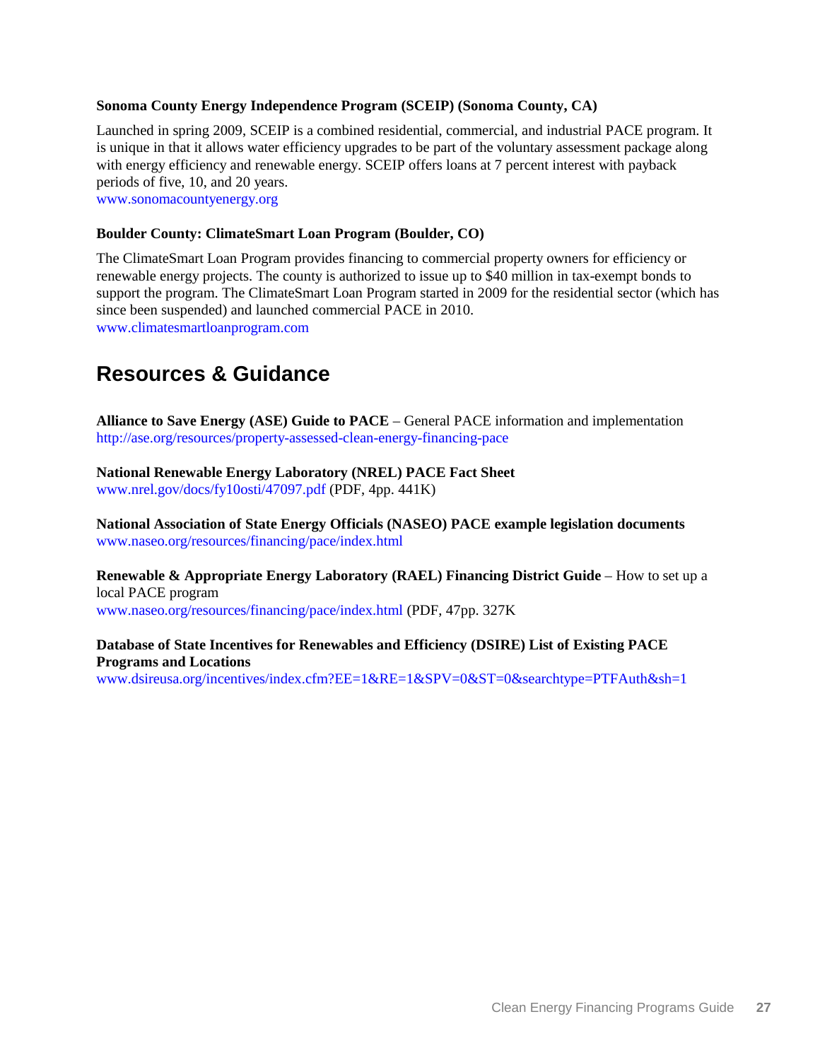**Sonoma County Energy Independence Program (SCEIP) (Sonoma County, CA)**

Launched in spring 2009, SCEIP is a combined residential, commercial, and industrial PACE program. It is unique in that it allows water efficiency upgrades to be part of the voluntary assessment package along with energy efficiency and renewable energy. SCEIP offers loans at 7 percent interest with payback periods of five, 10, and 20 years.
www.sonomacountyenergy.org

**Boulder County: ClimateSmart Loan Program (Boulder, CO)**

The ClimateSmart Loan Program provides financing to commercial property owners for efficiency or renewable energy projects. The county is authorized to issue up to $40 million in tax-exempt bonds to support the program. The ClimateSmart Loan Program started in 2009 for the residential sector (which has since been suspended) and launched commercial PACE in 2010.
www.climatesmartloanprogram.com

## Resources & Guidance

**Alliance to Save Energy (ASE) Guide to PACE** – General PACE information and implementation
http://ase.org/resources/property-assessed-clean-energy-financing-pace

**National Renewable Energy Laboratory (NREL) PACE Fact Sheet**
www.nrel.gov/docs/fy10osti/47097.pdf (PDF, 4pp. 441K)

**National Association of State Energy Officials (NASEO) PACE example legislation documents**
www.naseo.org/resources/financing/pace/index.html

**Renewable & Appropriate Energy Laboratory (RAEL) Financing District Guide** – How to set up a local PACE program
www.naseo.org/resources/financing/pace/index.html (PDF, 47pp. 327K

**Database of State Incentives for Renewables and Efficiency (DSIRE) List of Existing PACE Programs and Locations**
www.dsireusa.org/incentives/index.cfm?EE=1&RE=1&SPV=0&ST=0&searchtype=PTFAuth&sh=1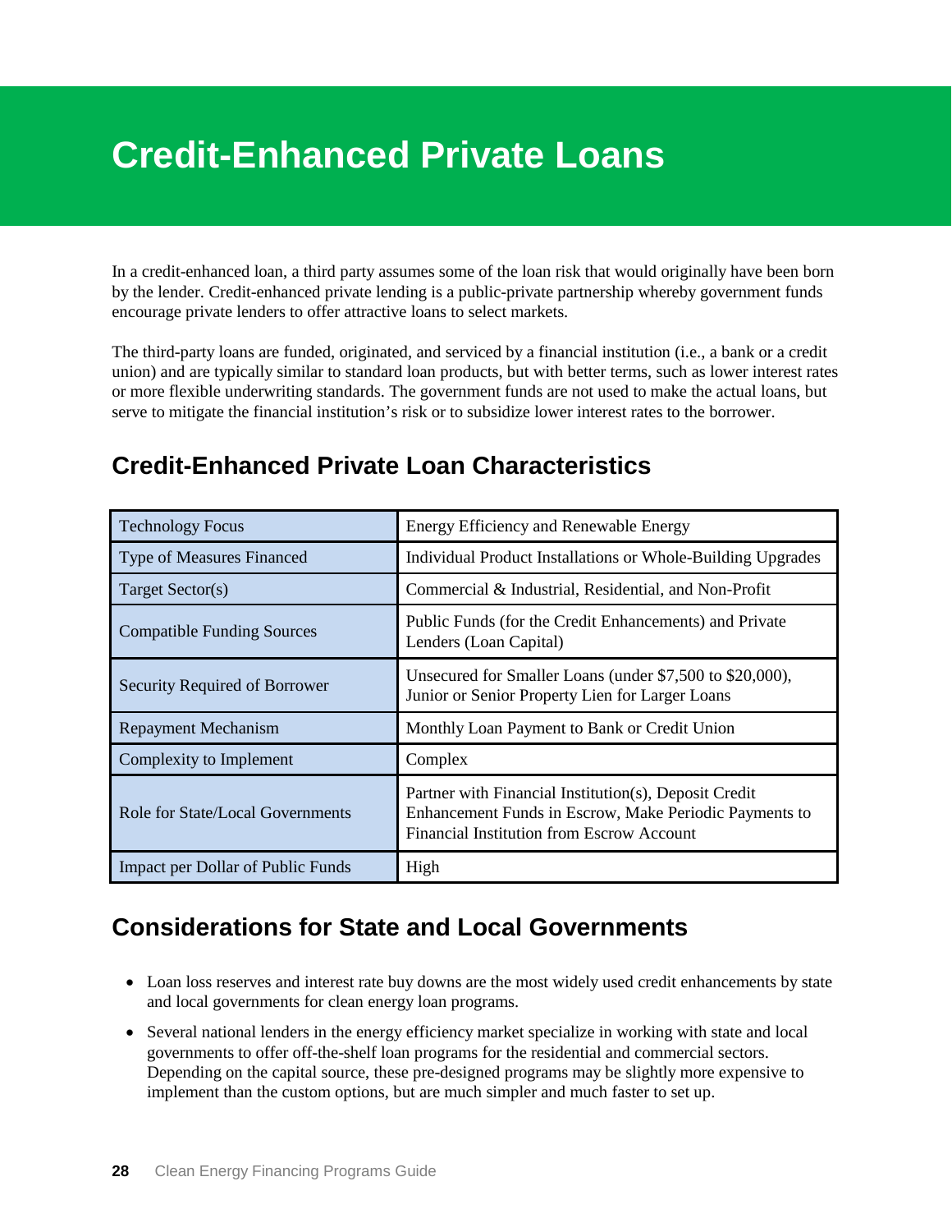# Credit-Enhanced Private Loans

In a credit-enhanced loan, a third party assumes some of the loan risk that would originally have been born by the lender. Credit-enhanced private lending is a public-private partnership whereby government funds encourage private lenders to offer attractive loans to select markets.

The third-party loans are funded, originated, and serviced by a financial institution (i.e., a bank or a credit union) and are typically similar to standard loan products, but with better terms, such as lower interest rates or more flexible underwriting standards. The government funds are not used to make the actual loans, but serve to mitigate the financial institution's risk or to subsidize lower interest rates to the borrower.

## Credit-Enhanced Private Loan Characteristics

| | |
|---|---|
| Technology Focus | Energy Efficiency and Renewable Energy |
| Type of Measures Financed | Individual Product Installations or Whole-Building Upgrades |
| Target Sector(s) | Commercial & Industrial, Residential, and Non-Profit |
| Compatible Funding Sources | Public Funds (for the Credit Enhancements) and Private Lenders (Loan Capital) |
| Security Required of Borrower | Unsecured for Smaller Loans (under $7,500 to $20,000), Junior or Senior Property Lien for Larger Loans |
| Repayment Mechanism | Monthly Loan Payment to Bank or Credit Union |
| Complexity to Implement | Complex |
| Role for State/Local Governments | Partner with Financial Institution(s), Deposit Credit Enhancement Funds in Escrow, Make Periodic Payments to Financial Institution from Escrow Account |
| Impact per Dollar of Public Funds | High |

## Considerations for State and Local Governments

- Loan loss reserves and interest rate buy downs are the most widely used credit enhancements by state and local governments for clean energy loan programs.
- Several national lenders in the energy efficiency market specialize in working with state and local governments to offer off-the-shelf loan programs for the residential and commercial sectors. Depending on the capital source, these pre-designed programs may be slightly more expensive to implement than the custom options, but are much simpler and much faster to set up.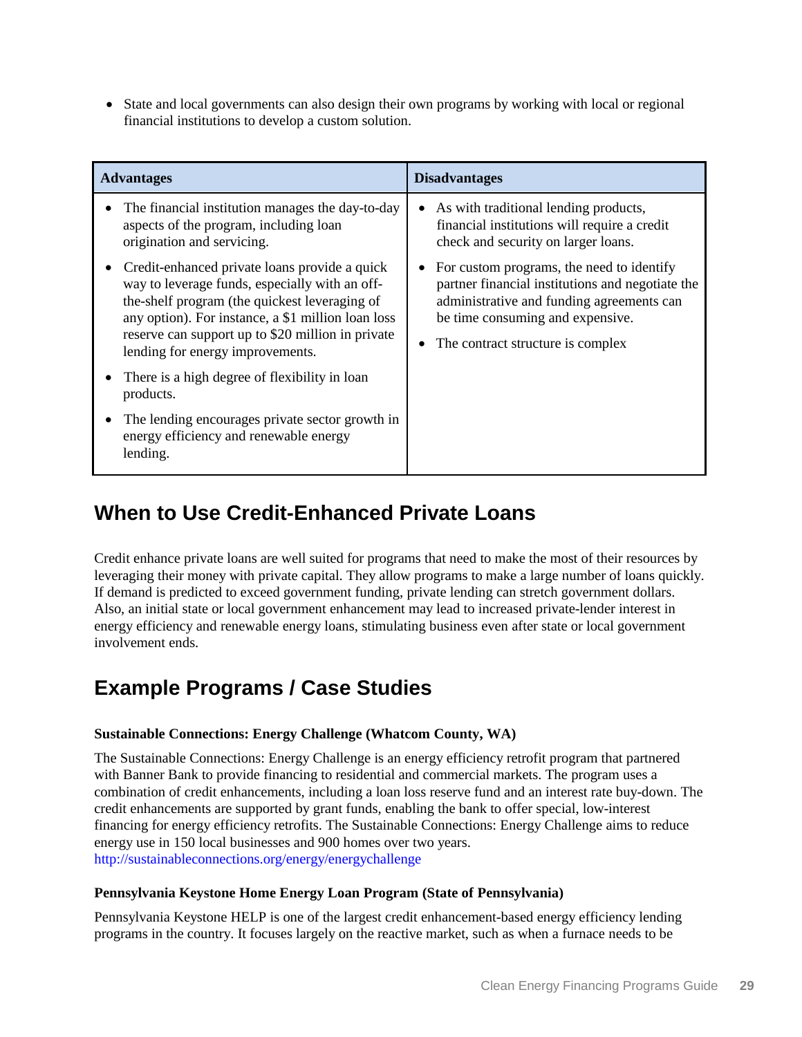- State and local governments can also design their own programs by working with local or regional financial institutions to develop a custom solution.

| Advantages | Disadvantages |
| --- | --- |
| • The financial institution manages the day-to-day aspects of the program, including loan origination and servicing.<br>• Credit-enhanced private loans provide a quick way to leverage funds, especially with an off-the-shelf program (the quickest leveraging of any option). For instance, a $1 million loan loss reserve can support up to $20 million in private lending for energy improvements.<br>• There is a high degree of flexibility in loan products.<br>• The lending encourages private sector growth in energy efficiency and renewable energy lending. | • As with traditional lending products, financial institutions will require a credit check and security on larger loans.<br>• For custom programs, the need to identify partner financial institutions and negotiate the administrative and funding agreements can be time consuming and expensive.<br>• The contract structure is complex |

## When to Use Credit-Enhanced Private Loans

Credit enhance private loans are well suited for programs that need to make the most of their resources by leveraging their money with private capital. They allow programs to make a large number of loans quickly. If demand is predicted to exceed government funding, private lending can stretch government dollars. Also, an initial state or local government enhancement may lead to increased private-lender interest in energy efficiency and renewable energy loans, stimulating business even after state or local government involvement ends.

## Example Programs / Case Studies

**Sustainable Connections: Energy Challenge (Whatcom County, WA)**

The Sustainable Connections: Energy Challenge is an energy efficiency retrofit program that partnered with Banner Bank to provide financing to residential and commercial markets. The program uses a combination of credit enhancements, including a loan loss reserve fund and an interest rate buy-down. The credit enhancements are supported by grant funds, enabling the bank to offer special, low-interest financing for energy efficiency retrofits. The Sustainable Connections: Energy Challenge aims to reduce energy use in 150 local businesses and 900 homes over two years.
http://sustainableconnections.org/energy/energychallenge

**Pennsylvania Keystone Home Energy Loan Program (State of Pennsylvania)**

Pennsylvania Keystone HELP is one of the largest credit enhancement-based energy efficiency lending programs in the country. It focuses largely on the reactive market, such as when a furnace needs to be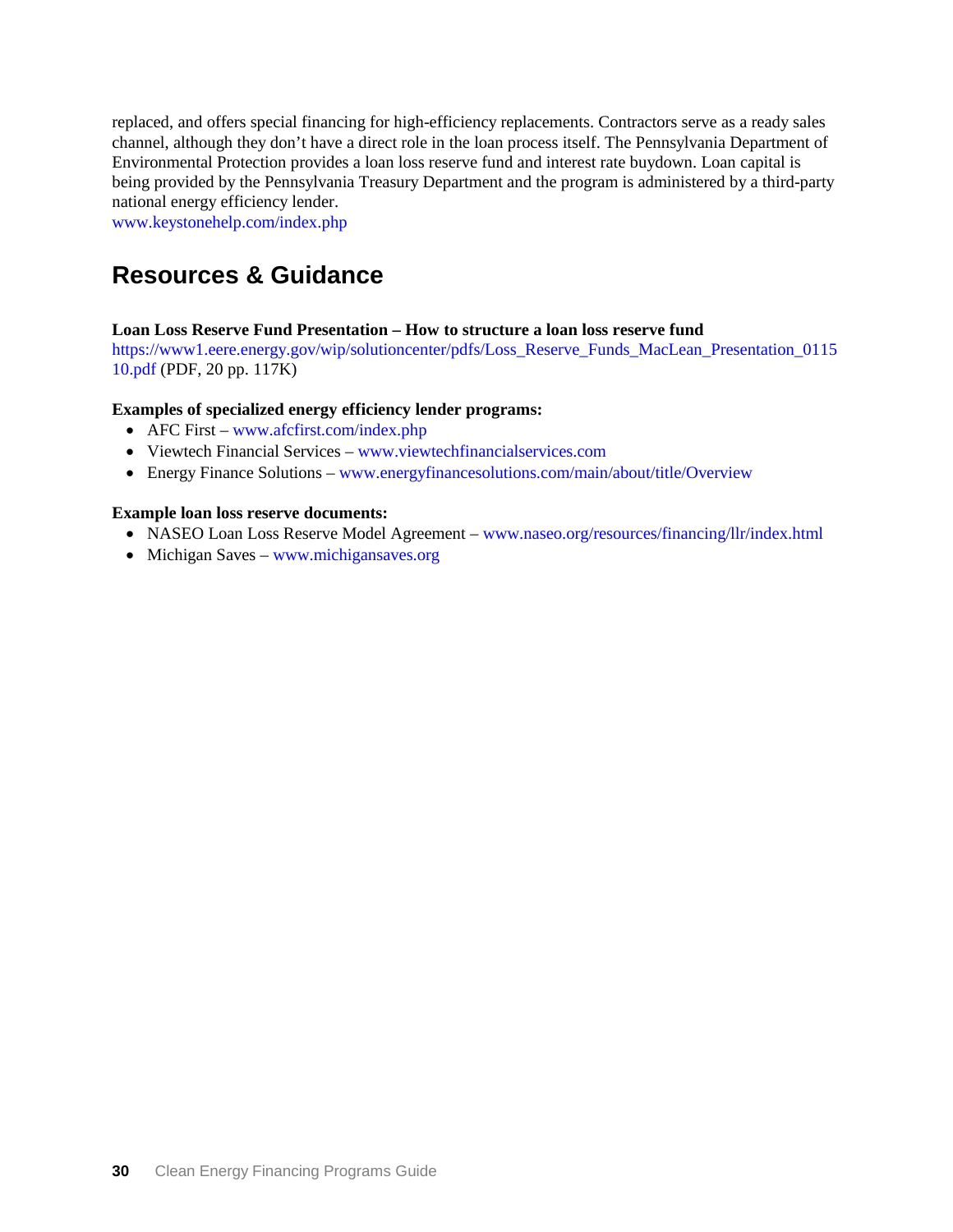replaced, and offers special financing for high-efficiency replacements. Contractors serve as a ready sales channel, although they don't have a direct role in the loan process itself. The Pennsylvania Department of Environmental Protection provides a loan loss reserve fund and interest rate buydown. Loan capital is being provided by the Pennsylvania Treasury Department and the program is administered by a third-party national energy efficiency lender.
www.keystonehelp.com/index.php

## Resources & Guidance

**Loan Loss Reserve Fund Presentation – How to structure a loan loss reserve fund**
https://www1.eere.energy.gov/wip/solutioncenter/pdfs/Loss_Reserve_Funds_MacLean_Presentation_011510.pdf (PDF, 20 pp. 117K)

**Examples of specialized energy efficiency lender programs:**

- AFC First – www.afcfirst.com/index.php
- Viewtech Financial Services – www.viewtechfinancialservices.com
- Energy Finance Solutions – www.energyfinancesolutions.com/main/about/title/Overview

**Example loan loss reserve documents:**

- NASEO Loan Loss Reserve Model Agreement – www.naseo.org/resources/financing/llr/index.html
- Michigan Saves – www.michigansaves.org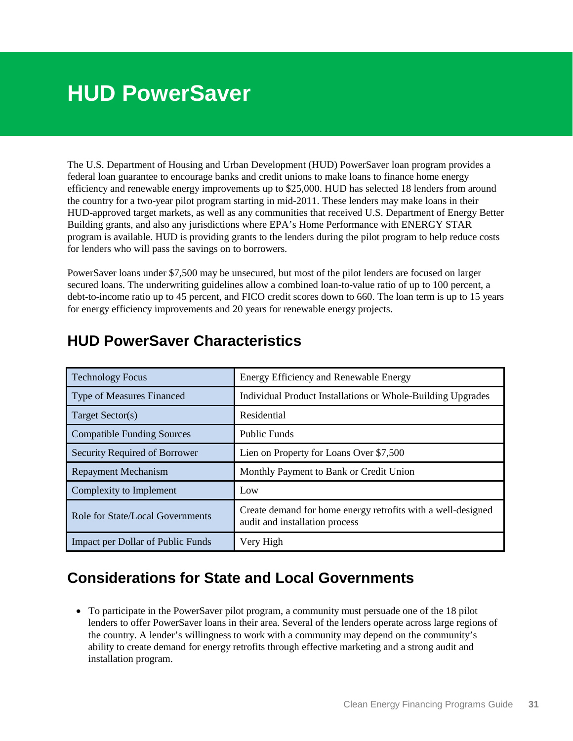# HUD PowerSaver

The U.S. Department of Housing and Urban Development (HUD) PowerSaver loan program provides a federal loan guarantee to encourage banks and credit unions to make loans to finance home energy efficiency and renewable energy improvements up to $25,000. HUD has selected 18 lenders from around the country for a two-year pilot program starting in mid-2011. These lenders may make loans in their HUD-approved target markets, as well as any communities that received U.S. Department of Energy Better Building grants, and also any jurisdictions where EPA's Home Performance with ENERGY STAR program is available. HUD is providing grants to the lenders during the pilot program to help reduce costs for lenders who will pass the savings on to borrowers.

PowerSaver loans under $7,500 may be unsecured, but most of the pilot lenders are focused on larger secured loans. The underwriting guidelines allow a combined loan-to-value ratio of up to 100 percent, a debt-to-income ratio up to 45 percent, and FICO credit scores down to 660. The loan term is up to 15 years for energy efficiency improvements and 20 years for renewable energy projects.

## HUD PowerSaver Characteristics

| | |
|---|---|
| Technology Focus | Energy Efficiency and Renewable Energy |
| Type of Measures Financed | Individual Product Installations or Whole-Building Upgrades |
| Target Sector(s) | Residential |
| Compatible Funding Sources | Public Funds |
| Security Required of Borrower | Lien on Property for Loans Over $7,500 |
| Repayment Mechanism | Monthly Payment to Bank or Credit Union |
| Complexity to Implement | Low |
| Role for State/Local Governments | Create demand for home energy retrofits with a well-designed audit and installation process |
| Impact per Dollar of Public Funds | Very High |

## Considerations for State and Local Governments

- To participate in the PowerSaver pilot program, a community must persuade one of the 18 pilot lenders to offer PowerSaver loans in their area. Several of the lenders operate across large regions of the country. A lender's willingness to work with a community may depend on the community's ability to create demand for energy retrofits through effective marketing and a strong audit and installation program.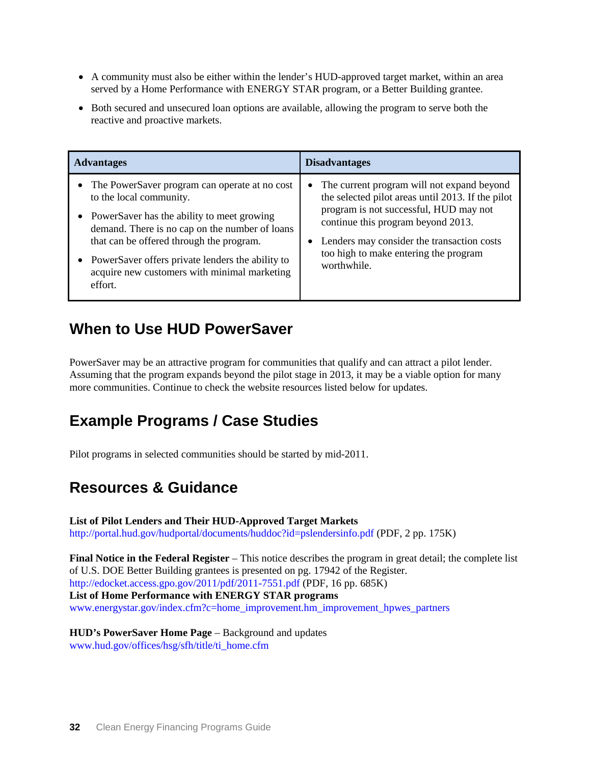- A community must also be either within the lender's HUD-approved target market, within an area served by a Home Performance with ENERGY STAR program, or a Better Building grantee.
- Both secured and unsecured loan options are available, allowing the program to serve both the reactive and proactive markets.

| Advantages | Disadvantages |
| --- | --- |
| • The PowerSaver program can operate at no cost to the local community.<br>• PowerSaver has the ability to meet growing demand. There is no cap on the number of loans that can be offered through the program.<br>• PowerSaver offers private lenders the ability to acquire new customers with minimal marketing effort. | • The current program will not expand beyond the selected pilot areas until 2013. If the pilot program is not successful, HUD may not continue this program beyond 2013.<br>• Lenders may consider the transaction costs too high to make entering the program worthwhile. |

## When to Use HUD PowerSaver

PowerSaver may be an attractive program for communities that qualify and can attract a pilot lender. Assuming that the program expands beyond the pilot stage in 2013, it may be a viable option for many more communities. Continue to check the website resources listed below for updates.

## Example Programs / Case Studies

Pilot programs in selected communities should be started by mid-2011.

## Resources & Guidance

**List of Pilot Lenders and Their HUD-Approved Target Markets**
http://portal.hud.gov/hudportal/documents/huddoc?id=pslendersinfo.pdf (PDF, 2 pp. 175K)

**Final Notice in the Federal Register** – This notice describes the program in great detail; the complete list of U.S. DOE Better Building grantees is presented on pg. 17942 of the Register.
http://edocket.access.gpo.gov/2011/pdf/2011-7551.pdf (PDF, 16 pp. 685K)
**List of Home Performance with ENERGY STAR programs**
www.energystar.gov/index.cfm?c=home_improvement.hm_improvement_hpwes_partners

**HUD's PowerSaver Home Page** – Background and updates
www.hud.gov/offices/hsg/sfh/title/ti_home.cfm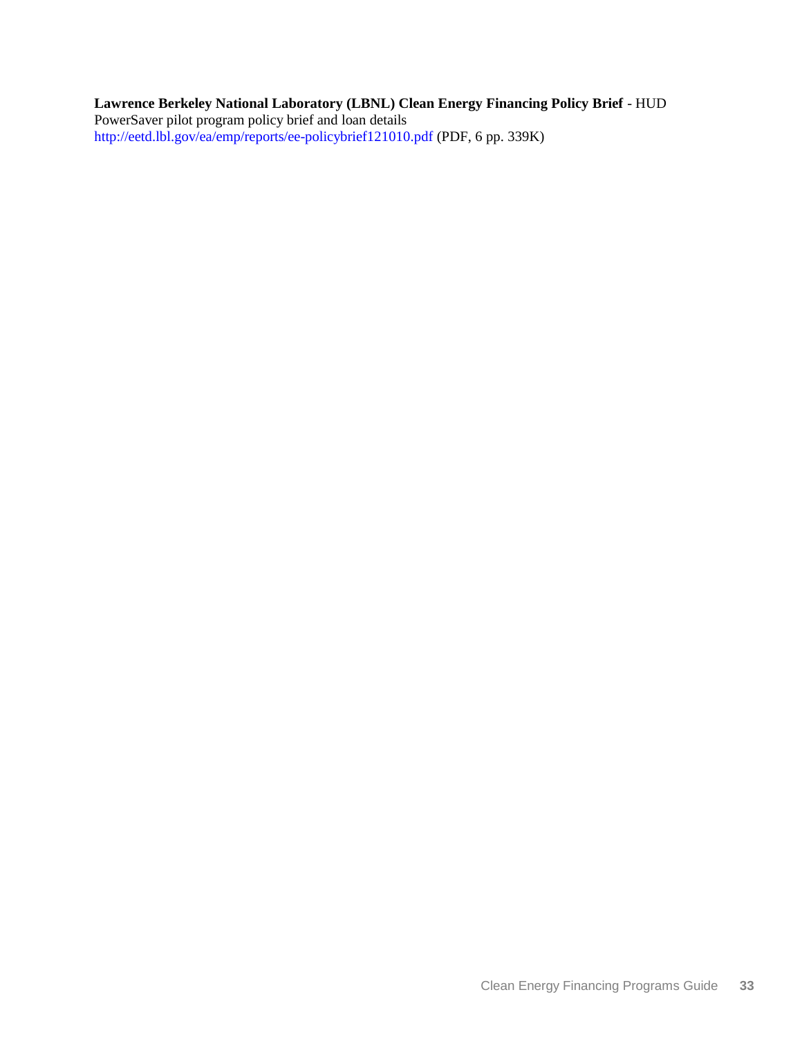**Lawrence Berkeley National Laboratory (LBNL) Clean Energy Financing Policy Brief** - HUD PowerSaver pilot program policy brief and loan details
http://eetd.lbl.gov/ea/emp/reports/ee-policybrief121010.pdf (PDF, 6 pp. 339K)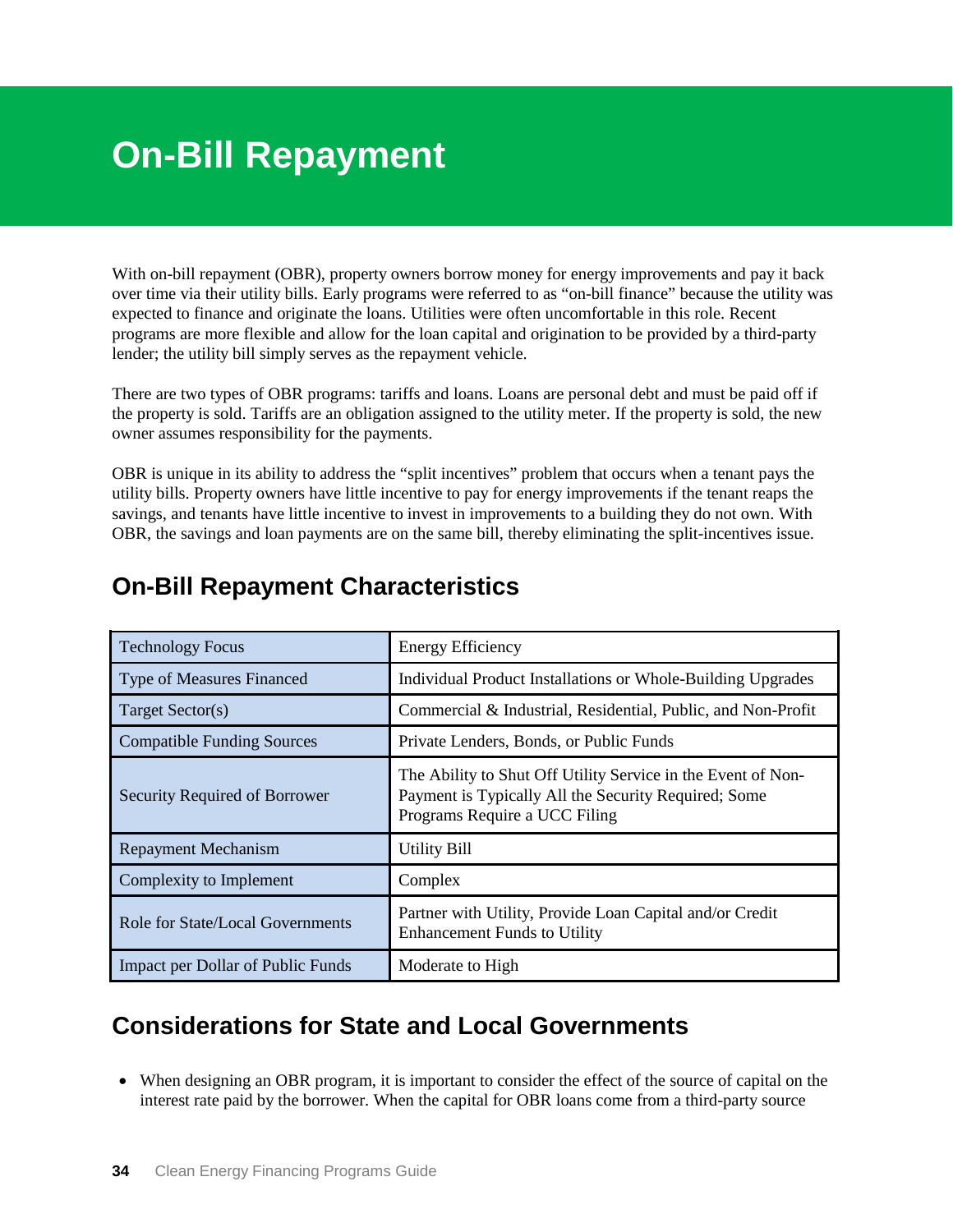# On-Bill Repayment

With on-bill repayment (OBR), property owners borrow money for energy improvements and pay it back over time via their utility bills. Early programs were referred to as "on-bill finance" because the utility was expected to finance and originate the loans. Utilities were often uncomfortable in this role. Recent programs are more flexible and allow for the loan capital and origination to be provided by a third-party lender; the utility bill simply serves as the repayment vehicle.

There are two types of OBR programs: tariffs and loans. Loans are personal debt and must be paid off if the property is sold. Tariffs are an obligation assigned to the utility meter. If the property is sold, the new owner assumes responsibility for the payments.

OBR is unique in its ability to address the "split incentives" problem that occurs when a tenant pays the utility bills. Property owners have little incentive to pay for energy improvements if the tenant reaps the savings, and tenants have little incentive to invest in improvements to a building they do not own. With OBR, the savings and loan payments are on the same bill, thereby eliminating the split-incentives issue.

## On-Bill Repayment Characteristics

| | |
|---|---|
| Technology Focus | Energy Efficiency |
| Type of Measures Financed | Individual Product Installations or Whole-Building Upgrades |
| Target Sector(s) | Commercial & Industrial, Residential, Public, and Non-Profit |
| Compatible Funding Sources | Private Lenders, Bonds, or Public Funds |
| Security Required of Borrower | The Ability to Shut Off Utility Service in the Event of Non-Payment is Typically All the Security Required; Some Programs Require a UCC Filing |
| Repayment Mechanism | Utility Bill |
| Complexity to Implement | Complex |
| Role for State/Local Governments | Partner with Utility, Provide Loan Capital and/or Credit Enhancement Funds to Utility |
| Impact per Dollar of Public Funds | Moderate to High |

## Considerations for State and Local Governments

- When designing an OBR program, it is important to consider the effect of the source of capital on the interest rate paid by the borrower. When the capital for OBR loans come from a third-party source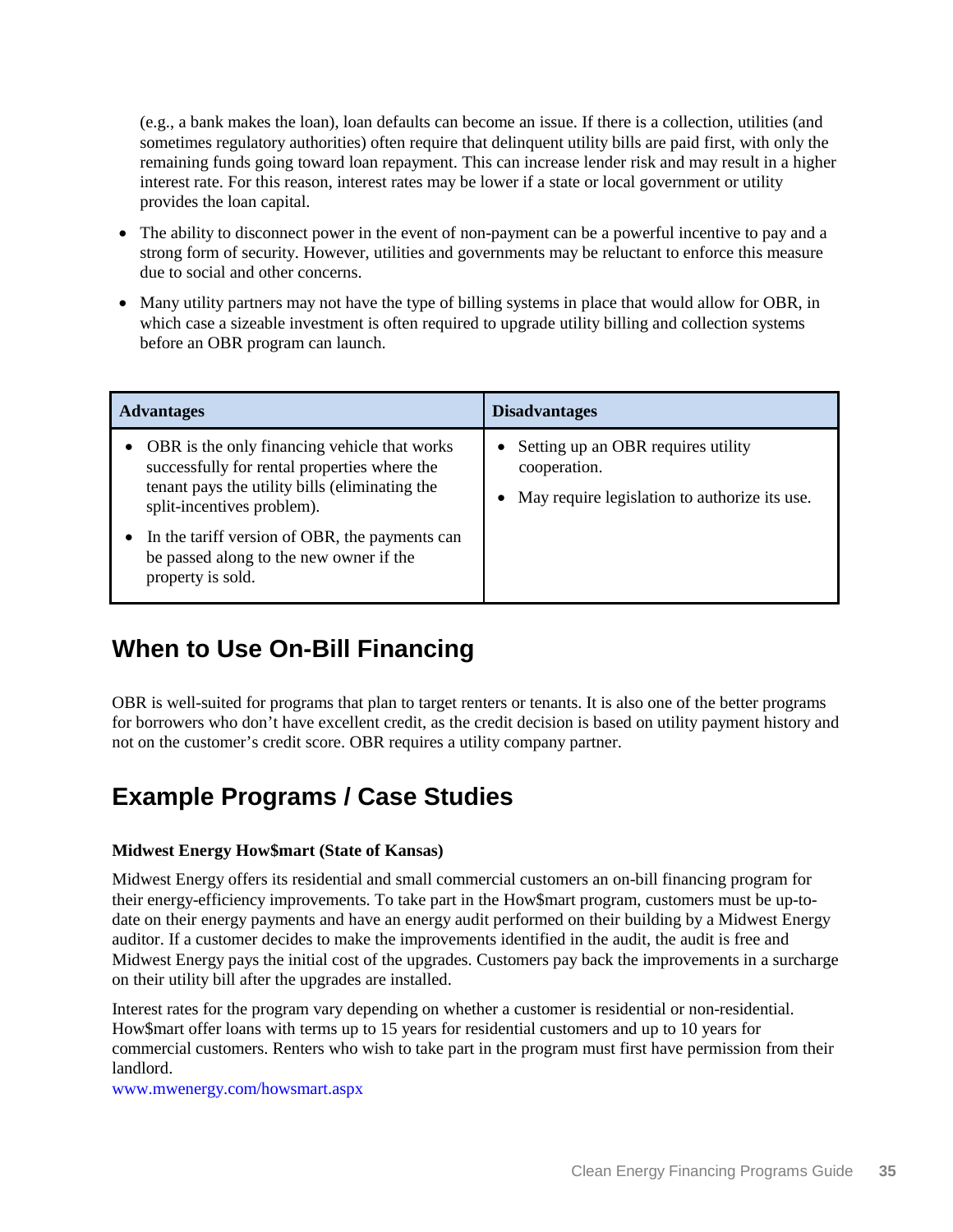(e.g., a bank makes the loan), loan defaults can become an issue. If there is a collection, utilities (and sometimes regulatory authorities) often require that delinquent utility bills are paid first, with only the remaining funds going toward loan repayment. This can increase lender risk and may result in a higher interest rate. For this reason, interest rates may be lower if a state or local government or utility provides the loan capital.

- The ability to disconnect power in the event of non-payment can be a powerful incentive to pay and a strong form of security. However, utilities and governments may be reluctant to enforce this measure due to social and other concerns.
- Many utility partners may not have the type of billing systems in place that would allow for OBR, in which case a sizeable investment is often required to upgrade utility billing and collection systems before an OBR program can launch.

| Advantages | Disadvantages |
| --- | --- |
| • OBR is the only financing vehicle that works successfully for rental properties where the tenant pays the utility bills (eliminating the split-incentives problem).<br>• In the tariff version of OBR, the payments can be passed along to the new owner if the property is sold. | • Setting up an OBR requires utility cooperation.<br>• May require legislation to authorize its use. |

## When to Use On-Bill Financing

OBR is well-suited for programs that plan to target renters or tenants. It is also one of the better programs for borrowers who don't have excellent credit, as the credit decision is based on utility payment history and not on the customer's credit score. OBR requires a utility company partner.

## Example Programs / Case Studies

**Midwest Energy How$mart (State of Kansas)**

Midwest Energy offers its residential and small commercial customers an on-bill financing program for their energy-efficiency improvements. To take part in the How$mart program, customers must be up-to-date on their energy payments and have an energy audit performed on their building by a Midwest Energy auditor. If a customer decides to make the improvements identified in the audit, the audit is free and Midwest Energy pays the initial cost of the upgrades. Customers pay back the improvements in a surcharge on their utility bill after the upgrades are installed.

Interest rates for the program vary depending on whether a customer is residential or non-residential. How$mart offer loans with terms up to 15 years for residential customers and up to 10 years for commercial customers. Renters who wish to take part in the program must first have permission from their landlord.
www.mwenergy.com/howsmart.aspx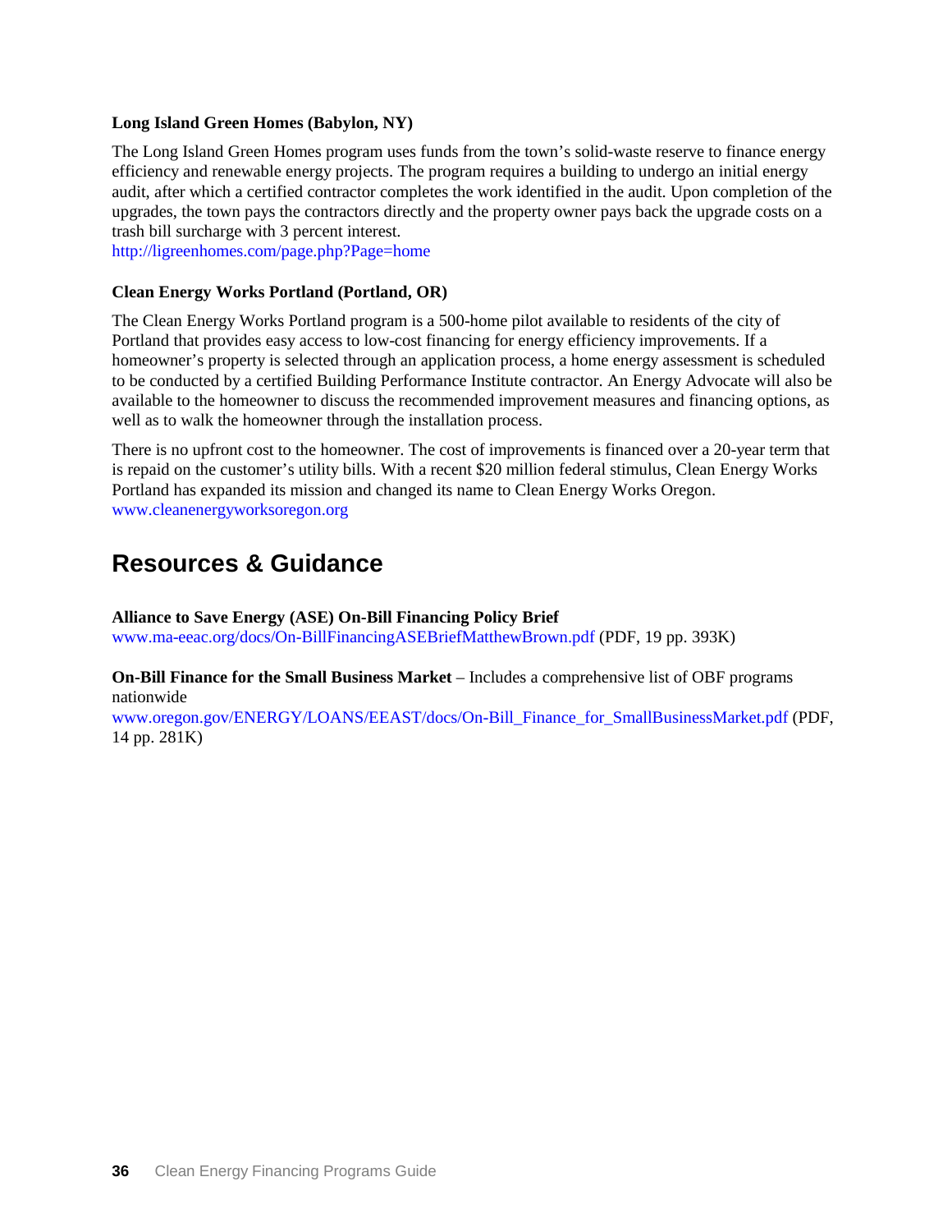**Long Island Green Homes (Babylon, NY)**

The Long Island Green Homes program uses funds from the town's solid-waste reserve to finance energy efficiency and renewable energy projects. The program requires a building to undergo an initial energy audit, after which a certified contractor completes the work identified in the audit. Upon completion of the upgrades, the town pays the contractors directly and the property owner pays back the upgrade costs on a trash bill surcharge with 3 percent interest.
http://ligreenhomes.com/page.php?Page=home

**Clean Energy Works Portland (Portland, OR)**

The Clean Energy Works Portland program is a 500-home pilot available to residents of the city of Portland that provides easy access to low-cost financing for energy efficiency improvements. If a homeowner's property is selected through an application process, a home energy assessment is scheduled to be conducted by a certified Building Performance Institute contractor. An Energy Advocate will also be available to the homeowner to discuss the recommended improvement measures and financing options, as well as to walk the homeowner through the installation process.

There is no upfront cost to the homeowner. The cost of improvements is financed over a 20-year term that is repaid on the customer's utility bills. With a recent $20 million federal stimulus, Clean Energy Works Portland has expanded its mission and changed its name to Clean Energy Works Oregon.
www.cleanenergyworksoregon.org

## Resources & Guidance

**Alliance to Save Energy (ASE) On-Bill Financing Policy Brief**
www.ma-eeac.org/docs/On-BillFinancingASEBriefMatthewBrown.pdf (PDF, 19 pp. 393K)

**On-Bill Finance for the Small Business Market** – Includes a comprehensive list of OBF programs nationwide
www.oregon.gov/ENERGY/LOANS/EEAST/docs/On-Bill_Finance_for_SmallBusinessMarket.pdf (PDF, 14 pp. 281K)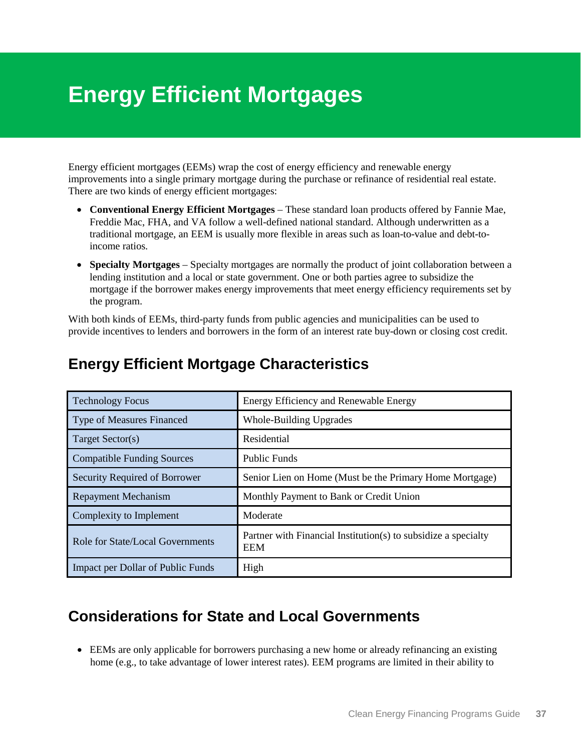# Energy Efficient Mortgages

Energy efficient mortgages (EEMs) wrap the cost of energy efficiency and renewable energy improvements into a single primary mortgage during the purchase or refinance of residential real estate. There are two kinds of energy efficient mortgages:

- **Conventional Energy Efficient Mortgages** – These standard loan products offered by Fannie Mae, Freddie Mac, FHA, and VA follow a well-defined national standard. Although underwritten as a traditional mortgage, an EEM is usually more flexible in areas such as loan-to-value and debt-to-income ratios.
- **Specialty Mortgages** – Specialty mortgages are normally the product of joint collaboration between a lending institution and a local or state government. One or both parties agree to subsidize the mortgage if the borrower makes energy improvements that meet energy efficiency requirements set by the program.

With both kinds of EEMs, third-party funds from public agencies and municipalities can be used to provide incentives to lenders and borrowers in the form of an interest rate buy-down or closing cost credit.

## Energy Efficient Mortgage Characteristics

| | |
|---|---|
| Technology Focus | Energy Efficiency and Renewable Energy |
| Type of Measures Financed | Whole-Building Upgrades |
| Target Sector(s) | Residential |
| Compatible Funding Sources | Public Funds |
| Security Required of Borrower | Senior Lien on Home (Must be the Primary Home Mortgage) |
| Repayment Mechanism | Monthly Payment to Bank or Credit Union |
| Complexity to Implement | Moderate |
| Role for State/Local Governments | Partner with Financial Institution(s) to subsidize a specialty EEM |
| Impact per Dollar of Public Funds | High |

## Considerations for State and Local Governments

- EEMs are only applicable for borrowers purchasing a new home or already refinancing an existing home (e.g., to take advantage of lower interest rates). EEM programs are limited in their ability to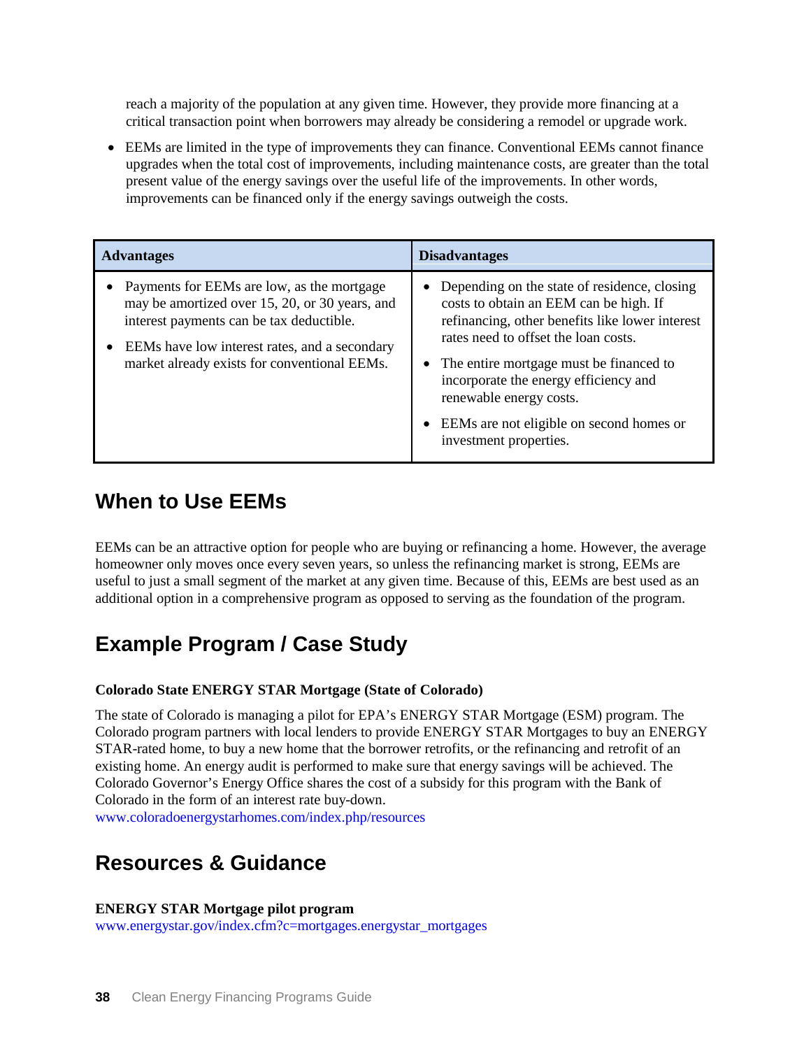reach a majority of the population at any given time. However, they provide more financing at a critical transaction point when borrowers may already be considering a remodel or upgrade work.

- EEMs are limited in the type of improvements they can finance. Conventional EEMs cannot finance upgrades when the total cost of improvements, including maintenance costs, are greater than the total present value of the energy savings over the useful life of the improvements. In other words, improvements can be financed only if the energy savings outweigh the costs.

| Advantages | Disadvantages |
|---|---|
| • Payments for EEMs are low, as the mortgage may be amortized over 15, 20, or 30 years, and interest payments can be tax deductible.<br>• EEMs have low interest rates, and a secondary market already exists for conventional EEMs. | • Depending on the state of residence, closing costs to obtain an EEM can be high. If refinancing, other benefits like lower interest rates need to offset the loan costs.<br>• The entire mortgage must be financed to incorporate the energy efficiency and renewable energy costs.<br>• EEMs are not eligible on second homes or investment properties. |

## When to Use EEMs

EEMs can be an attractive option for people who are buying or refinancing a home. However, the average homeowner only moves once every seven years, so unless the refinancing market is strong, EEMs are useful to just a small segment of the market at any given time. Because of this, EEMs are best used as an additional option in a comprehensive program as opposed to serving as the foundation of the program.

## Example Program / Case Study

**Colorado State ENERGY STAR Mortgage (State of Colorado)**

The state of Colorado is managing a pilot for EPA's ENERGY STAR Mortgage (ESM) program. The Colorado program partners with local lenders to provide ENERGY STAR Mortgages to buy an ENERGY STAR-rated home, to buy a new home that the borrower retrofits, or the refinancing and retrofit of an existing home. An energy audit is performed to make sure that energy savings will be achieved. The Colorado Governor's Energy Office shares the cost of a subsidy for this program with the Bank of Colorado in the form of an interest rate buy-down.
www.coloradoenergystarhomes.com/index.php/resources

## Resources & Guidance

**ENERGY STAR Mortgage pilot program**
www.energystar.gov/index.cfm?c=mortgages.energystar_mortgages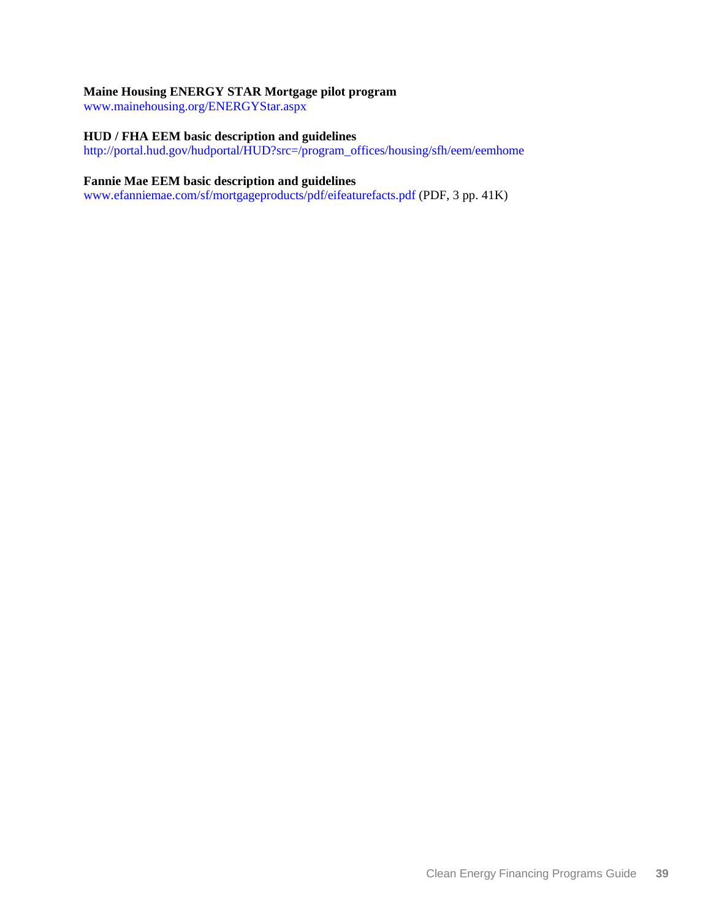**Maine Housing ENERGY STAR Mortgage pilot program**
www.mainehousing.org/ENERGYStar.aspx

**HUD / FHA EEM basic description and guidelines**
http://portal.hud.gov/hudportal/HUD?src=/program_offices/housing/sfh/eem/eemhome

**Fannie Mae EEM basic description and guidelines**
www.efanniemae.com/sf/mortgageproducts/pdf/eifeaturefacts.pdf (PDF, 3 pp. 41K)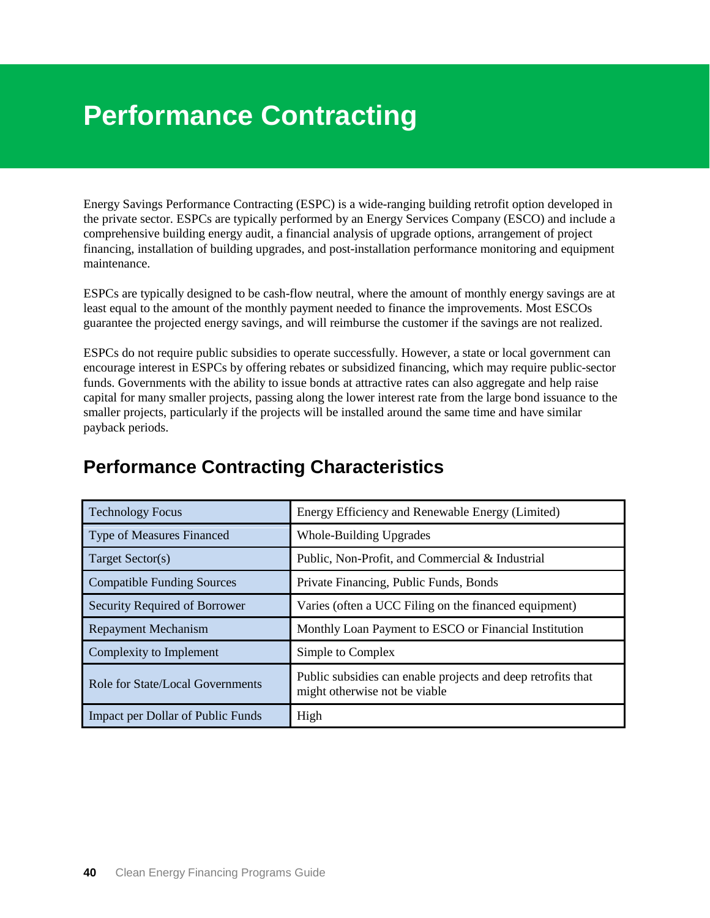# Performance Contracting

Energy Savings Performance Contracting (ESPC) is a wide-ranging building retrofit option developed in the private sector. ESPCs are typically performed by an Energy Services Company (ESCO) and include a comprehensive building energy audit, a financial analysis of upgrade options, arrangement of project financing, installation of building upgrades, and post-installation performance monitoring and equipment maintenance.

ESPCs are typically designed to be cash-flow neutral, where the amount of monthly energy savings are at least equal to the amount of the monthly payment needed to finance the improvements. Most ESCOs guarantee the projected energy savings, and will reimburse the customer if the savings are not realized.

ESPCs do not require public subsidies to operate successfully. However, a state or local government can encourage interest in ESPCs by offering rebates or subsidized financing, which may require public-sector funds. Governments with the ability to issue bonds at attractive rates can also aggregate and help raise capital for many smaller projects, passing along the lower interest rate from the large bond issuance to the smaller projects, particularly if the projects will be installed around the same time and have similar payback periods.

## Performance Contracting Characteristics

| | |
|---|---|
| Technology Focus | Energy Efficiency and Renewable Energy (Limited) |
| Type of Measures Financed | Whole-Building Upgrades |
| Target Sector(s) | Public, Non-Profit, and Commercial & Industrial |
| Compatible Funding Sources | Private Financing, Public Funds, Bonds |
| Security Required of Borrower | Varies (often a UCC Filing on the financed equipment) |
| Repayment Mechanism | Monthly Loan Payment to ESCO or Financial Institution |
| Complexity to Implement | Simple to Complex |
| Role for State/Local Governments | Public subsidies can enable projects and deep retrofits that might otherwise not be viable |
| Impact per Dollar of Public Funds | High |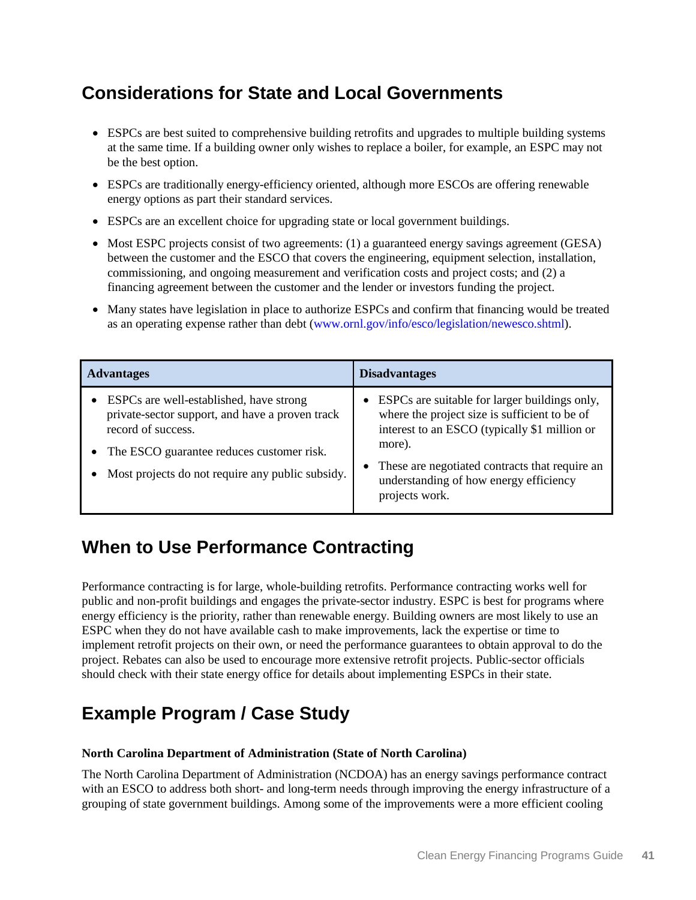## Considerations for State and Local Governments

- ESPCs are best suited to comprehensive building retrofits and upgrades to multiple building systems at the same time. If a building owner only wishes to replace a boiler, for example, an ESPC may not be the best option.
- ESPCs are traditionally energy-efficiency oriented, although more ESCOs are offering renewable energy options as part their standard services.
- ESPCs are an excellent choice for upgrading state or local government buildings.
- Most ESPC projects consist of two agreements: (1) a guaranteed energy savings agreement (GESA) between the customer and the ESCO that covers the engineering, equipment selection, installation, commissioning, and ongoing measurement and verification costs and project costs; and (2) a financing agreement between the customer and the lender or investors funding the project.
- Many states have legislation in place to authorize ESPCs and confirm that financing would be treated as an operating expense rather than debt (www.ornl.gov/info/esco/legislation/newesco.shtml).

| Advantages | Disadvantages |
| --- | --- |
| • ESPCs are well-established, have strong private-sector support, and have a proven track record of success.<br>• The ESCO guarantee reduces customer risk.<br>• Most projects do not require any public subsidy. | • ESPCs are suitable for larger buildings only, where the project size is sufficient to be of interest to an ESCO (typically $1 million or more).<br>• These are negotiated contracts that require an understanding of how energy efficiency projects work. |

## When to Use Performance Contracting

Performance contracting is for large, whole-building retrofits. Performance contracting works well for public and non-profit buildings and engages the private-sector industry. ESPC is best for programs where energy efficiency is the priority, rather than renewable energy. Building owners are most likely to use an ESPC when they do not have available cash to make improvements, lack the expertise or time to implement retrofit projects on their own, or need the performance guarantees to obtain approval to do the project. Rebates can also be used to encourage more extensive retrofit projects. Public-sector officials should check with their state energy office for details about implementing ESPCs in their state.

## Example Program / Case Study

**North Carolina Department of Administration (State of North Carolina)**

The North Carolina Department of Administration (NCDOA) has an energy savings performance contract with an ESCO to address both short- and long-term needs through improving the energy infrastructure of a grouping of state government buildings. Among some of the improvements were a more efficient cooling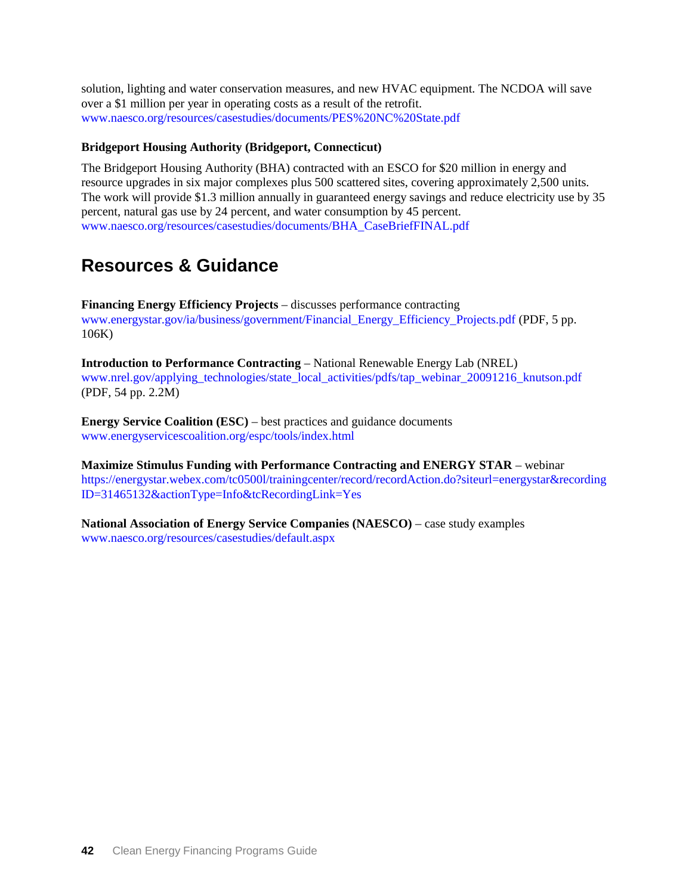solution, lighting and water conservation measures, and new HVAC equipment. The NCDOA will save over a $1 million per year in operating costs as a result of the retrofit.
www.naesco.org/resources/casestudies/documents/PES%20NC%20State.pdf

**Bridgeport Housing Authority (Bridgeport, Connecticut)**

The Bridgeport Housing Authority (BHA) contracted with an ESCO for $20 million in energy and resource upgrades in six major complexes plus 500 scattered sites, covering approximately 2,500 units. The work will provide $1.3 million annually in guaranteed energy savings and reduce electricity use by 35 percent, natural gas use by 24 percent, and water consumption by 45 percent.
www.naesco.org/resources/casestudies/documents/BHA_CaseBriefFINAL.pdf

## Resources & Guidance

**Financing Energy Efficiency Projects** – discusses performance contracting
www.energystar.gov/ia/business/government/Financial_Energy_Efficiency_Projects.pdf (PDF, 5 pp. 106K)

**Introduction to Performance Contracting** – National Renewable Energy Lab (NREL)
www.nrel.gov/applying_technologies/state_local_activities/pdfs/tap_webinar_20091216_knutson.pdf (PDF, 54 pp. 2.2M)

**Energy Service Coalition (ESC)** – best practices and guidance documents
www.energyservicescoalition.org/espc/tools/index.html

**Maximize Stimulus Funding with Performance Contracting and ENERGY STAR** – webinar
https://energystar.webex.com/tc0500l/trainingcenter/record/recordAction.do?siteurl=energystar&recordingID=31465132&actionType=Info&tcRecordingLink=Yes

**National Association of Energy Service Companies (NAESCO)** – case study examples
www.naesco.org/resources/casestudies/default.aspx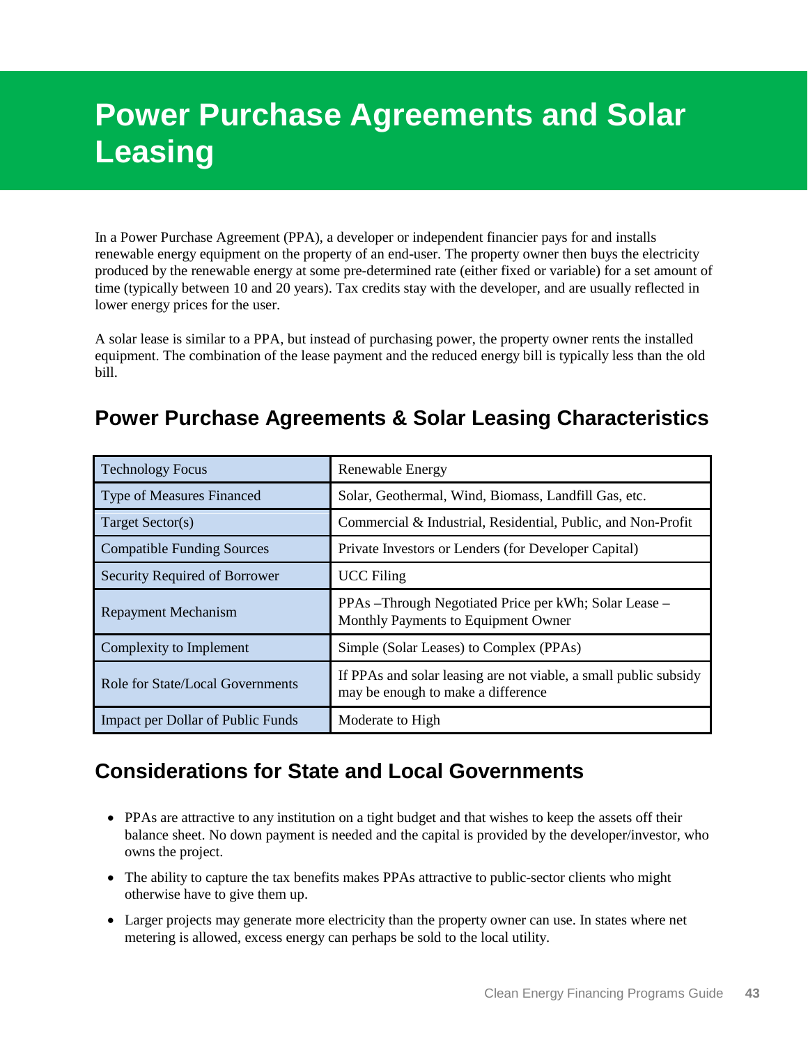# Power Purchase Agreements and Solar Leasing

In a Power Purchase Agreement (PPA), a developer or independent financier pays for and installs renewable energy equipment on the property of an end-user. The property owner then buys the electricity produced by the renewable energy at some pre-determined rate (either fixed or variable) for a set amount of time (typically between 10 and 20 years). Tax credits stay with the developer, and are usually reflected in lower energy prices for the user.

A solar lease is similar to a PPA, but instead of purchasing power, the property owner rents the installed equipment. The combination of the lease payment and the reduced energy bill is typically less than the old bill.

## Power Purchase Agreements & Solar Leasing Characteristics

| | |
|---|---|
| Technology Focus | Renewable Energy |
| Type of Measures Financed | Solar, Geothermal, Wind, Biomass, Landfill Gas, etc. |
| Target Sector(s) | Commercial & Industrial, Residential, Public, and Non-Profit |
| Compatible Funding Sources | Private Investors or Lenders (for Developer Capital) |
| Security Required of Borrower | UCC Filing |
| Repayment Mechanism | PPAs –Through Negotiated Price per kWh; Solar Lease – Monthly Payments to Equipment Owner |
| Complexity to Implement | Simple (Solar Leases) to Complex (PPAs) |
| Role for State/Local Governments | If PPAs and solar leasing are not viable, a small public subsidy may be enough to make a difference |
| Impact per Dollar of Public Funds | Moderate to High |

## Considerations for State and Local Governments

- PPAs are attractive to any institution on a tight budget and that wishes to keep the assets off their balance sheet. No down payment is needed and the capital is provided by the developer/investor, who owns the project.
- The ability to capture the tax benefits makes PPAs attractive to public-sector clients who might otherwise have to give them up.
- Larger projects may generate more electricity than the property owner can use. In states where net metering is allowed, excess energy can perhaps be sold to the local utility.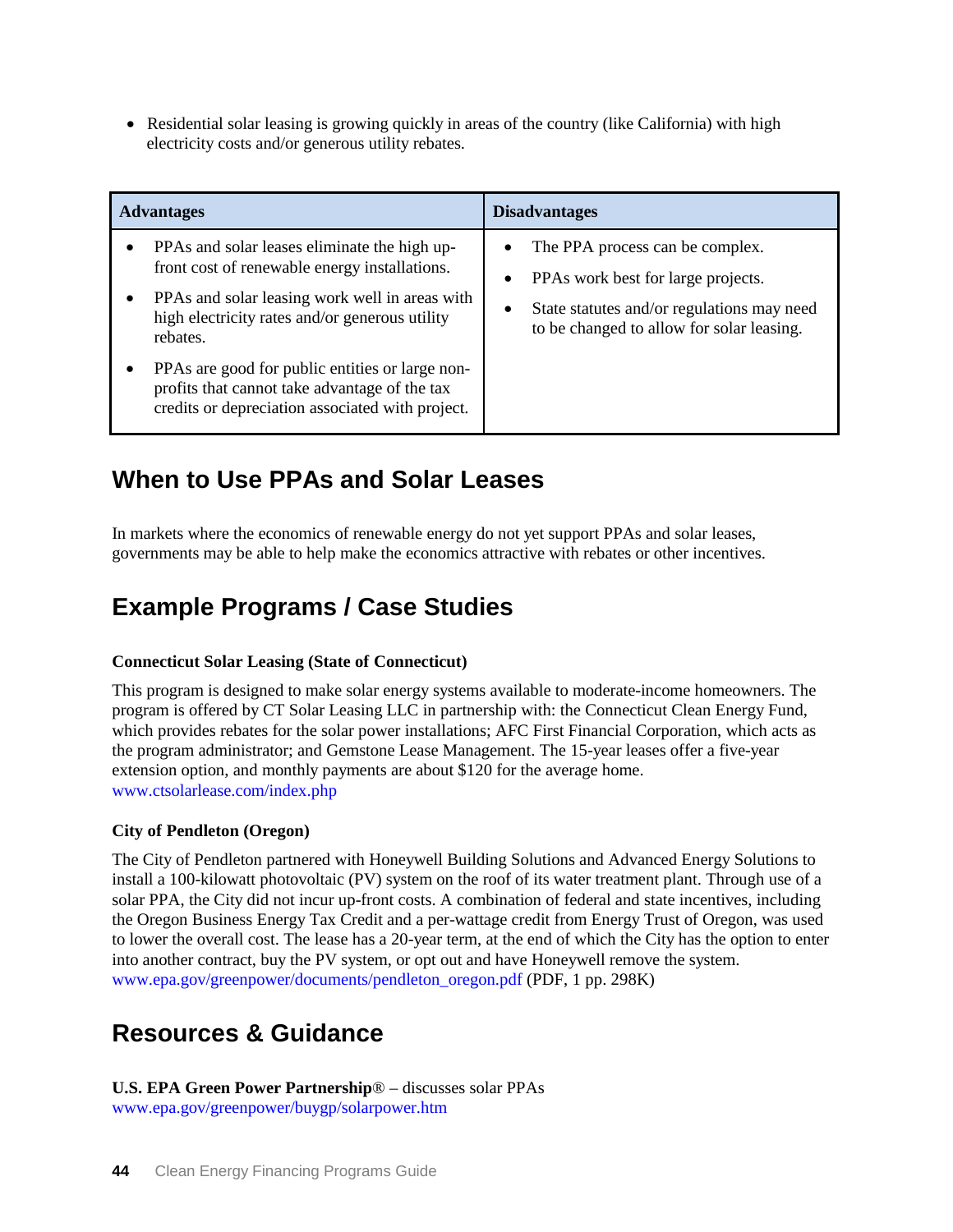- Residential solar leasing is growing quickly in areas of the country (like California) with high electricity costs and/or generous utility rebates.

| Advantages | Disadvantages |
|---|---|
| • PPAs and solar leases eliminate the high up-front cost of renewable energy installations.<br>• PPAs and solar leasing work well in areas with high electricity rates and/or generous utility rebates.<br>• PPAs are good for public entities or large non-profits that cannot take advantage of the tax credits or depreciation associated with project. | • The PPA process can be complex.<br>• PPAs work best for large projects.<br>• State statutes and/or regulations may need to be changed to allow for solar leasing. |

## When to Use PPAs and Solar Leases

In markets where the economics of renewable energy do not yet support PPAs and solar leases, governments may be able to help make the economics attractive with rebates or other incentives.

## Example Programs / Case Studies

**Connecticut Solar Leasing (State of Connecticut)**

This program is designed to make solar energy systems available to moderate-income homeowners. The program is offered by CT Solar Leasing LLC in partnership with: the Connecticut Clean Energy Fund, which provides rebates for the solar power installations; AFC First Financial Corporation, which acts as the program administrator; and Gemstone Lease Management. The 15-year leases offer a five-year extension option, and monthly payments are about $120 for the average home.
www.ctsolarlease.com/index.php

**City of Pendleton (Oregon)**

The City of Pendleton partnered with Honeywell Building Solutions and Advanced Energy Solutions to install a 100-kilowatt photovoltaic (PV) system on the roof of its water treatment plant. Through use of a solar PPA, the City did not incur up-front costs. A combination of federal and state incentives, including the Oregon Business Energy Tax Credit and a per-wattage credit from Energy Trust of Oregon, was used to lower the overall cost. The lease has a 20-year term, at the end of which the City has the option to enter into another contract, buy the PV system, or opt out and have Honeywell remove the system.
www.epa.gov/greenpower/documents/pendleton_oregon.pdf (PDF, 1 pp. 298K)

## Resources & Guidance

**U.S. EPA Green Power Partnership**® – discusses solar PPAs
www.epa.gov/greenpower/buygp/solarpower.htm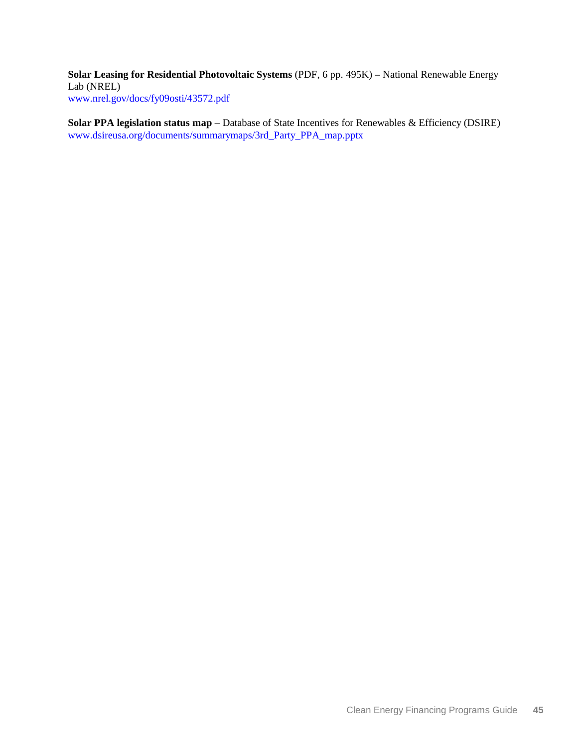**Solar Leasing for Residential Photovoltaic Systems** (PDF, 6 pp. 495K) – National Renewable Energy Lab (NREL)
www.nrel.gov/docs/fy09osti/43572.pdf

**Solar PPA legislation status map** – Database of State Incentives for Renewables & Efficiency (DSIRE)
www.dsireusa.org/documents/summarymaps/3rd_Party_PPA_map.pptx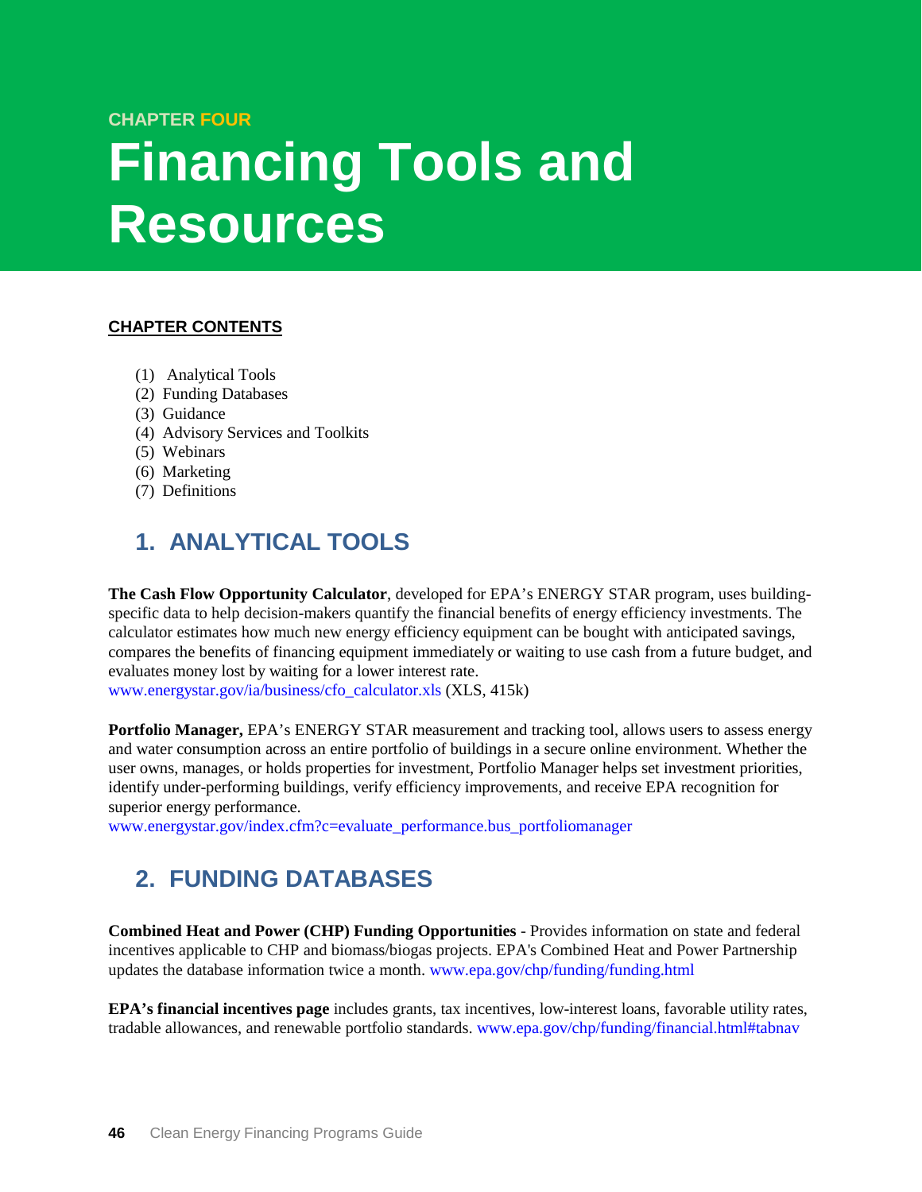CHAPTER FOUR

# Financing Tools and Resources

**CHAPTER CONTENTS**

(1) Analytical Tools
(2) Funding Databases
(3) Guidance
(4) Advisory Services and Toolkits
(5) Webinars
(6) Marketing
(7) Definitions

## 1. ANALYTICAL TOOLS

**The Cash Flow Opportunity Calculator**, developed for EPA's ENERGY STAR program, uses building-specific data to help decision-makers quantify the financial benefits of energy efficiency investments. The calculator estimates how much new energy efficiency equipment can be bought with anticipated savings, compares the benefits of financing equipment immediately or waiting to use cash from a future budget, and evaluates money lost by waiting for a lower interest rate.
www.energystar.gov/ia/business/cfo_calculator.xls (XLS, 415k)

**Portfolio Manager,** EPA's ENERGY STAR measurement and tracking tool, allows users to assess energy and water consumption across an entire portfolio of buildings in a secure online environment. Whether the user owns, manages, or holds properties for investment, Portfolio Manager helps set investment priorities, identify under-performing buildings, verify efficiency improvements, and receive EPA recognition for superior energy performance.
www.energystar.gov/index.cfm?c=evaluate_performance.bus_portfoliomanager

## 2. FUNDING DATABASES

**Combined Heat and Power (CHP) Funding Opportunities** - Provides information on state and federal incentives applicable to CHP and biomass/biogas projects. EPA's Combined Heat and Power Partnership updates the database information twice a month. www.epa.gov/chp/funding/funding.html

**EPA's financial incentives page** includes grants, tax incentives, low-interest loans, favorable utility rates, tradable allowances, and renewable portfolio standards. www.epa.gov/chp/funding/financial.html#tabnav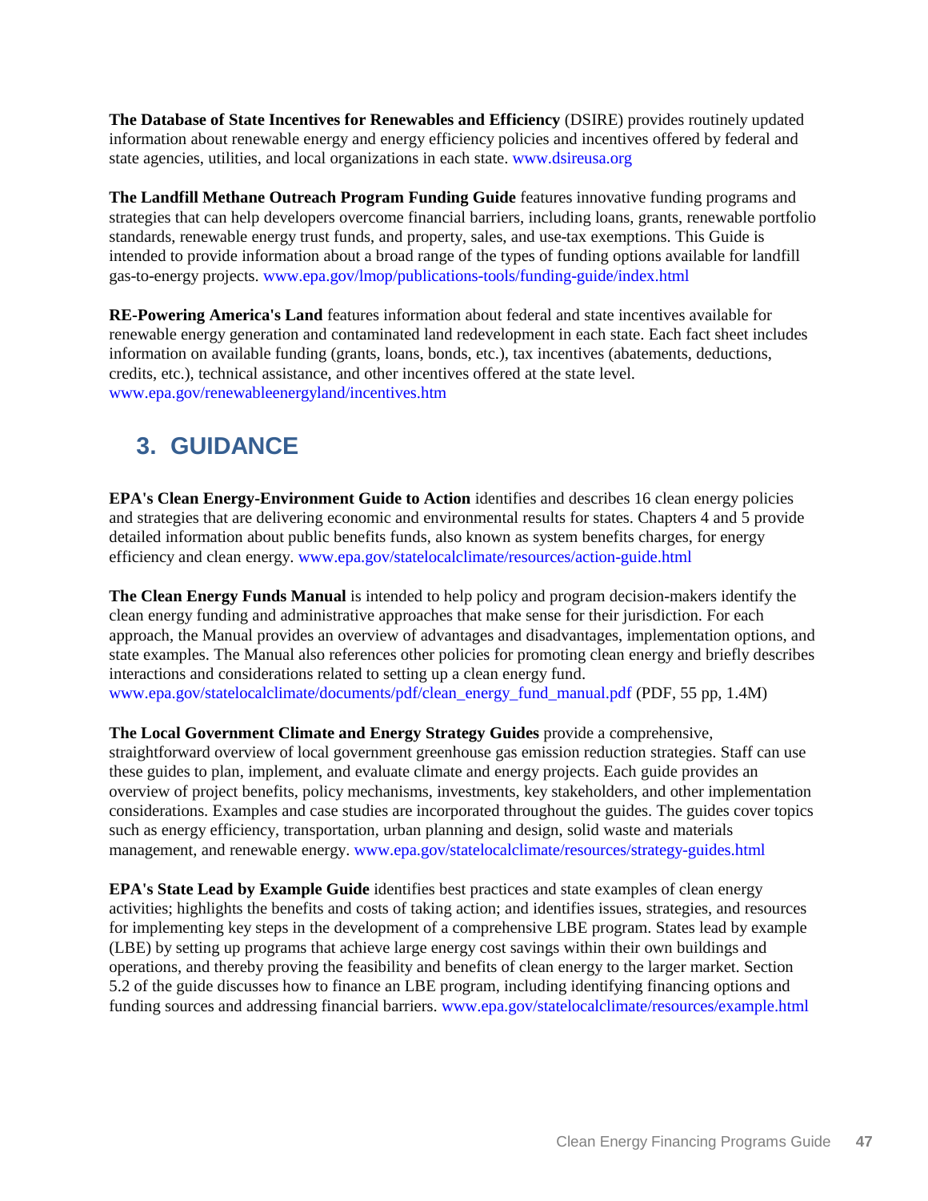**The Database of State Incentives for Renewables and Efficiency** (DSIRE) provides routinely updated information about renewable energy and energy efficiency policies and incentives offered by federal and state agencies, utilities, and local organizations in each state. www.dsireusa.org

**The Landfill Methane Outreach Program Funding Guide** features innovative funding programs and strategies that can help developers overcome financial barriers, including loans, grants, renewable portfolio standards, renewable energy trust funds, and property, sales, and use-tax exemptions. This Guide is intended to provide information about a broad range of the types of funding options available for landfill gas-to-energy projects. www.epa.gov/lmop/publications-tools/funding-guide/index.html

**RE-Powering America's Land** features information about federal and state incentives available for renewable energy generation and contaminated land redevelopment in each state. Each fact sheet includes information on available funding (grants, loans, bonds, etc.), tax incentives (abatements, deductions, credits, etc.), technical assistance, and other incentives offered at the state level. www.epa.gov/renewableenergyland/incentives.htm

## 3. GUIDANCE

**EPA's Clean Energy-Environment Guide to Action** identifies and describes 16 clean energy policies and strategies that are delivering economic and environmental results for states. Chapters 4 and 5 provide detailed information about public benefits funds, also known as system benefits charges, for energy efficiency and clean energy. www.epa.gov/statelocalclimate/resources/action-guide.html

**The Clean Energy Funds Manual** is intended to help policy and program decision-makers identify the clean energy funding and administrative approaches that make sense for their jurisdiction. For each approach, the Manual provides an overview of advantages and disadvantages, implementation options, and state examples. The Manual also references other policies for promoting clean energy and briefly describes interactions and considerations related to setting up a clean energy fund. www.epa.gov/statelocalclimate/documents/pdf/clean_energy_fund_manual.pdf (PDF, 55 pp, 1.4M)

**The Local Government Climate and Energy Strategy Guides** provide a comprehensive, straightforward overview of local government greenhouse gas emission reduction strategies. Staff can use these guides to plan, implement, and evaluate climate and energy projects. Each guide provides an overview of project benefits, policy mechanisms, investments, key stakeholders, and other implementation considerations. Examples and case studies are incorporated throughout the guides. The guides cover topics such as energy efficiency, transportation, urban planning and design, solid waste and materials management, and renewable energy. www.epa.gov/statelocalclimate/resources/strategy-guides.html

**EPA's State Lead by Example Guide** identifies best practices and state examples of clean energy activities; highlights the benefits and costs of taking action; and identifies issues, strategies, and resources for implementing key steps in the development of a comprehensive LBE program. States lead by example (LBE) by setting up programs that achieve large energy cost savings within their own buildings and operations, and thereby proving the feasibility and benefits of clean energy to the larger market. Section 5.2 of the guide discusses how to finance an LBE program, including identifying financing options and funding sources and addressing financial barriers. www.epa.gov/statelocalclimate/resources/example.html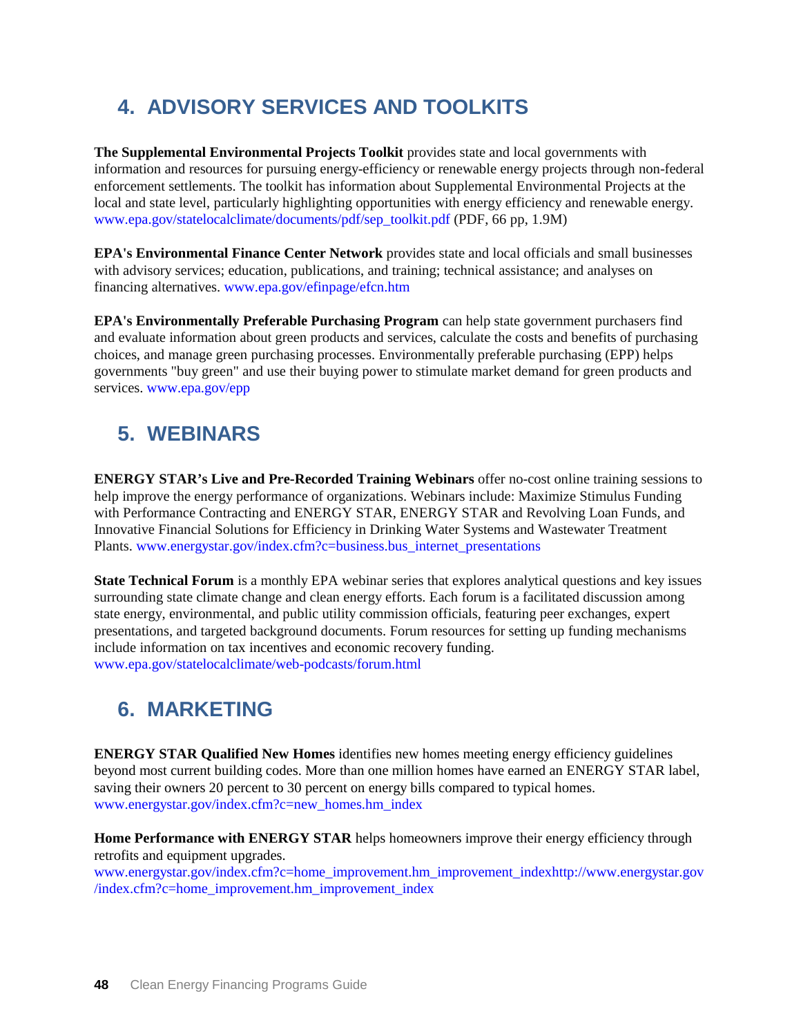## 4. ADVISORY SERVICES AND TOOLKITS

**The Supplemental Environmental Projects Toolkit** provides state and local governments with information and resources for pursuing energy-efficiency or renewable energy projects through non-federal enforcement settlements. The toolkit has information about Supplemental Environmental Projects at the local and state level, particularly highlighting opportunities with energy efficiency and renewable energy. www.epa.gov/statelocalclimate/documents/pdf/sep_toolkit.pdf (PDF, 66 pp, 1.9M)

**EPA's Environmental Finance Center Network** provides state and local officials and small businesses with advisory services; education, publications, and training; technical assistance; and analyses on financing alternatives. www.epa.gov/efinpage/efcn.htm

**EPA's Environmentally Preferable Purchasing Program** can help state government purchasers find and evaluate information about green products and services, calculate the costs and benefits of purchasing choices, and manage green purchasing processes. Environmentally preferable purchasing (EPP) helps governments "buy green" and use their buying power to stimulate market demand for green products and services. www.epa.gov/epp

## 5. WEBINARS

**ENERGY STAR's Live and Pre-Recorded Training Webinars** offer no-cost online training sessions to help improve the energy performance of organizations. Webinars include: Maximize Stimulus Funding with Performance Contracting and ENERGY STAR, ENERGY STAR and Revolving Loan Funds, and Innovative Financial Solutions for Efficiency in Drinking Water Systems and Wastewater Treatment Plants. www.energystar.gov/index.cfm?c=business.bus_internet_presentations

**State Technical Forum** is a monthly EPA webinar series that explores analytical questions and key issues surrounding state climate change and clean energy efforts. Each forum is a facilitated discussion among state energy, environmental, and public utility commission officials, featuring peer exchanges, expert presentations, and targeted background documents. Forum resources for setting up funding mechanisms include information on tax incentives and economic recovery funding. www.epa.gov/statelocalclimate/web-podcasts/forum.html

## 6. MARKETING

**ENERGY STAR Qualified New Homes** identifies new homes meeting energy efficiency guidelines beyond most current building codes. More than one million homes have earned an ENERGY STAR label, saving their owners 20 percent to 30 percent on energy bills compared to typical homes. www.energystar.gov/index.cfm?c=new_homes.hm_index

**Home Performance with ENERGY STAR** helps homeowners improve their energy efficiency through retrofits and equipment upgrades. www.energystar.gov/index.cfm?c=home_improvement.hm_improvement_indexhttp://www.energystar.gov/index.cfm?c=home_improvement.hm_improvement_index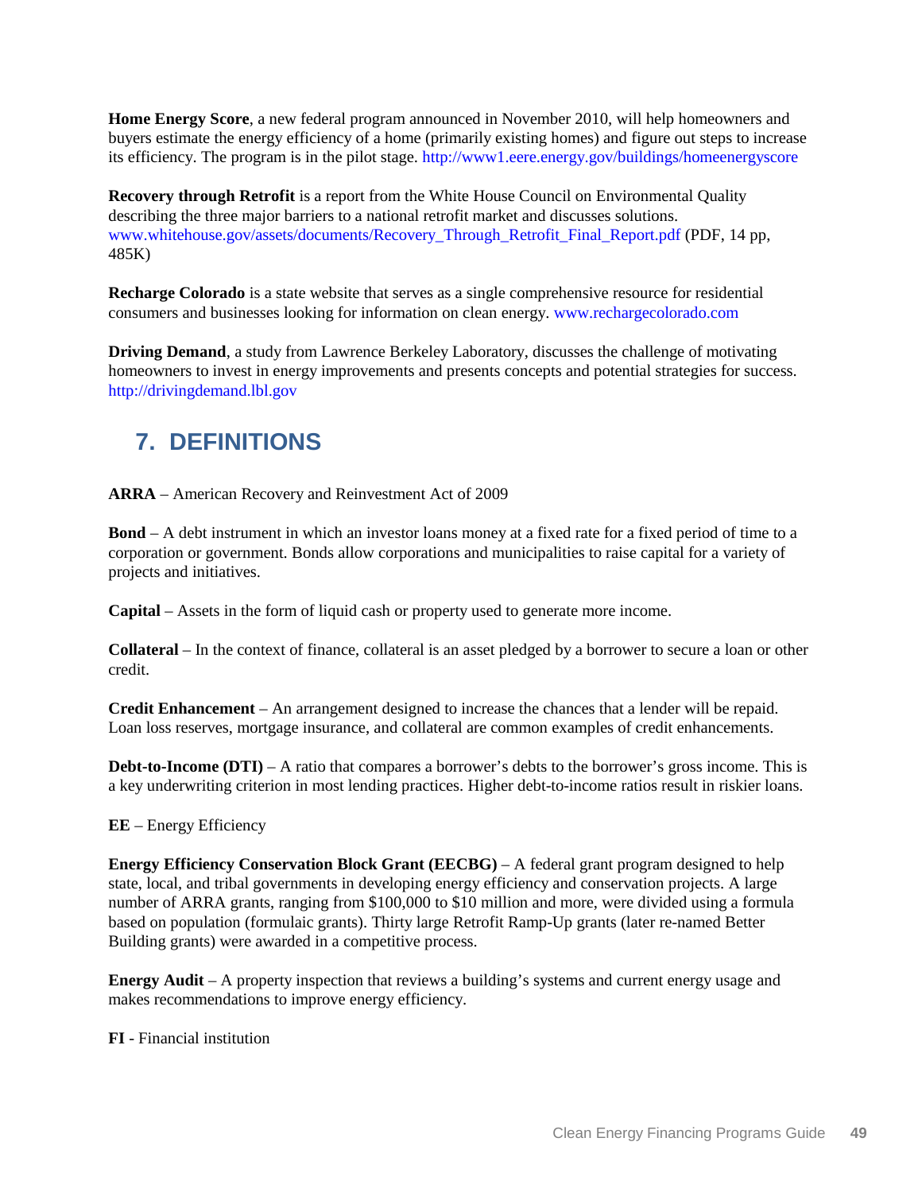**Home Energy Score**, a new federal program announced in November 2010, will help homeowners and buyers estimate the energy efficiency of a home (primarily existing homes) and figure out steps to increase its efficiency. The program is in the pilot stage. http://www1.eere.energy.gov/buildings/homeenergyscore

**Recovery through Retrofit** is a report from the White House Council on Environmental Quality describing the three major barriers to a national retrofit market and discusses solutions. www.whitehouse.gov/assets/documents/Recovery_Through_Retrofit_Final_Report.pdf (PDF, 14 pp, 485K)

**Recharge Colorado** is a state website that serves as a single comprehensive resource for residential consumers and businesses looking for information on clean energy. www.rechargecolorado.com

**Driving Demand**, a study from Lawrence Berkeley Laboratory, discusses the challenge of motivating homeowners to invest in energy improvements and presents concepts and potential strategies for success. http://drivingdemand.lbl.gov

# 7. DEFINITIONS

**ARRA** – American Recovery and Reinvestment Act of 2009

**Bond** – A debt instrument in which an investor loans money at a fixed rate for a fixed period of time to a corporation or government. Bonds allow corporations and municipalities to raise capital for a variety of projects and initiatives.

**Capital** – Assets in the form of liquid cash or property used to generate more income.

**Collateral** – In the context of finance, collateral is an asset pledged by a borrower to secure a loan or other credit.

**Credit Enhancement** – An arrangement designed to increase the chances that a lender will be repaid. Loan loss reserves, mortgage insurance, and collateral are common examples of credit enhancements.

**Debt-to-Income (DTI)** – A ratio that compares a borrower's debts to the borrower's gross income. This is a key underwriting criterion in most lending practices. Higher debt-to-income ratios result in riskier loans.

**EE** – Energy Efficiency

**Energy Efficiency Conservation Block Grant (EECBG)** – A federal grant program designed to help state, local, and tribal governments in developing energy efficiency and conservation projects. A large number of ARRA grants, ranging from $100,000 to $10 million and more, were divided using a formula based on population (formulaic grants). Thirty large Retrofit Ramp-Up grants (later re-named Better Building grants) were awarded in a competitive process.

**Energy Audit** – A property inspection that reviews a building's systems and current energy usage and makes recommendations to improve energy efficiency.

**FI** - Financial institution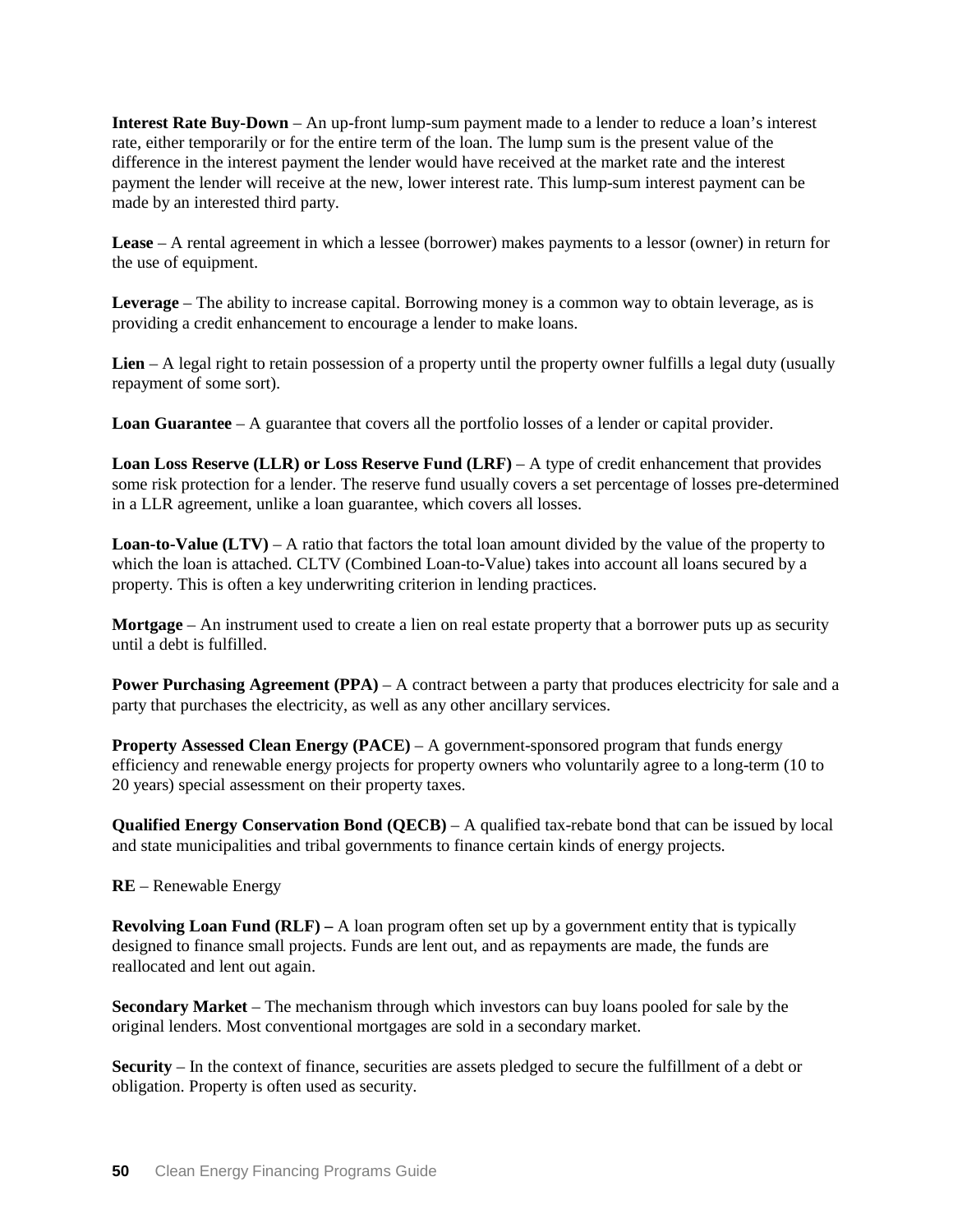**Interest Rate Buy-Down** – An up-front lump-sum payment made to a lender to reduce a loan's interest rate, either temporarily or for the entire term of the loan. The lump sum is the present value of the difference in the interest payment the lender would have received at the market rate and the interest payment the lender will receive at the new, lower interest rate. This lump-sum interest payment can be made by an interested third party.

**Lease** – A rental agreement in which a lessee (borrower) makes payments to a lessor (owner) in return for the use of equipment.

**Leverage** – The ability to increase capital. Borrowing money is a common way to obtain leverage, as is providing a credit enhancement to encourage a lender to make loans.

**Lien** – A legal right to retain possession of a property until the property owner fulfills a legal duty (usually repayment of some sort).

**Loan Guarantee** – A guarantee that covers all the portfolio losses of a lender or capital provider.

**Loan Loss Reserve (LLR) or Loss Reserve Fund (LRF)** – A type of credit enhancement that provides some risk protection for a lender. The reserve fund usually covers a set percentage of losses pre-determined in a LLR agreement, unlike a loan guarantee, which covers all losses.

**Loan-to-Value (LTV)** – A ratio that factors the total loan amount divided by the value of the property to which the loan is attached. CLTV (Combined Loan-to-Value) takes into account all loans secured by a property. This is often a key underwriting criterion in lending practices.

**Mortgage** – An instrument used to create a lien on real estate property that a borrower puts up as security until a debt is fulfilled.

**Power Purchasing Agreement (PPA)** – A contract between a party that produces electricity for sale and a party that purchases the electricity, as well as any other ancillary services.

**Property Assessed Clean Energy (PACE)** – A government-sponsored program that funds energy efficiency and renewable energy projects for property owners who voluntarily agree to a long-term (10 to 20 years) special assessment on their property taxes.

**Qualified Energy Conservation Bond (QECB)** – A qualified tax-rebate bond that can be issued by local and state municipalities and tribal governments to finance certain kinds of energy projects.

**RE** – Renewable Energy

**Revolving Loan Fund (RLF) –** A loan program often set up by a government entity that is typically designed to finance small projects. Funds are lent out, and as repayments are made, the funds are reallocated and lent out again.

**Secondary Market** – The mechanism through which investors can buy loans pooled for sale by the original lenders. Most conventional mortgages are sold in a secondary market.

**Security** – In the context of finance, securities are assets pledged to secure the fulfillment of a debt or obligation. Property is often used as security.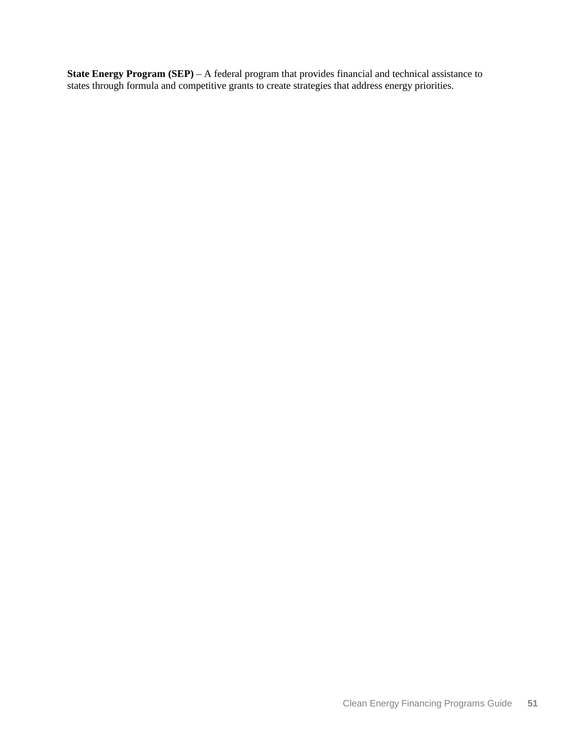**State Energy Program (SEP)** – A federal program that provides financial and technical assistance to states through formula and competitive grants to create strategies that address energy priorities.